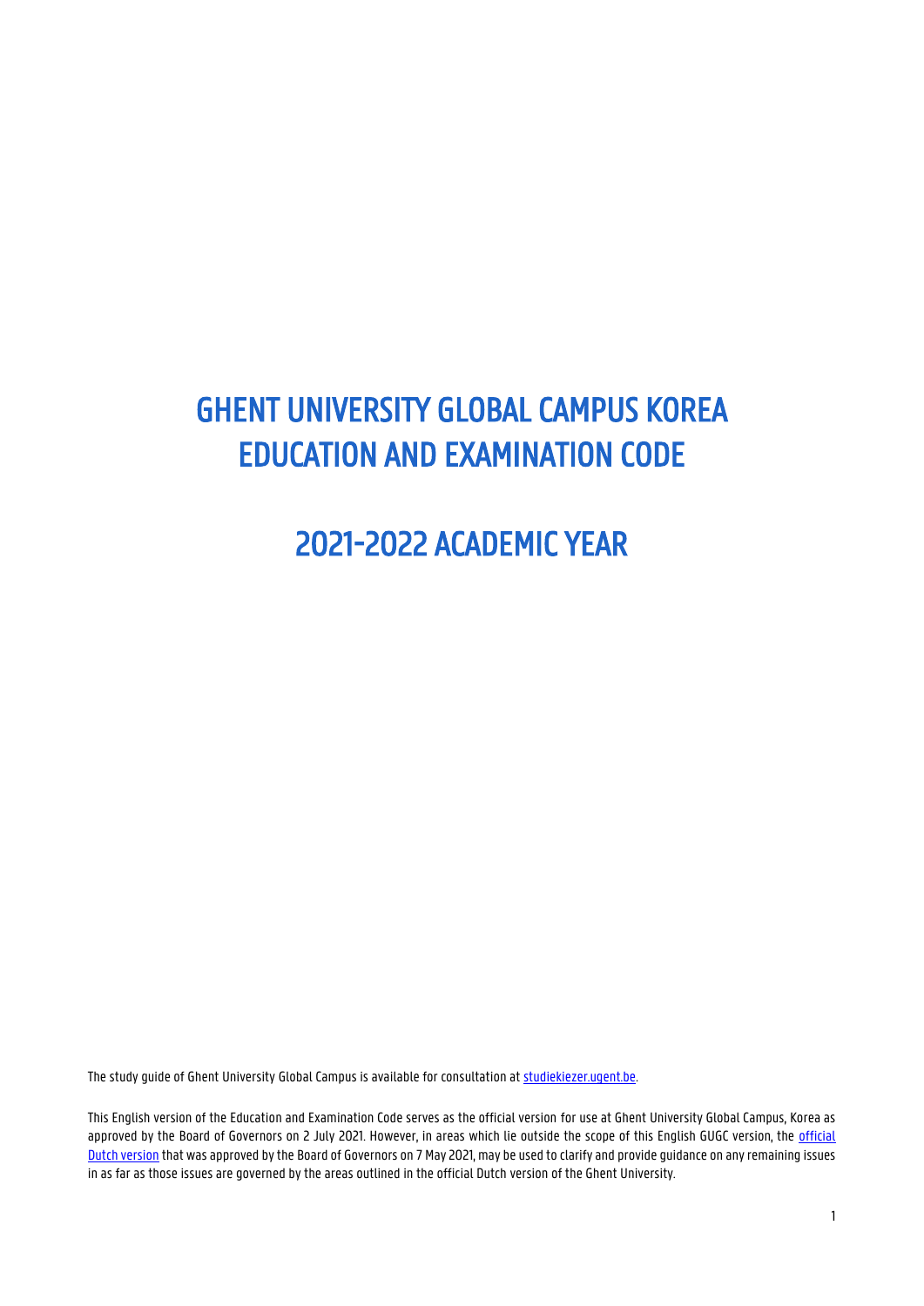# GHENT UNIVERSITY GLOBAL CAMPUS KOREA EDUCATION AND EXAMINATION CODE

# 2021-2022 ACADEMIC YEAR

The study guide of Ghent University Global Campus is available for consultation at [studiekiezer.ugent.be](studiekiezer.ugent.be).

This English version of the Education and Examination Code serves as the official version for use at Ghent University Global Campus, Korea as approved by the Board of Governors on 2 July 2021. However, in areas which lie outside the scope of this English GUGC version, the [official Dutch version](official Dutch version) that was approved by the Board of Governors on 7 May 2021, may be used to clarify and provide guidance on any remaining issues in as far as those issues are governed by the areas outlined in the official Dutch version of the Ghent University.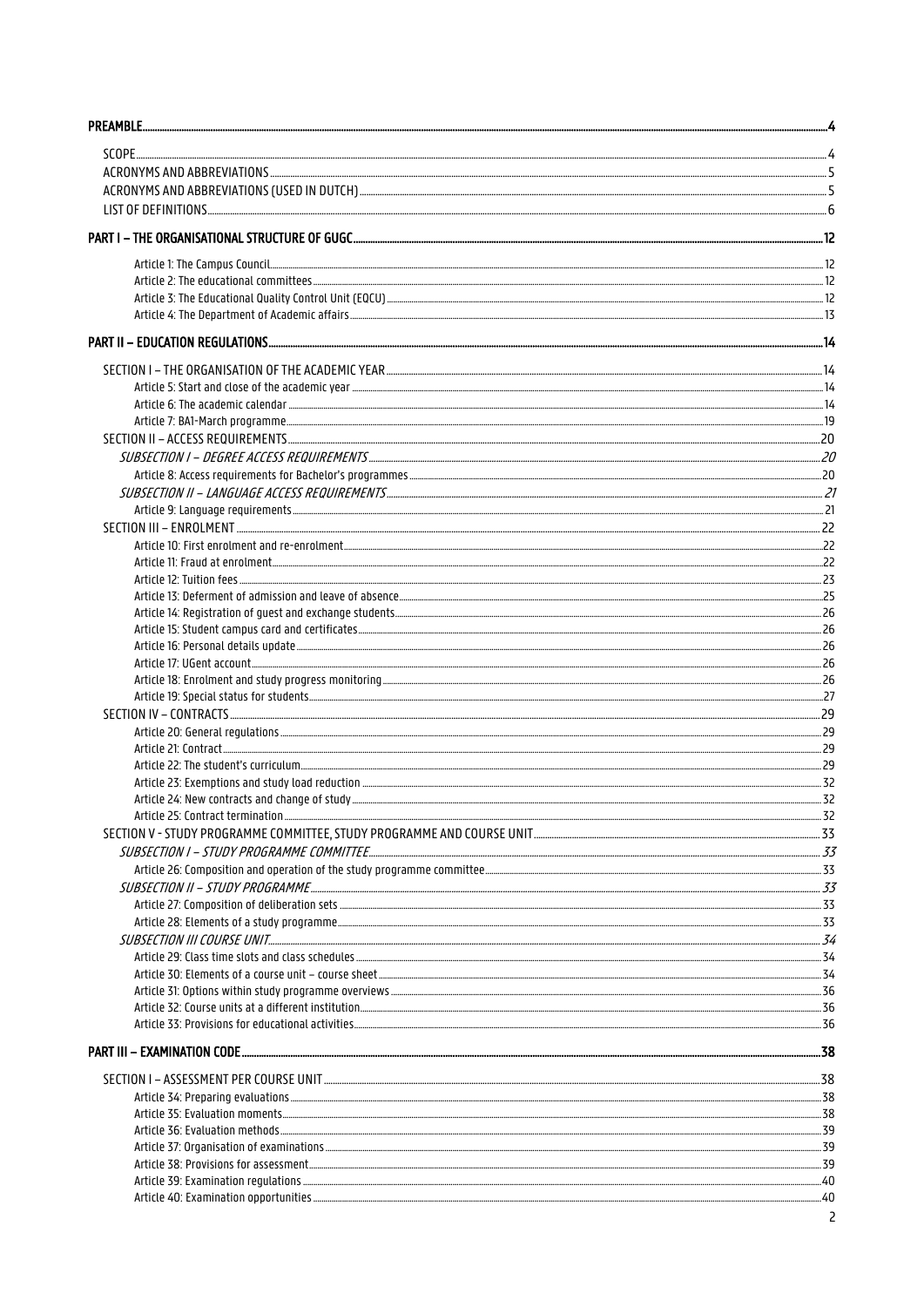PREAMBLE ..... 4

- SCOPE ..... 4
- ACRONYMS AND ABBREVIATIONS ..... 5
- ACRONYMS AND ABBREVIATIONS (USED IN DUTCH) ..... 5
- LIST OF DEFINITIONS ..... 6

PART I – THE ORGANISATIONAL STRUCTURE OF GUGC ..... 12

- Article 1: The Campus Council ..... 12
- Article 2: The educational committees ..... 12
- Article 3: The Educational Quality Control Unit (EQCU) ..... 12
- Article 4: The Department of Academic affairs ..... 13

PART II – EDUCATION REGULATIONS ..... 14

- SECTION I – THE ORGANISATION OF THE ACADEMIC YEAR ..... 14
  - Article 5: Start and close of the academic year ..... 14
  - Article 6: The academic calendar ..... 14
  - Article 7: BA1-March programme ..... 19
- SECTION II – ACCESS REQUIREMENTS ..... 20
  - *SUBSECTION I – DEGREE ACCESS REQUIREMENTS* ..... *20*
    - Article 8: Access requirements for Bachelor's programmes ..... 20
  - *SUBSECTION II – LANGUAGE ACCESS REQUIREMENTS* ..... *21*
    - Article 9: Language requirements ..... 21
- SECTION III – ENROLMENT ..... 22
  - Article 10: First enrolment and re-enrolment ..... 22
  - Article 11: Fraud at enrolment ..... 22
  - Article 12: Tuition fees ..... 23
  - Article 13: Deferment of admission and leave of absence ..... 25
  - Article 14: Registration of guest and exchange students ..... 26
  - Article 15: Student campus card and certificates ..... 26
  - Article 16: Personal details update ..... 26
  - Article 17: UGent account ..... 26
  - Article 18: Enrolment and study progress monitoring ..... 26
  - Article 19: Special status for students ..... 27
- SECTION IV – CONTRACTS ..... 29
  - Article 20: General regulations ..... 29
  - Article 21: Contract ..... 29
  - Article 22: The student's curriculum ..... 29
  - Article 23: Exemptions and study load reduction ..... 32
  - Article 24: New contracts and change of study ..... 32
  - Article 25: Contract termination ..... 32
- SECTION V - STUDY PROGRAMME COMMITTEE, STUDY PROGRAMME AND COURSE UNIT ..... 33
  - *SUBSECTION I – STUDY PROGRAMME COMMITTEE* ..... *33*
    - Article 26: Composition and operation of the study programme committee ..... 33
  - *SUBSECTION II – STUDY PROGRAMME* ..... *33*
    - Article 27: Composition of deliberation sets ..... 33
    - Article 28: Elements of a study programme ..... 33
  - *SUBSECTION III COURSE UNIT* ..... *34*
    - Article 29: Class time slots and class schedules ..... 34
    - Article 30: Elements of a course unit – course sheet ..... 34
    - Article 31: Options within study programme overviews ..... 36
    - Article 32: Course units at a different institution ..... 36
    - Article 33: Provisions for educational activities ..... 36

PART III – EXAMINATION CODE ..... 38

- SECTION I – ASSESSMENT PER COURSE UNIT ..... 38
  - Article 34: Preparing evaluations ..... 38
  - Article 35: Evaluation moments ..... 38
  - Article 36: Evaluation methods ..... 39
  - Article 37: Organisation of examinations ..... 39
  - Article 38: Provisions for assessment ..... 39
  - Article 39: Examination regulations ..... 40
  - Article 40: Examination opportunities ..... 40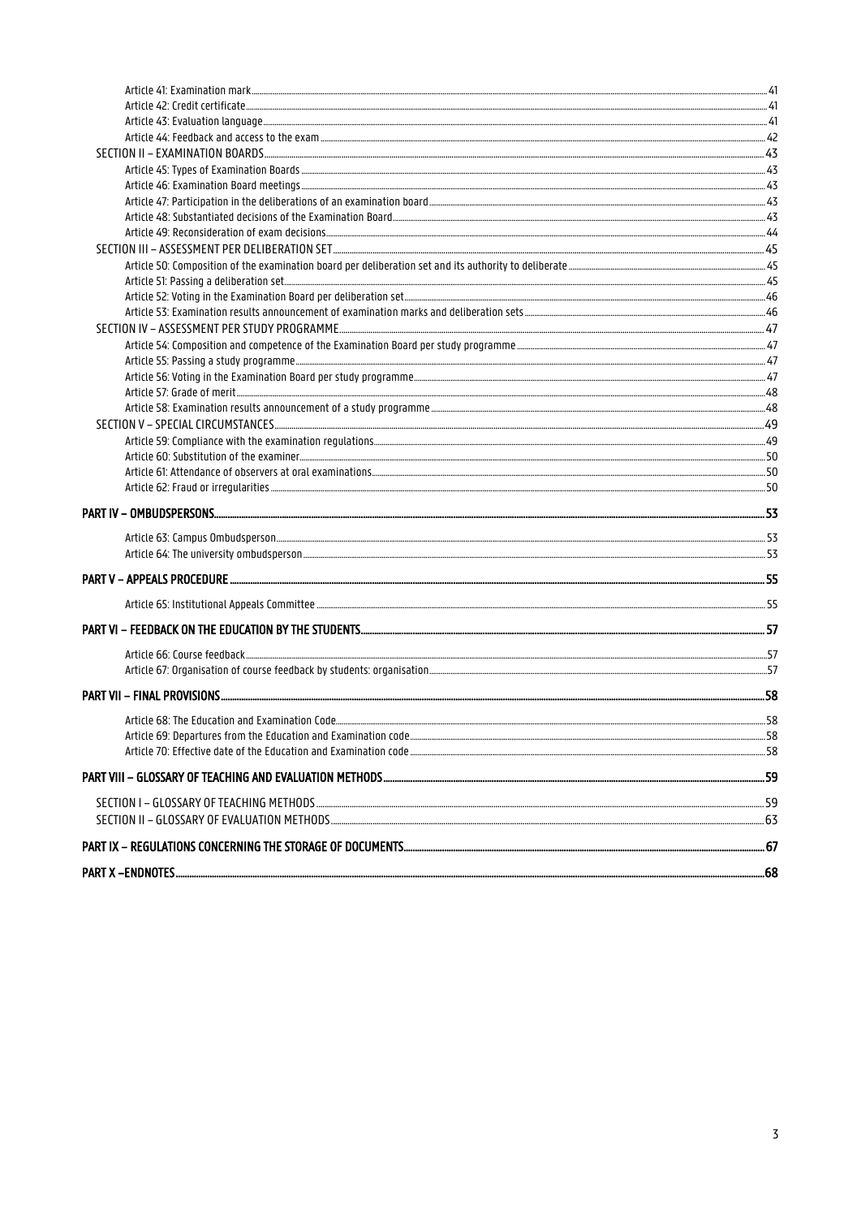Article 41: Examination mark ..... 41
Article 42: Credit certificate ..... 41
Article 43: Evaluation language ..... 41
Article 44: Feedback and access to the exam ..... 42

SECTION II – EXAMINATION BOARDS ..... 43

Article 45: Types of Examination Boards ..... 43
Article 46: Examination Board meetings ..... 43
Article 47: Participation in the deliberations of an examination board ..... 43
Article 48: Substantiated decisions of the Examination Board ..... 43
Article 49: Reconsideration of exam decisions ..... 44

SECTION III – ASSESSMENT PER DELIBERATION SET ..... 45

Article 50: Composition of the examination board per deliberation set and its authority to deliberate ..... 45
Article 51: Passing a deliberation set ..... 45
Article 52: Voting in the Examination Board per deliberation set ..... 46
Article 53: Examination results announcement of examination marks and deliberation sets ..... 46

SECTION IV – ASSESSMENT PER STUDY PROGRAMME ..... 47

Article 54: Composition and competence of the Examination Board per study programme ..... 47
Article 55: Passing a study programme ..... 47
Article 56: Voting in the Examination Board per study programme ..... 47
Article 57: Grade of merit ..... 48
Article 58: Examination results announcement of a study programme ..... 48

SECTION V – SPECIAL CIRCUMSTANCES ..... 49

Article 59: Compliance with the examination regulations ..... 49
Article 60: Substitution of the examiner ..... 50
Article 61: Attendance of observers at oral examinations ..... 50
Article 62: Fraud or irregularities ..... 50

**PART IV – OMBUDSPERSONS ..... 53**

Article 63: Campus Ombudsperson ..... 53
Article 64: The university ombudsperson ..... 53

**PART V – APPEALS PROCEDURE ..... 55**

Article 65: Institutional Appeals Committee ..... 55

**PART VI – FEEDBACK ON THE EDUCATION BY THE STUDENTS ..... 57**

Article 66: Course feedback ..... 57
Article 67: Organisation of course feedback by students: organisation ..... 57

**PART VII – FINAL PROVISIONS ..... 58**

Article 68: The Education and Examination Code ..... 58
Article 69: Departures from the Education and Examination code ..... 58
Article 70: Effective date of the Education and Examination code ..... 58

**PART VIII – GLOSSARY OF TEACHING AND EVALUATION METHODS ..... 59**

SECTION I – GLOSSARY OF TEACHING METHODS ..... 59
SECTION II – GLOSSARY OF EVALUATION METHODS ..... 63

**PART IX – REGULATIONS CONCERNING THE STORAGE OF DOCUMENTS ..... 67**

**PART X –ENDNOTES ..... 68**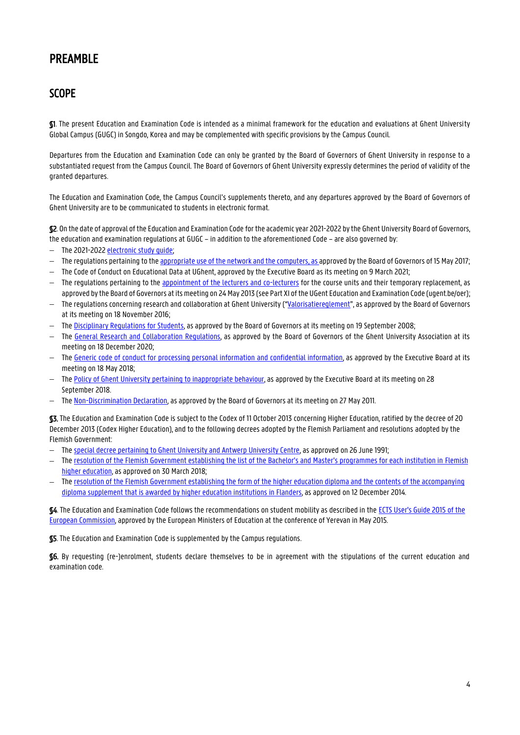# PREAMBLE

## SCOPE

**§1**. The present Education and Examination Code is intended as a minimal framework for the education and evaluations at Ghent University Global Campus (GUGC) in Songdo, Korea and may be complemented with specific provisions by the Campus Council.

Departures from the Education and Examination Code can only be granted by the Board of Governors of Ghent University in response to a substantiated request from the Campus Council. The Board of Governors of Ghent University expressly determines the period of validity of the granted departures.

The Education and Examination Code, the Campus Council's supplements thereto, and any departures approved by the Board of Governors of Ghent University are to be communicated to students in electronic format.

**§2**. On the date of approval of the Education and Examination Code for the academic year 2021-2022 by the Ghent University Board of Governors, the education and examination regulations at GUGC – in addition to the aforementioned Code – are also governed by:

- The 2021-2022 electronic study guide;
- The regulations pertaining to the appropriate use of the network and the computers, as approved by the Board of Governors of 15 May 2017;
- The Code of Conduct on Educational Data at UGhent, approved by the Executive Board as its meeting on 9 March 2021;
- The regulations pertaining to the appointment of the lecturers and co-lecturers for the course units and their temporary replacement, as approved by the Board of Governors at its meeting on 24 May 2013 (see Part XI of the UGent Education and Examination Code (ugent.be/oer);
- The regulations concerning research and collaboration at Ghent University ("Valorisatiereglement", as approved by the Board of Governors at its meeting on 18 November 2016;
- The Disciplinary Regulations for Students, as approved by the Board of Governors at its meeting on 19 September 2008;
- The General Research and Collaboration Regulations, as approved by the Board of Governors of the Ghent University Association at its meeting on 18 December 2020;
- The Generic code of conduct for processing personal information and confidential information, as approved by the Executive Board at its meeting on 18 May 2018;
- The Policy of Ghent University pertaining to inappropriate behaviour, as approved by the Executive Board at its meeting on 28 September 2018.
- The Non-Discrimination Declaration, as approved by the Board of Governors at its meeting on 27 May 2011.

**§3.** The Education and Examination Code is subject to the Codex of 11 October 2013 concerning Higher Education, ratified by the decree of 20 December 2013 (Codex Higher Education), and to the following decrees adopted by the Flemish Parliament and resolutions adopted by the Flemish Government:

- The special decree pertaining to Ghent University and Antwerp University Centre, as approved on 26 June 1991;
- The resolution of the Flemish Government establishing the list of the Bachelor's and Master's programmes for each institution in Flemish higher education, as approved on 30 March 2018;
- The resolution of the Flemish Government establishing the form of the higher education diploma and the contents of the accompanying diploma supplement that is awarded by higher education institutions in Flanders, as approved on 12 December 2014.

**§4**. The Education and Examination Code follows the recommendations on student mobility as described in the ECTS User's Guide 2015 of the European Commission, approved by the European Ministers of Education at the conference of Yerevan in May 2015.

**§5**. The Education and Examination Code is supplemented by the Campus regulations.

**§6.** By requesting (re-)enrolment, students declare themselves to be in agreement with the stipulations of the current education and examination code.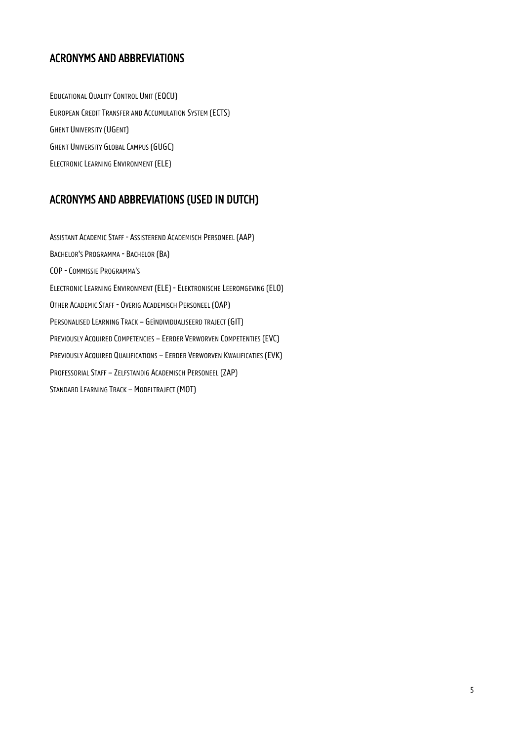## ACRONYMS AND ABBREVIATIONS

Educational Quality Control Unit (EQCU)

European Credit Transfer and Accumulation System (ECTS)

Ghent University (UGent)

Ghent University Global Campus (GUGC)

Electronic Learning Environment (ELE)

## ACRONYMS AND ABBREVIATIONS (USED IN DUTCH)

Assistant Academic Staff - Assisterend Academisch Personeel (AAP)

Bachelor's Programma - Bachelor (Ba)

COP - Commissie Programma's

Electronic Learning Environment (ELE) - Elektronische Leeromgeving (ELO)

Other Academic Staff - Overig Academisch Personeel (OAP)

Personalised Learning Track – Geïndividualiseerd traject (GIT)

Previously Acquired Competencies – Eerder Verworven Competenties (EVC)

Previously Acquired Qualifications – Eerder Verworven Kwalificaties (EVK)

Professorial Staff – Zelfstandig Academisch Personeel (ZAP)

Standard Learning Track – Modeltraject (MOT)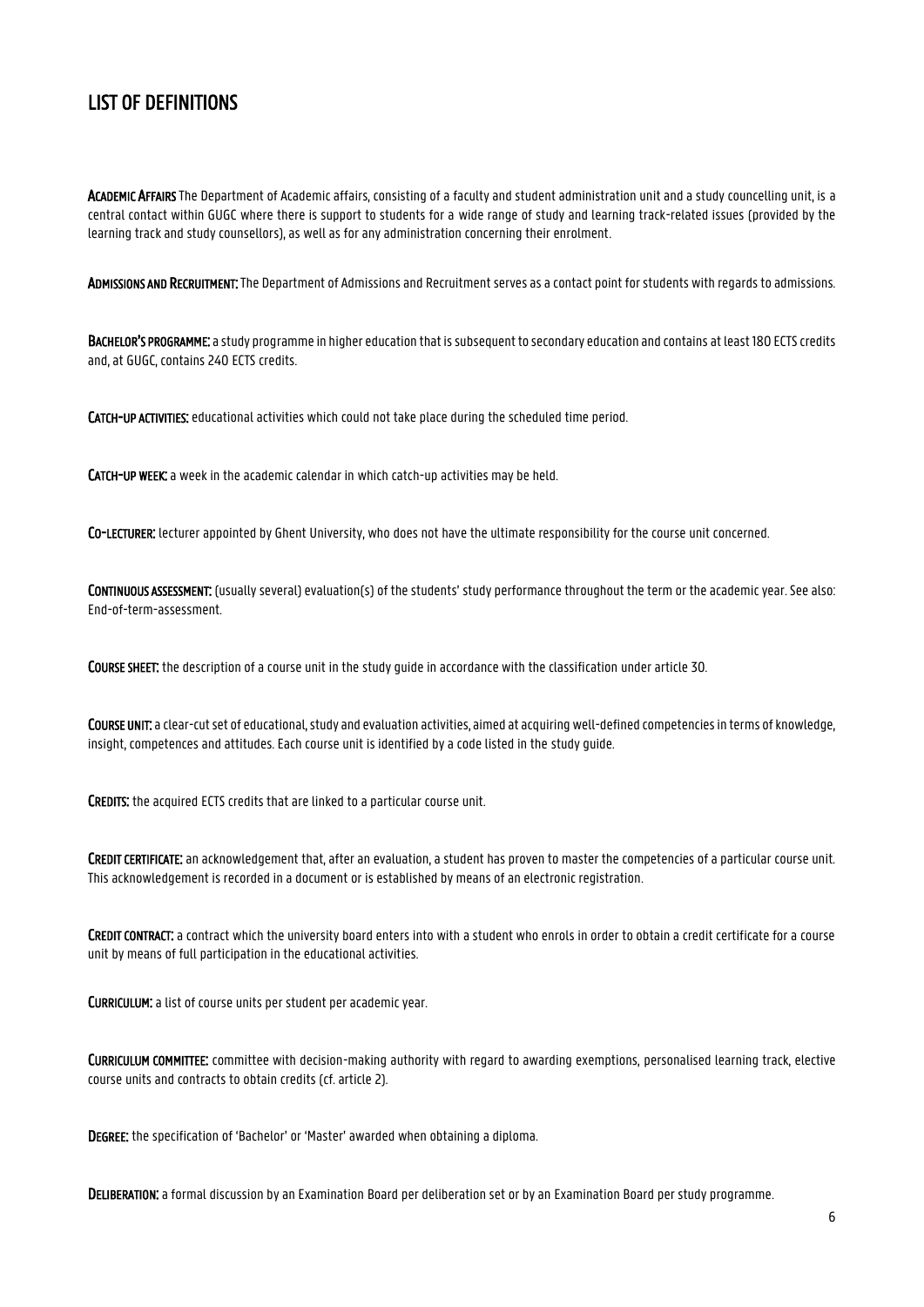## LIST OF DEFINITIONS

**ACADEMIC AFFAIRS** The Department of Academic affairs, consisting of a faculty and student administration unit and a study councelling unit, is a central contact within GUGC where there is support to students for a wide range of study and learning track-related issues (provided by the learning track and study counsellors), as well as for any administration concerning their enrolment.

**ADMISSIONS AND RECRUITMENT:** The Department of Admissions and Recruitment serves as a contact point for students with regards to admissions.

**BACHELOR'S PROGRAMME:** a study programme in higher education that is subsequent to secondary education and contains at least 180 ECTS credits and, at GUGC, contains 240 ECTS credits.

**CATCH-UP ACTIVITIES:** educational activities which could not take place during the scheduled time period.

**CATCH-UP WEEK:** a week in the academic calendar in which catch-up activities may be held.

**CO-LECTURER:** lecturer appointed by Ghent University, who does not have the ultimate responsibility for the course unit concerned.

**CONTINUOUS ASSESSMENT:** (usually several) evaluation(s) of the students' study performance throughout the term or the academic year. See also: End-of-term-assessment.

**COURSE SHEET:** the description of a course unit in the study guide in accordance with the classification under article 30.

**COURSE UNIT:** a clear-cut set of educational, study and evaluation activities, aimed at acquiring well-defined competencies in terms of knowledge, insight, competences and attitudes. Each course unit is identified by a code listed in the study guide.

**CREDITS:** the acquired ECTS credits that are linked to a particular course unit.

**CREDIT CERTIFICATE:** an acknowledgement that, after an evaluation, a student has proven to master the competencies of a particular course unit. This acknowledgement is recorded in a document or is established by means of an electronic registration.

**CREDIT CONTRACT:** a contract which the university board enters into with a student who enrols in order to obtain a credit certificate for a course unit by means of full participation in the educational activities.

**CURRICULUM:** a list of course units per student per academic year.

**CURRICULUM COMMITTEE:** committee with decision-making authority with regard to awarding exemptions, personalised learning track, elective course units and contracts to obtain credits (cf. article 2).

**DEGREE:** the specification of 'Bachelor' or 'Master' awarded when obtaining a diploma.

**DELIBERATION:** a formal discussion by an Examination Board per deliberation set or by an Examination Board per study programme.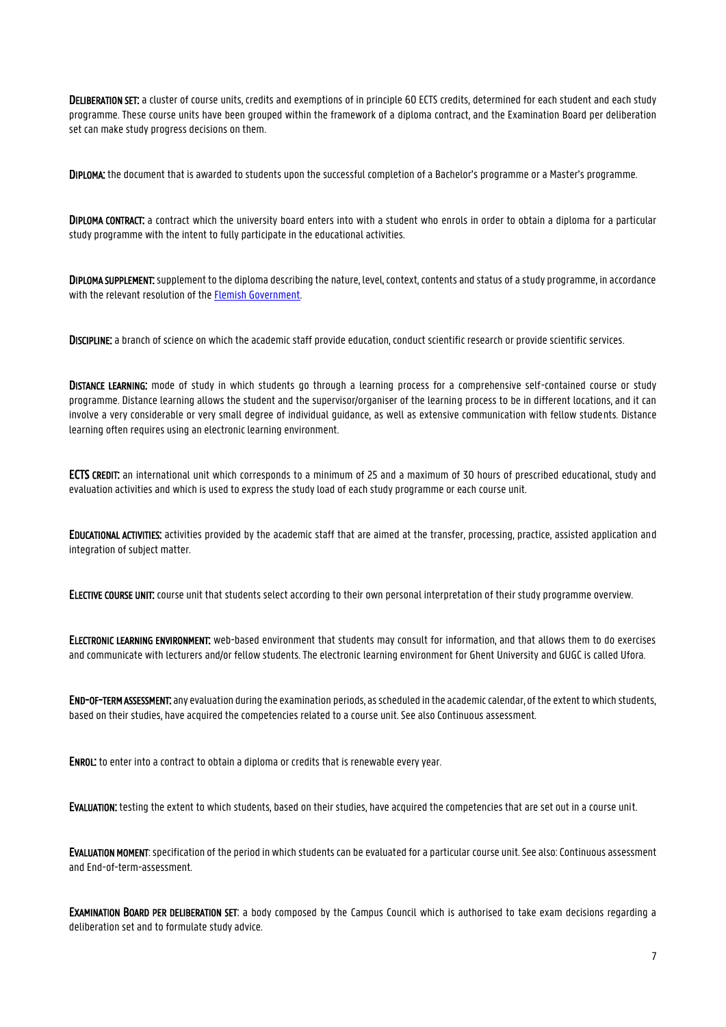**Deliberation set:** a cluster of course units, credits and exemptions of in principle 60 ECTS credits, determined for each student and each study programme. These course units have been grouped within the framework of a diploma contract, and the Examination Board per deliberation set can make study progress decisions on them.

**Diploma:** the document that is awarded to students upon the successful completion of a Bachelor's programme or a Master's programme.

**Diploma contract:** a contract which the university board enters into with a student who enrols in order to obtain a diploma for a particular study programme with the intent to fully participate in the educational activities.

**Diploma supplement:** supplement to the diploma describing the nature, level, context, contents and status of a study programme, in accordance with the relevant resolution of the Flemish Government.

**Discipline:** a branch of science on which the academic staff provide education, conduct scientific research or provide scientific services.

**Distance learning:** mode of study in which students go through a learning process for a comprehensive self-contained course or study programme. Distance learning allows the student and the supervisor/organiser of the learning process to be in different locations, and it can involve a very considerable or very small degree of individual guidance, as well as extensive communication with fellow students. Distance learning often requires using an electronic learning environment.

**ECTS credit:** an international unit which corresponds to a minimum of 25 and a maximum of 30 hours of prescribed educational, study and evaluation activities and which is used to express the study load of each study programme or each course unit.

**Educational activities:** activities provided by the academic staff that are aimed at the transfer, processing, practice, assisted application and integration of subject matter.

**Elective course unit:** course unit that students select according to their own personal interpretation of their study programme overview.

**Electronic learning environment:** web-based environment that students may consult for information, and that allows them to do exercises and communicate with lecturers and/or fellow students. The electronic learning environment for Ghent University and GUGC is called Ufora.

**End-of-term assessment:** any evaluation during the examination periods, as scheduled in the academic calendar, of the extent to which students, based on their studies, have acquired the competencies related to a course unit. See also Continuous assessment.

**Enrol:** to enter into a contract to obtain a diploma or credits that is renewable every year.

**Evaluation:** testing the extent to which students, based on their studies, have acquired the competencies that are set out in a course unit.

**Evaluation moment**: specification of the period in which students can be evaluated for a particular course unit. See also: Continuous assessment and End-of-term-assessment.

**Examination Board per deliberation set**: a body composed by the Campus Council which is authorised to take exam decisions regarding a deliberation set and to formulate study advice.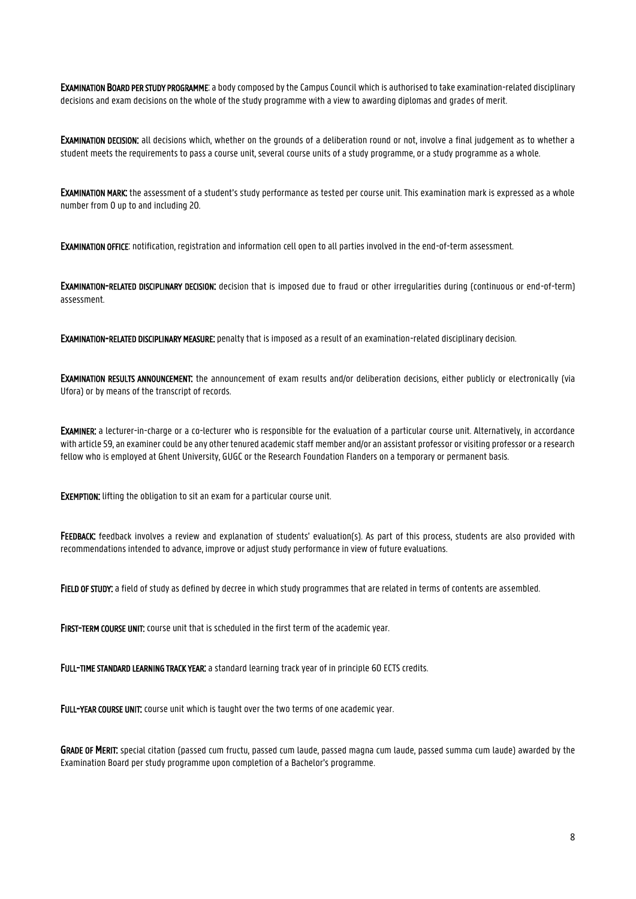**Examination Board per study programme**: a body composed by the Campus Council which is authorised to take examination-related disciplinary decisions and exam decisions on the whole of the study programme with a view to awarding diplomas and grades of merit.

**Examination decision:** all decisions which, whether on the grounds of a deliberation round or not, involve a final judgement as to whether a student meets the requirements to pass a course unit, several course units of a study programme, or a study programme as a whole.

**Examination mark:** the assessment of a student's study performance as tested per course unit. This examination mark is expressed as a whole number from 0 up to and including 20.

**Examination office**: notification, registration and information cell open to all parties involved in the end-of-term assessment.

**Examination-related disciplinary decision:** decision that is imposed due to fraud or other irregularities during (continuous or end-of-term) assessment.

**Examination-related disciplinary measure:** penalty that is imposed as a result of an examination-related disciplinary decision.

**Examination results announcement:** the announcement of exam results and/or deliberation decisions, either publicly or electronically (via Ufora) or by means of the transcript of records.

**Examiner:** a lecturer-in-charge or a co-lecturer who is responsible for the evaluation of a particular course unit. Alternatively, in accordance with article 59, an examiner could be any other tenured academic staff member and/or an assistant professor or visiting professor or a research fellow who is employed at Ghent University, GUGC or the Research Foundation Flanders on a temporary or permanent basis.

**Exemption:** lifting the obligation to sit an exam for a particular course unit.

**Feedback:** feedback involves a review and explanation of students' evaluation(s). As part of this process, students are also provided with recommendations intended to advance, improve or adjust study performance in view of future evaluations.

**Field of study:** a field of study as defined by decree in which study programmes that are related in terms of contents are assembled.

**First-term course unit:** course unit that is scheduled in the first term of the academic year.

**Full-time standard learning track year:** a standard learning track year of in principle 60 ECTS credits.

**Full-year course unit:** course unit which is taught over the two terms of one academic year.

**Grade of Merit:** special citation (passed cum fructu, passed cum laude, passed magna cum laude, passed summa cum laude) awarded by the Examination Board per study programme upon completion of a Bachelor's programme.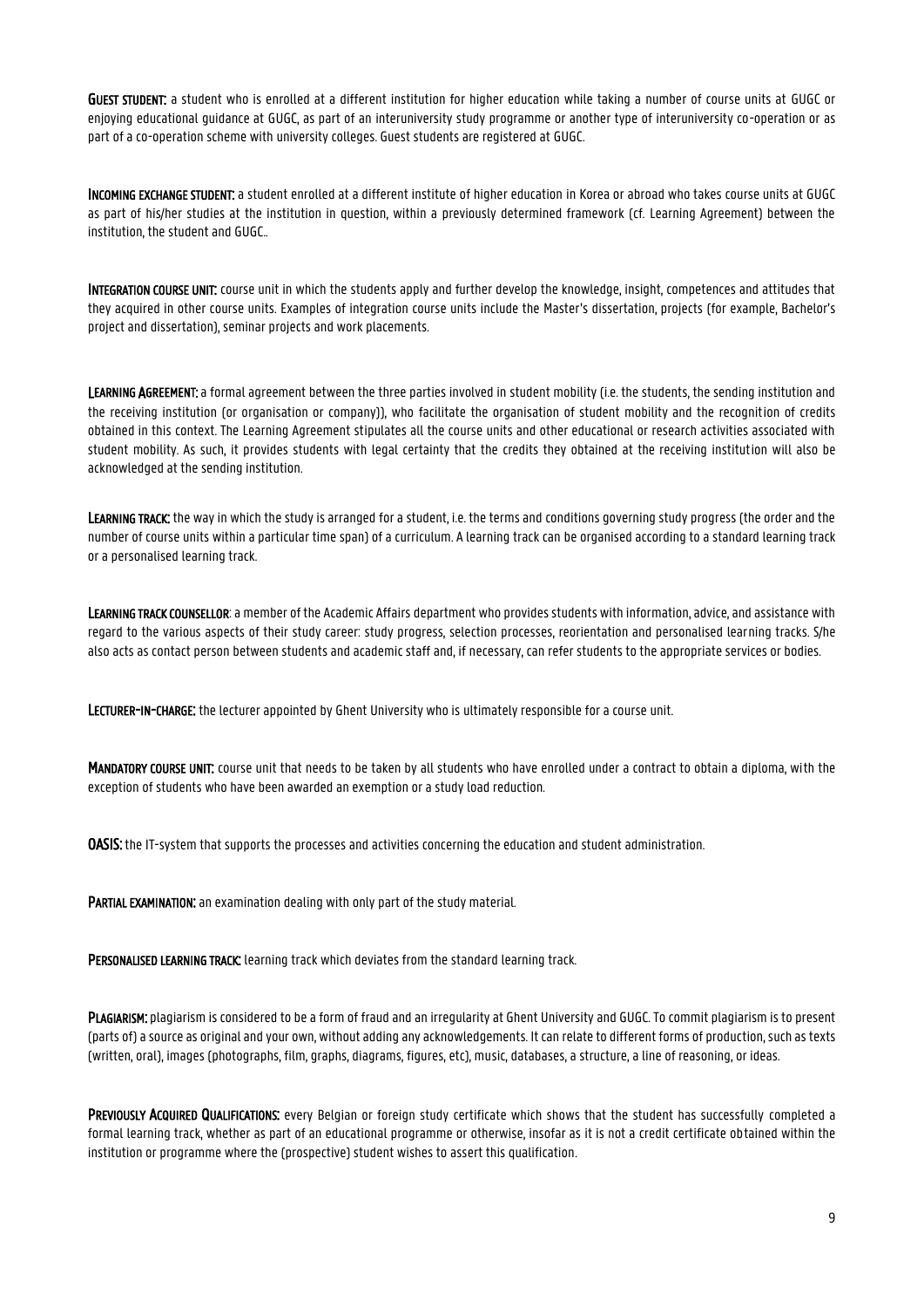**GUEST STUDENT:** a student who is enrolled at a different institution for higher education while taking a number of course units at GUGC or enjoying educational guidance at GUGC, as part of an interuniversity study programme or another type of interuniversity co-operation or as part of a co-operation scheme with university colleges. Guest students are registered at GUGC.

**INCOMING EXCHANGE STUDENT:** a student enrolled at a different institute of higher education in Korea or abroad who takes course units at GUGC as part of his/her studies at the institution in question, within a previously determined framework (cf. Learning Agreement) between the institution, the student and GUGC..

**INTEGRATION COURSE UNIT:** course unit in which the students apply and further develop the knowledge, insight, competences and attitudes that they acquired in other course units. Examples of integration course units include the Master's dissertation, projects (for example, Bachelor's project and dissertation), seminar projects and work placements.

**LEARNING AGREEMENT:** a formal agreement between the three parties involved in student mobility (i.e. the students, the sending institution and the receiving institution (or organisation or company)), who facilitate the organisation of student mobility and the recognition of credits obtained in this context. The Learning Agreement stipulates all the course units and other educational or research activities associated with student mobility. As such, it provides students with legal certainty that the credits they obtained at the receiving institution will also be acknowledged at the sending institution.

**LEARNING TRACK:** the way in which the study is arranged for a student, i.e. the terms and conditions governing study progress (the order and the number of course units within a particular time span) of a curriculum. A learning track can be organised according to a standard learning track or a personalised learning track.

**LEARNING TRACK COUNSELLOR**: a member of the Academic Affairs department who provides students with information, advice, and assistance with regard to the various aspects of their study career: study progress, selection processes, reorientation and personalised learning tracks. S/he also acts as contact person between students and academic staff and, if necessary, can refer students to the appropriate services or bodies.

**LECTURER-IN-CHARGE:** the lecturer appointed by Ghent University who is ultimately responsible for a course unit.

**MANDATORY COURSE UNIT:** course unit that needs to be taken by all students who have enrolled under a contract to obtain a diploma, with the exception of students who have been awarded an exemption or a study load reduction.

**OASIS:** the IT-system that supports the processes and activities concerning the education and student administration.

**PARTIAL EXAMINATION:** an examination dealing with only part of the study material.

**PERSONALISED LEARNING TRACK:** learning track which deviates from the standard learning track.

**PLAGIARISM:** plagiarism is considered to be a form of fraud and an irregularity at Ghent University and GUGC. To commit plagiarism is to present (parts of) a source as original and your own, without adding any acknowledgements. It can relate to different forms of production, such as texts (written, oral), images (photographs, film, graphs, diagrams, figures, etc), music, databases, a structure, a line of reasoning, or ideas.

**PREVIOUSLY ACQUIRED QUALIFICATIONS:** every Belgian or foreign study certificate which shows that the student has successfully completed a formal learning track, whether as part of an educational programme or otherwise, insofar as it is not a credit certificate obtained within the institution or programme where the (prospective) student wishes to assert this qualification.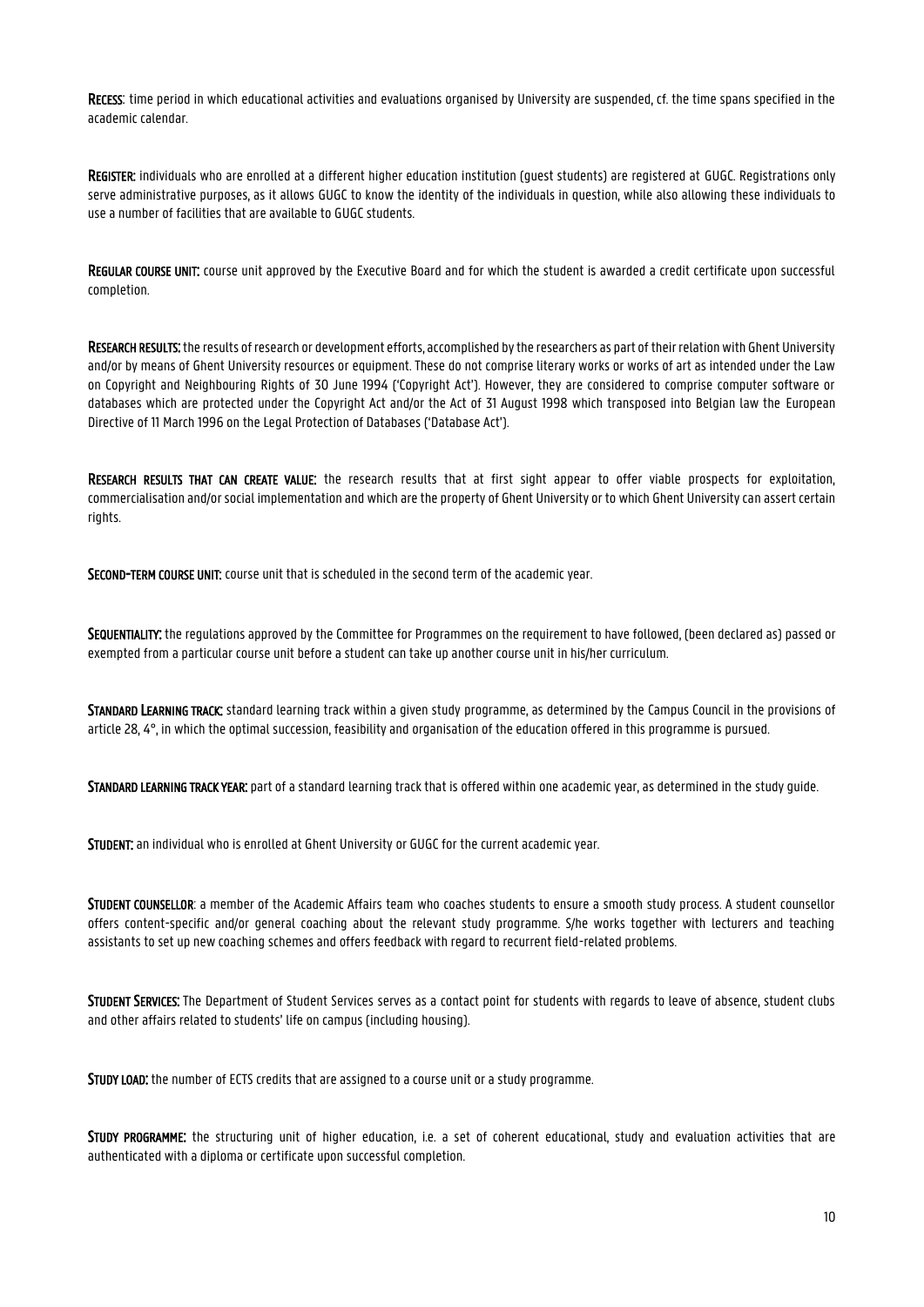**RECESS**: time period in which educational activities and evaluations organised by University are suspended, cf. the time spans specified in the academic calendar.

**REGISTER:** individuals who are enrolled at a different higher education institution (guest students) are registered at GUGC. Registrations only serve administrative purposes, as it allows GUGC to know the identity of the individuals in question, while also allowing these individuals to use a number of facilities that are available to GUGC students.

**REGULAR COURSE UNIT:** course unit approved by the Executive Board and for which the student is awarded a credit certificate upon successful completion.

**RESEARCH RESULTS:** the results of research or development efforts, accomplished by the researchers as part of their relation with Ghent University and/or by means of Ghent University resources or equipment. These do not comprise literary works or works of art as intended under the Law on Copyright and Neighbouring Rights of 30 June 1994 ('Copyright Act'). However, they are considered to comprise computer software or databases which are protected under the Copyright Act and/or the Act of 31 August 1998 which transposed into Belgian law the European Directive of 11 March 1996 on the Legal Protection of Databases ('Database Act').

**RESEARCH RESULTS THAT CAN CREATE VALUE:** the research results that at first sight appear to offer viable prospects for exploitation, commercialisation and/or social implementation and which are the property of Ghent University or to which Ghent University can assert certain rights.

**SECOND-TERM COURSE UNIT:** course unit that is scheduled in the second term of the academic year.

**SEQUENTIALITY:** the regulations approved by the Committee for Programmes on the requirement to have followed, (been declared as) passed or exempted from a particular course unit before a student can take up another course unit in his/her curriculum.

**STANDARD LEARNING TRACK:** standard learning track within a given study programme, as determined by the Campus Council in the provisions of article 28, 4°, in which the optimal succession, feasibility and organisation of the education offered in this programme is pursued.

**STANDARD LEARNING TRACK YEAR:** part of a standard learning track that is offered within one academic year, as determined in the study guide.

**STUDENT:** an individual who is enrolled at Ghent University or GUGC for the current academic year.

**STUDENT COUNSELLOR**: a member of the Academic Affairs team who coaches students to ensure a smooth study process. A student counsellor offers content-specific and/or general coaching about the relevant study programme. S/he works together with lecturers and teaching assistants to set up new coaching schemes and offers feedback with regard to recurrent field-related problems.

**STUDENT SERVICES:** The Department of Student Services serves as a contact point for students with regards to leave of absence, student clubs and other affairs related to students' life on campus (including housing).

**STUDY LOAD:** the number of ECTS credits that are assigned to a course unit or a study programme.

**STUDY PROGRAMME:** the structuring unit of higher education, i.e. a set of coherent educational, study and evaluation activities that are authenticated with a diploma or certificate upon successful completion.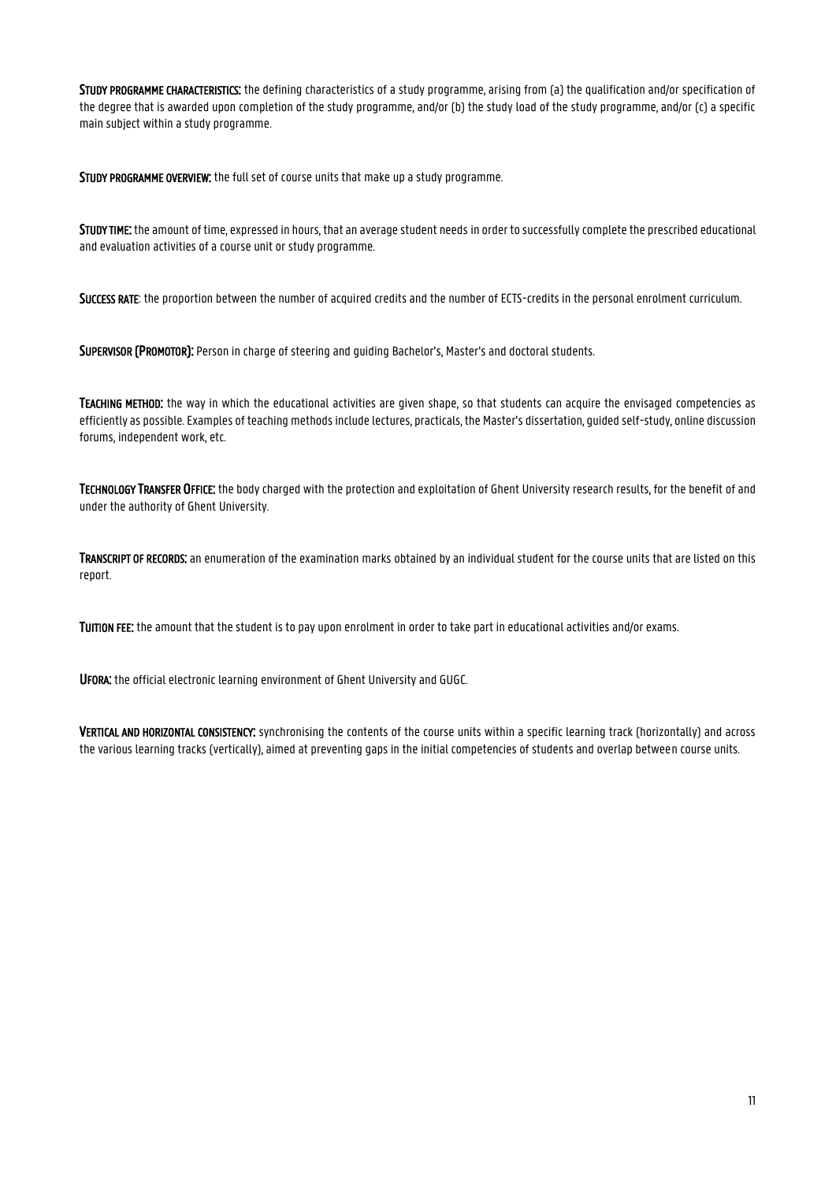**STUDY PROGRAMME CHARACTERISTICS:** the defining characteristics of a study programme, arising from (a) the qualification and/or specification of the degree that is awarded upon completion of the study programme, and/or (b) the study load of the study programme, and/or (c) a specific main subject within a study programme.

**STUDY PROGRAMME OVERVIEW:** the full set of course units that make up a study programme.

**STUDY TIME:** the amount of time, expressed in hours, that an average student needs in order to successfully complete the prescribed educational and evaluation activities of a course unit or study programme.

**SUCCESS RATE**: the proportion between the number of acquired credits and the number of ECTS-credits in the personal enrolment curriculum.

**SUPERVISOR (PROMOTOR):** Person in charge of steering and guiding Bachelor's, Master's and doctoral students.

**TEACHING METHOD:** the way in which the educational activities are given shape, so that students can acquire the envisaged competencies as efficiently as possible. Examples of teaching methods include lectures, practicals, the Master's dissertation, guided self-study, online discussion forums, independent work, etc.

**TECHNOLOGY TRANSFER OFFICE:** the body charged with the protection and exploitation of Ghent University research results, for the benefit of and under the authority of Ghent University.

**TRANSCRIPT OF RECORDS:** an enumeration of the examination marks obtained by an individual student for the course units that are listed on this report.

**TUITION FEE:** the amount that the student is to pay upon enrolment in order to take part in educational activities and/or exams.

**UFORA:** the official electronic learning environment of Ghent University and GUGC.

**VERTICAL AND HORIZONTAL CONSISTENCY:** synchronising the contents of the course units within a specific learning track (horizontally) and across the various learning tracks (vertically), aimed at preventing gaps in the initial competencies of students and overlap between course units.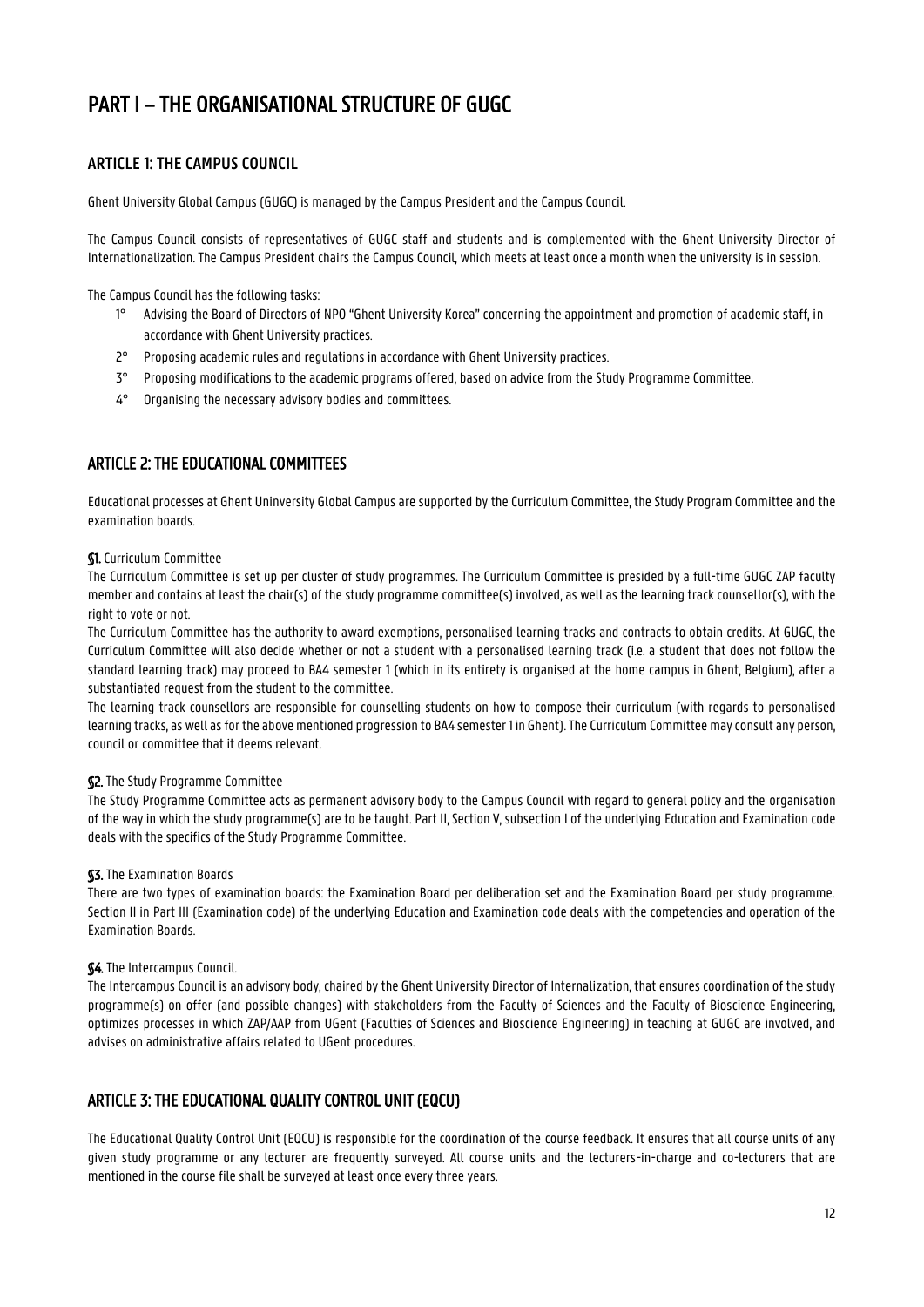# PART I – THE ORGANISATIONAL STRUCTURE OF GUGC

## ARTICLE 1: THE CAMPUS COUNCIL

Ghent University Global Campus (GUGC) is managed by the Campus President and the Campus Council.

The Campus Council consists of representatives of GUGC staff and students and is complemented with the Ghent University Director of Internationalization. The Campus President chairs the Campus Council, which meets at least once a month when the university is in session.

The Campus Council has the following tasks:

1° Advising the Board of Directors of NPO "Ghent University Korea" concerning the appointment and promotion of academic staff, in accordance with Ghent University practices.

2° Proposing academic rules and regulations in accordance with Ghent University practices.

3° Proposing modifications to the academic programs offered, based on advice from the Study Programme Committee.

4° Organising the necessary advisory bodies and committees.

## ARTICLE 2: THE EDUCATIONAL COMMITTEES

Educational processes at Ghent Uninversity Global Campus are supported by the Curriculum Committee, the Study Program Committee and the examination boards.

**§1.** Curriculum Committee

The Curriculum Committee is set up per cluster of study programmes. The Curriculum Committee is presided by a full-time GUGC ZAP faculty member and contains at least the chair(s) of the study programme committee(s) involved, as well as the learning track counsellor(s), with the right to vote or not.

The Curriculum Committee has the authority to award exemptions, personalised learning tracks and contracts to obtain credits. At GUGC, the Curriculum Committee will also decide whether or not a student with a personalised learning track (i.e. a student that does not follow the standard learning track) may proceed to BA4 semester 1 (which in its entirety is organised at the home campus in Ghent, Belgium), after a substantiated request from the student to the committee.

The learning track counsellors are responsible for counselling students on how to compose their curriculum (with regards to personalised learning tracks, as well as for the above mentioned progression to BA4 semester 1 in Ghent). The Curriculum Committee may consult any person, council or committee that it deems relevant.

**§2.** The Study Programme Committee

The Study Programme Committee acts as permanent advisory body to the Campus Council with regard to general policy and the organisation of the way in which the study programme(s) are to be taught. Part II, Section V, subsection I of the underlying Education and Examination code deals with the specifics of the Study Programme Committee.

**§3.** The Examination Boards

There are two types of examination boards: the Examination Board per deliberation set and the Examination Board per study programme. Section II in Part III (Examination code) of the underlying Education and Examination code deals with the competencies and operation of the Examination Boards.

**§4.** The Intercampus Council.

The Intercampus Council is an advisory body, chaired by the Ghent University Director of Internalization, that ensures coordination of the study programme(s) on offer (and possible changes) with stakeholders from the Faculty of Sciences and the Faculty of Bioscience Engineering, optimizes processes in which ZAP/AAP from UGent (Faculties of Sciences and Bioscience Engineering) in teaching at GUGC are involved, and advises on administrative affairs related to UGent procedures.

## ARTICLE 3: THE EDUCATIONAL QUALITY CONTROL UNIT (EQCU)

The Educational Quality Control Unit (EQCU) is responsible for the coordination of the course feedback. It ensures that all course units of any given study programme or any lecturer are frequently surveyed. All course units and the lecturers-in-charge and co-lecturers that are mentioned in the course file shall be surveyed at least once every three years.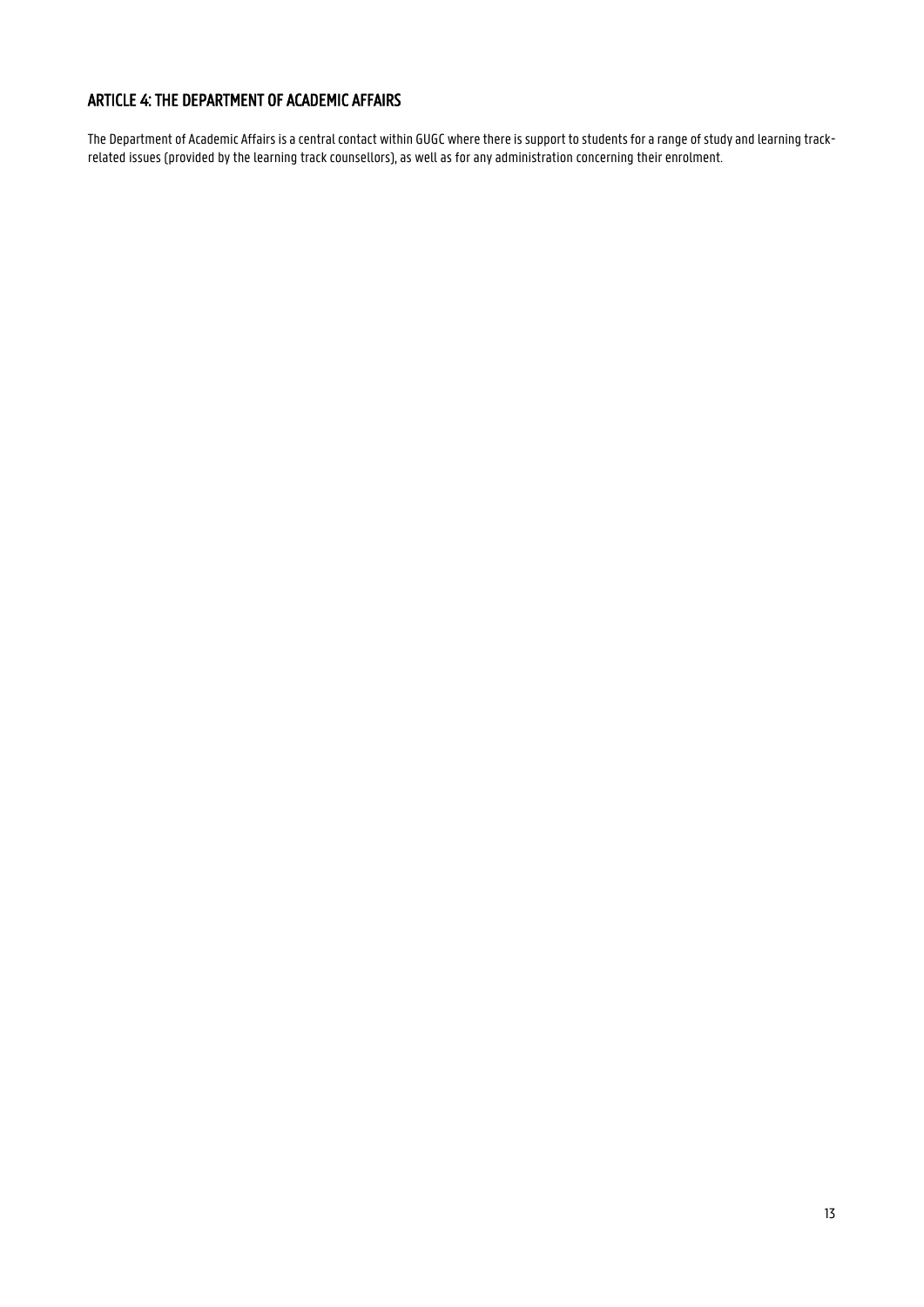## ARTICLE 4: THE DEPARTMENT OF ACADEMIC AFFAIRS

The Department of Academic Affairs is a central contact within GUGC where there is support to students for a range of study and learning track-related issues (provided by the learning track counsellors), as well as for any administration concerning their enrolment.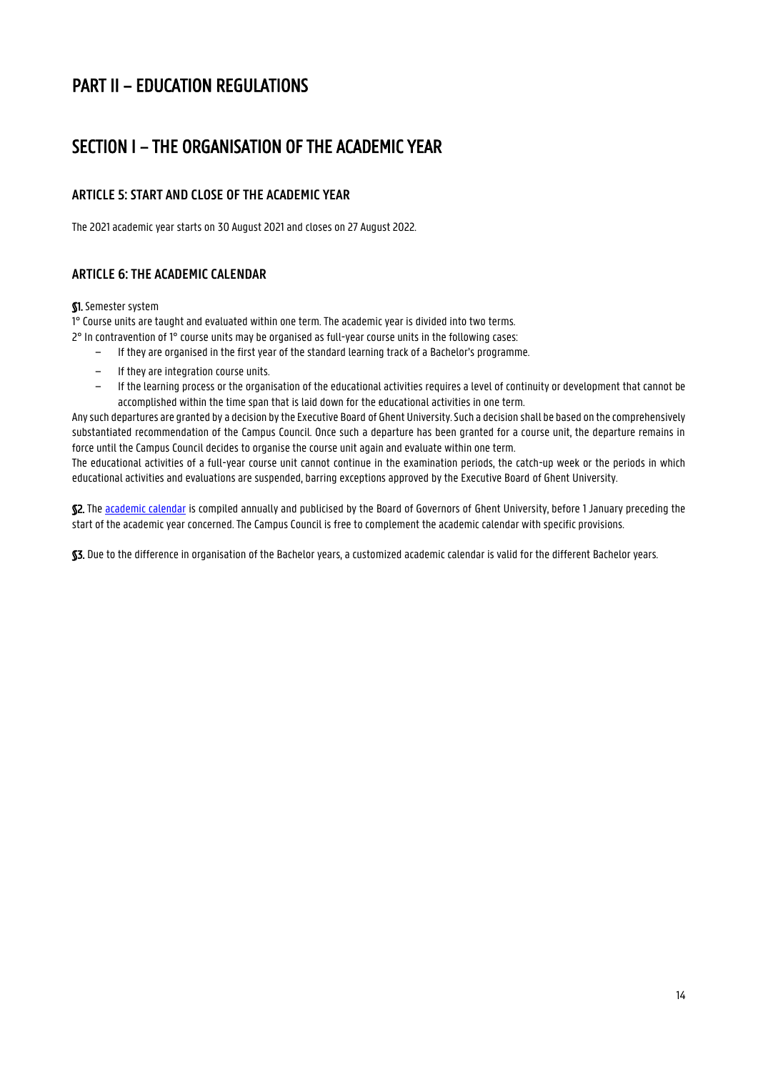# PART II – EDUCATION REGULATIONS

# SECTION I – THE ORGANISATION OF THE ACADEMIC YEAR

### ARTICLE 5: START AND CLOSE OF THE ACADEMIC YEAR

The 2021 academic year starts on 30 August 2021 and closes on 27 August 2022.

### ARTICLE 6: THE ACADEMIC CALENDAR

**§1.** Semester system

1° Course units are taught and evaluated within one term. The academic year is divided into two terms.

2° In contravention of 1° course units may be organised as full-year course units in the following cases:

- If they are organised in the first year of the standard learning track of a Bachelor's programme.
- If they are integration course units.
- If the learning process or the organisation of the educational activities requires a level of continuity or development that cannot be accomplished within the time span that is laid down for the educational activities in one term.

Any such departures are granted by a decision by the Executive Board of Ghent University. Such a decision shall be based on the comprehensively substantiated recommendation of the Campus Council. Once such a departure has been granted for a course unit, the departure remains in force until the Campus Council decides to organise the course unit again and evaluate within one term.

The educational activities of a full-year course unit cannot continue in the examination periods, the catch-up week or the periods in which educational activities and evaluations are suspended, barring exceptions approved by the Executive Board of Ghent University.

**§2.** The academic calendar is compiled annually and publicised by the Board of Governors of Ghent University, before 1 January preceding the start of the academic year concerned. The Campus Council is free to complement the academic calendar with specific provisions.

**§3.** Due to the difference in organisation of the Bachelor years, a customized academic calendar is valid for the different Bachelor years.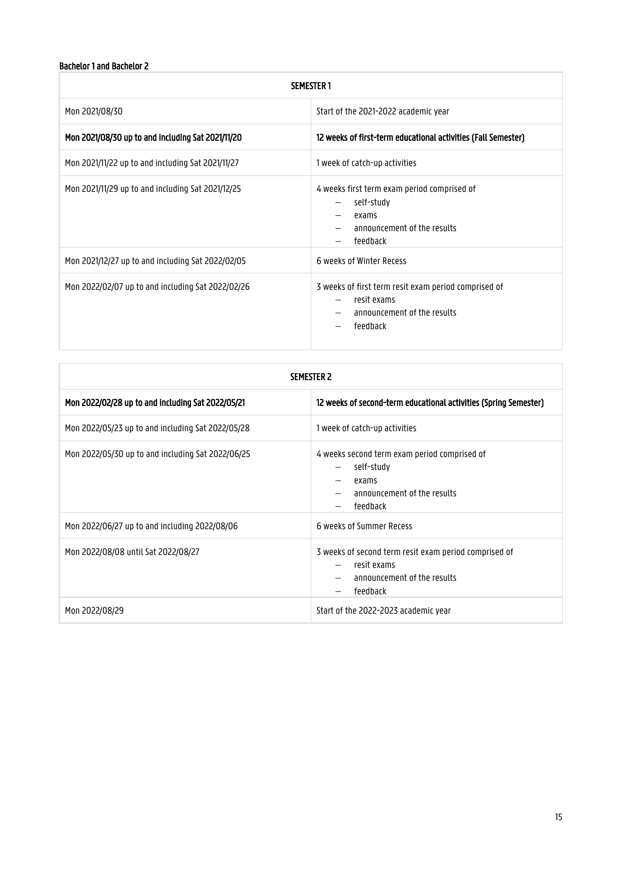**Bachelor 1 and Bachelor 2**

| SEMESTER 1 | |
|---|---|
| Mon 2021/08/30 | Start of the 2021-2022 academic year |
| **Mon 2021/08/30 up to and including Sat 2021/11/20** | **12 weeks of first-term educational activities (Fall Semester)** |
| Mon 2021/11/22 up to and including Sat 2021/11/27 | 1 week of catch-up activities |
| Mon 2021/11/29 up to and including Sat 2021/12/25 | 4 weeks first term exam period comprised of<br>– self-study<br>– exams<br>– announcement of the results<br>– feedback |
| Mon 2021/12/27 up to and including Sat 2022/02/05 | 6 weeks of Winter Recess |
| Mon 2022/02/07 up to and including Sat 2022/02/26 | 3 weeks of first term resit exam period comprised of<br>– resit exams<br>– announcement of the results<br>– feedback |

| SEMESTER 2 | |
|---|---|
| **Mon 2022/02/28 up to and including Sat 2022/05/21** | **12 weeks of second-term educational activities (Spring Semester)** |
| Mon 2022/05/23 up to and including Sat 2022/05/28 | 1 week of catch-up activities |
| Mon 2022/05/30 up to and including Sat 2022/06/25 | 4 weeks second term exam period comprised of<br>– self-study<br>– exams<br>– announcement of the results<br>– feedback |
| Mon 2022/06/27 up to and including 2022/08/06 | 6 weeks of Summer Recess |
| Mon 2022/08/08 until Sat 2022/08/27 | 3 weeks of second term resit exam period comprised of<br>– resit exams<br>– announcement of the results<br>– feedback |
| Mon 2022/08/29 | Start of the 2022-2023 academic year |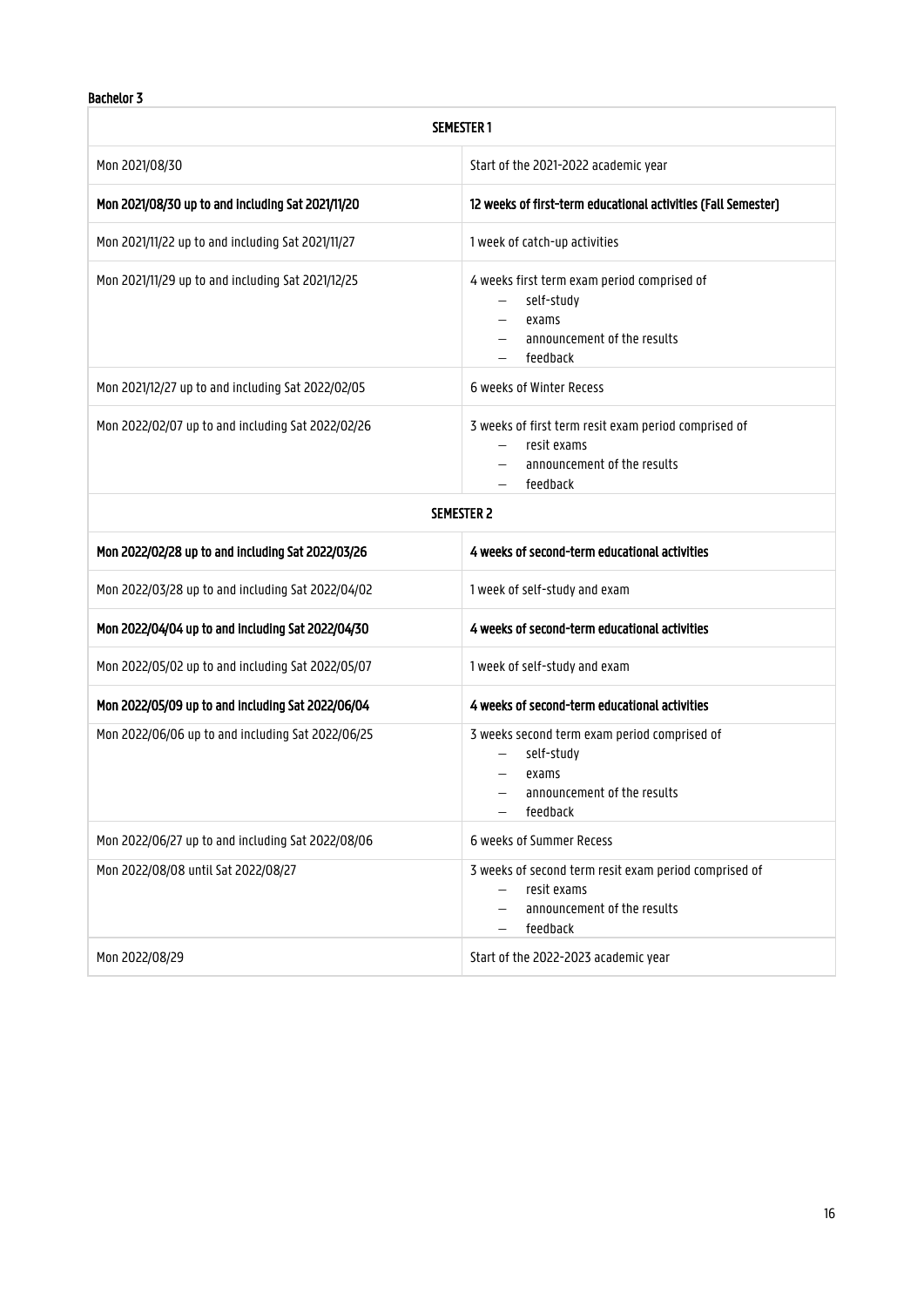**Bachelor 3**

| **SEMESTER 1** | |
|---|---|
| Mon 2021/08/30 | Start of the 2021-2022 academic year |
| **Mon 2021/08/30 up to and including Sat 2021/11/20** | **12 weeks of first-term educational activities (Fall Semester)** |
| Mon 2021/11/22 up to and including Sat 2021/11/27 | 1 week of catch-up activities |
| Mon 2021/11/29 up to and including Sat 2021/12/25 | 4 weeks first term exam period comprised of<br>– self-study<br>– exams<br>– announcement of the results<br>– feedback |
| Mon 2021/12/27 up to and including Sat 2022/02/05 | 6 weeks of Winter Recess |
| Mon 2022/02/07 up to and including Sat 2022/02/26 | 3 weeks of first term resit exam period comprised of<br>– resit exams<br>– announcement of the results<br>– feedback |
| **SEMESTER 2** | |
| **Mon 2022/02/28 up to and including Sat 2022/03/26** | **4 weeks of second-term educational activities** |
| Mon 2022/03/28 up to and including Sat 2022/04/02 | 1 week of self-study and exam |
| **Mon 2022/04/04 up to and including Sat 2022/04/30** | **4 weeks of second-term educational activities** |
| Mon 2022/05/02 up to and including Sat 2022/05/07 | 1 week of self-study and exam |
| **Mon 2022/05/09 up to and including Sat 2022/06/04** | **4 weeks of second-term educational activities** |
| Mon 2022/06/06 up to and including Sat 2022/06/25 | 3 weeks second term exam period comprised of<br>– self-study<br>– exams<br>– announcement of the results<br>– feedback |
| Mon 2022/06/27 up to and including Sat 2022/08/06 | 6 weeks of Summer Recess |
| Mon 2022/08/08 until Sat 2022/08/27 | 3 weeks of second term resit exam period comprised of<br>– resit exams<br>– announcement of the results<br>– feedback |
| Mon 2022/08/29 | Start of the 2022-2023 academic year |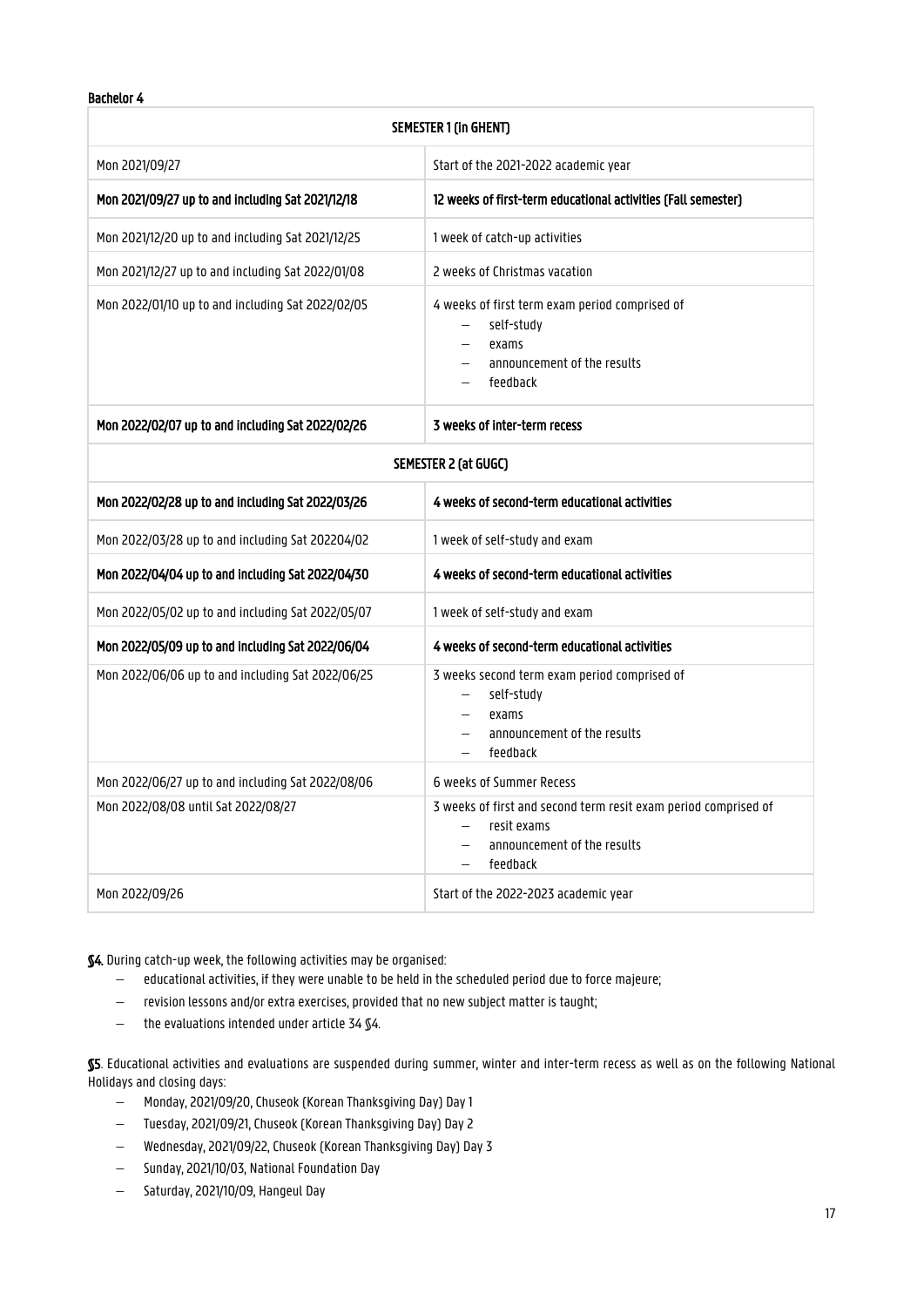**Bachelor 4**

| SEMESTER 1 (in GHENT) | |
|---|---|
| Mon 2021/09/27 | Start of the 2021-2022 academic year |
| **Mon 2021/09/27 up to and including Sat 2021/12/18** | **12 weeks of first-term educational activities (Fall semester)** |
| Mon 2021/12/20 up to and including Sat 2021/12/25 | 1 week of catch-up activities |
| Mon 2021/12/27 up to and including Sat 2022/01/08 | 2 weeks of Christmas vacation |
| Mon 2022/01/10 up to and including Sat 2022/02/05 | 4 weeks of first term exam period comprised of<br>– self-study<br>– exams<br>– announcement of the results<br>– feedback |
| **Mon 2022/02/07 up to and including Sat 2022/02/26** | **3 weeks of inter-term recess** |
| **SEMESTER 2 (at GUGC)** | |
| **Mon 2022/02/28 up to and including Sat 2022/03/26** | **4 weeks of second-term educational activities** |
| Mon 2022/03/28 up to and including Sat 202204/02 | 1 week of self-study and exam |
| **Mon 2022/04/04 up to and including Sat 2022/04/30** | **4 weeks of second-term educational activities** |
| Mon 2022/05/02 up to and including Sat 2022/05/07 | 1 week of self-study and exam |
| **Mon 2022/05/09 up to and including Sat 2022/06/04** | **4 weeks of second-term educational activities** |
| Mon 2022/06/06 up to and including Sat 2022/06/25 | 3 weeks second term exam period comprised of<br>– self-study<br>– exams<br>– announcement of the results<br>– feedback |
| Mon 2022/06/27 up to and including Sat 2022/08/06 | 6 weeks of Summer Recess |
| Mon 2022/08/08 until Sat 2022/08/27 | 3 weeks of first and second term resit exam period comprised of<br>– resit exams<br>– announcement of the results<br>– feedback |
| Mon 2022/09/26 | Start of the 2022-2023 academic year |

**§4.** During catch-up week, the following activities may be organised:

- educational activities, if they were unable to be held in the scheduled period due to force majeure;
- revision lessons and/or extra exercises, provided that no new subject matter is taught;
- the evaluations intended under article 34 §4.

**§5**. Educational activities and evaluations are suspended during summer, winter and inter-term recess as well as on the following National Holidays and closing days:

- Monday, 2021/09/20, Chuseok (Korean Thanksgiving Day) Day 1
- Tuesday, 2021/09/21, Chuseok (Korean Thanksgiving Day) Day 2
- Wednesday, 2021/09/22, Chuseok (Korean Thanksgiving Day) Day 3
- Sunday, 2021/10/03, National Foundation Day
- Saturday, 2021/10/09, Hangeul Day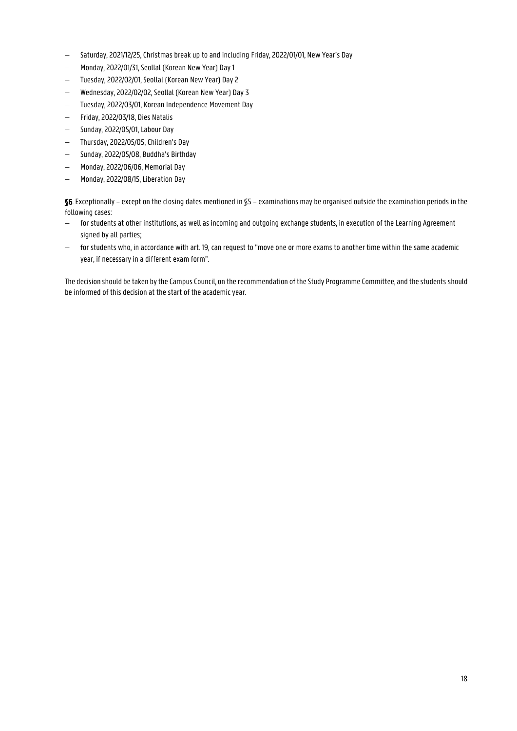- Saturday, 2021/12/25, Christmas break up to and including Friday, 2022/01/01, New Year's Day
- Monday, 2022/01/31, Seollal (Korean New Year) Day 1
- Tuesday, 2022/02/01, Seollal (Korean New Year) Day 2
- Wednesday, 2022/02/02, Seollal (Korean New Year) Day 3
- Tuesday, 2022/03/01, Korean Independence Movement Day
- Friday, 2022/03/18, Dies Natalis
- Sunday, 2022/05/01, Labour Day
- Thursday, 2022/05/05, Children's Day
- Sunday, 2022/05/08, Buddha's Birthday
- Monday, 2022/06/06, Memorial Day
- Monday, 2022/08/15, Liberation Day

**§6**. Exceptionally – except on the closing dates mentioned in §5 – examinations may be organised outside the examination periods in the following cases:

- for students at other institutions, as well as incoming and outgoing exchange students, in execution of the Learning Agreement signed by all parties;
- for students who, in accordance with art. 19, can request to "move one or more exams to another time within the same academic year, if necessary in a different exam form".

The decision should be taken by the Campus Council, on the recommendation of the Study Programme Committee, and the students should be informed of this decision at the start of the academic year.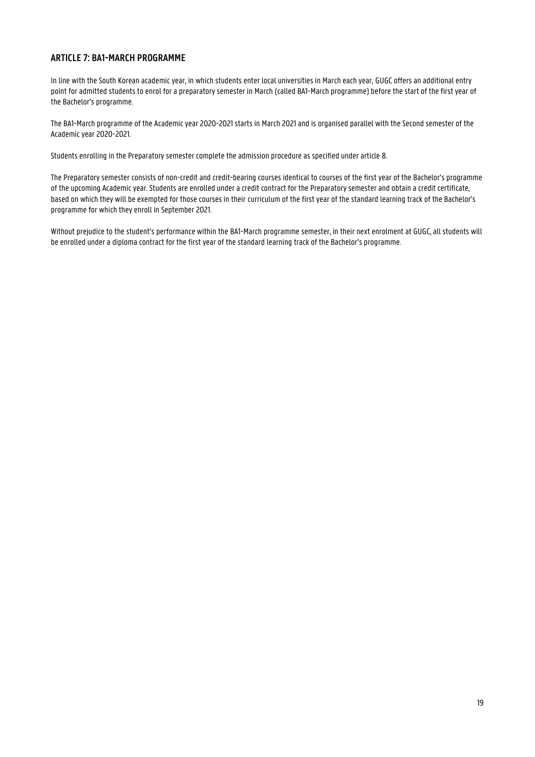## ARTICLE 7: BA1-MARCH PROGRAMME

In line with the South Korean academic year, in which students enter local universities in March each year, GUGC offers an additional entry point for admitted students to enrol for a preparatory semester in March (called BA1-March programme) before the start of the first year of the Bachelor's programme.

The BA1-March programme of the Academic year 2020-2021 starts in March 2021 and is organised parallel with the Second semester of the Academic year 2020-2021.

Students enrolling in the Preparatory semester complete the admission procedure as specified under article 8.

The Preparatory semester consists of non-credit and credit-bearing courses identical to courses of the first year of the Bachelor's programme of the upcoming Academic year. Students are enrolled under a credit contract for the Preparatory semester and obtain a credit certificate, based on which they will be exempted for those courses in their curriculum of the first year of the standard learning track of the Bachelor's programme for which they enroll in September 2021.

Without prejudice to the student's performance within the BA1-March programme semester, in their next enrolment at GUGC, all students will be enrolled under a diploma contract for the first year of the standard learning track of the Bachelor's programme.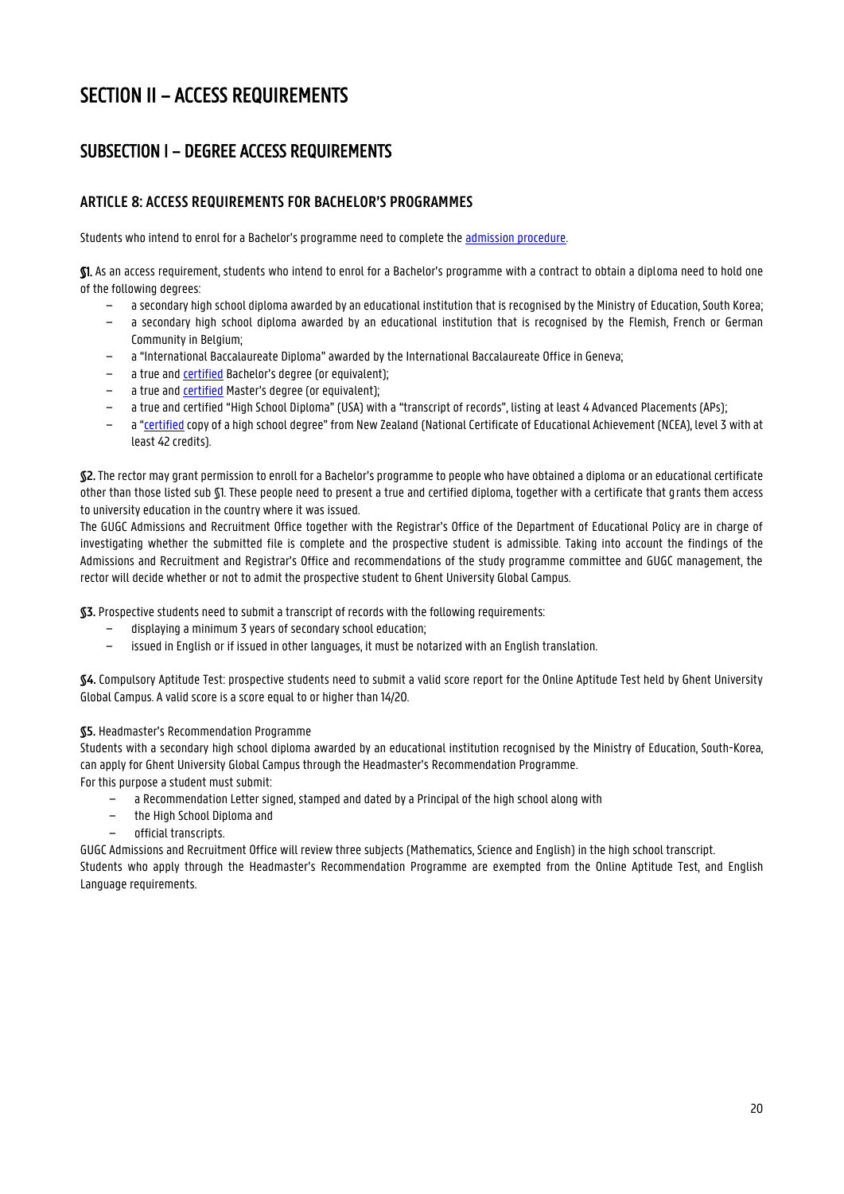# SECTION II – ACCESS REQUIREMENTS

## SUBSECTION I – DEGREE ACCESS REQUIREMENTS

### ARTICLE 8: ACCESS REQUIREMENTS FOR BACHELOR'S PROGRAMMES

Students who intend to enrol for a Bachelor's programme need to complete the admission procedure.

**§1.** As an access requirement, students who intend to enrol for a Bachelor's programme with a contract to obtain a diploma need to hold one of the following degrees:

- a secondary high school diploma awarded by an educational institution that is recognised by the Ministry of Education, South Korea;
- a secondary high school diploma awarded by an educational institution that is recognised by the Flemish, French or German Community in Belgium;
- a "International Baccalaureate Diploma" awarded by the International Baccalaureate Office in Geneva;
- a true and certified Bachelor's degree (or equivalent);
- a true and certified Master's degree (or equivalent);
- a true and certified "High School Diploma" (USA) with a "transcript of records", listing at least 4 Advanced Placements (APs);
- a "certified copy of a high school degree" from New Zealand (National Certificate of Educational Achievement (NCEA), level 3 with at least 42 credits).

**§2.** The rector may grant permission to enroll for a Bachelor's programme to people who have obtained a diploma or an educational certificate other than those listed sub §1. These people need to present a true and certified diploma, together with a certificate that grants them access to university education in the country where it was issued.

The GUGC Admissions and Recruitment Office together with the Registrar's Office of the Department of Educational Policy are in charge of investigating whether the submitted file is complete and the prospective student is admissible. Taking into account the findings of the Admissions and Recruitment and Registrar's Office and recommendations of the study programme committee and GUGC management, the rector will decide whether or not to admit the prospective student to Ghent University Global Campus.

**§3.** Prospective students need to submit a transcript of records with the following requirements:

- displaying a minimum 3 years of secondary school education;
- issued in English or if issued in other languages, it must be notarized with an English translation.

**§4.** Compulsory Aptitude Test: prospective students need to submit a valid score report for the Online Aptitude Test held by Ghent University Global Campus. A valid score is a score equal to or higher than 14/20.

**§5.** Headmaster's Recommendation Programme

Students with a secondary high school diploma awarded by an educational institution recognised by the Ministry of Education, South-Korea, can apply for Ghent University Global Campus through the Headmaster's Recommendation Programme.

For this purpose a student must submit:

- a Recommendation Letter signed, stamped and dated by a Principal of the high school along with
- the High School Diploma and
- official transcripts.

GUGC Admissions and Recruitment Office will review three subjects (Mathematics, Science and English) in the high school transcript.

Students who apply through the Headmaster's Recommendation Programme are exempted from the Online Aptitude Test, and English Language requirements.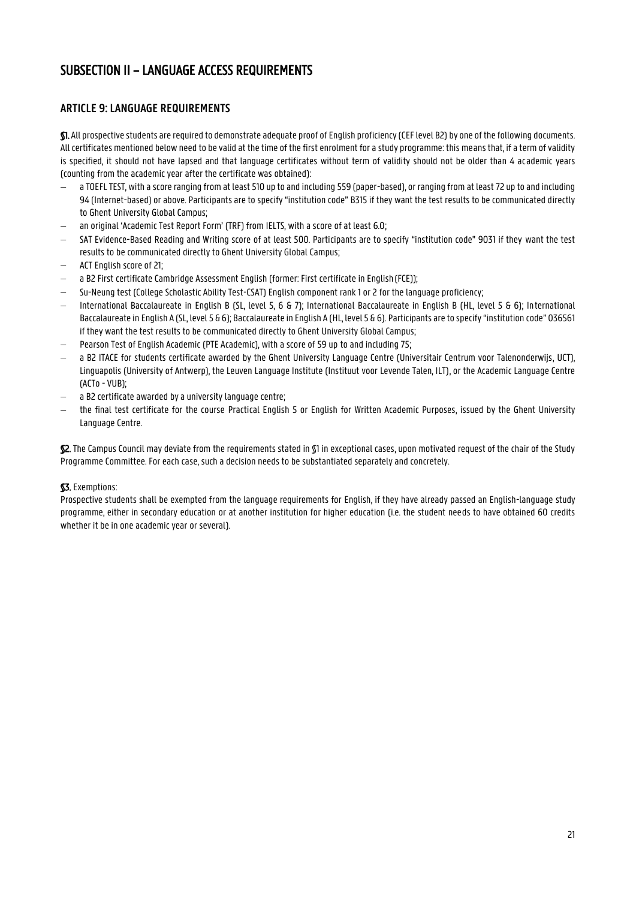# SUBSECTION II – LANGUAGE ACCESS REQUIREMENTS

## ARTICLE 9: LANGUAGE REQUIREMENTS

**§1.** All prospective students are required to demonstrate adequate proof of English proficiency (CEF level B2) by one of the following documents. All certificates mentioned below need to be valid at the time of the first enrolment for a study programme: this means that, if a term of validity is specified, it should not have lapsed and that language certificates without term of validity should not be older than 4 academic years (counting from the academic year after the certificate was obtained):

- a TOEFL TEST, with a score ranging from at least 510 up to and including 559 (paper-based), or ranging from at least 72 up to and including 94 (Internet-based) or above. Participants are to specify "institution code" 8315 if they want the test results to be communicated directly to Ghent University Global Campus;
- an original 'Academic Test Report Form' (TRF) from IELTS, with a score of at least 6.0;
- SAT Evidence-Based Reading and Writing score of at least 500. Participants are to specify "institution code" 9031 if they want the test results to be communicated directly to Ghent University Global Campus;
- ACT English score of 21;
- a B2 First certificate Cambridge Assessment English (former: First certificate in English (FCE));
- Su-Neung test (College Scholastic Ability Test-CSAT) English component rank 1 or 2 for the language proficiency;
- International Baccalaureate in English B (SL, level 5, 6 & 7); International Baccalaureate in English B (HL, level 5 & 6); International Baccalaureate in English A (SL, level 5 & 6); Baccalaureate in English A (HL, level 5 & 6). Participants are to specify "institution code" 036561 if they want the test results to be communicated directly to Ghent University Global Campus;
- Pearson Test of English Academic (PTE Academic), with a score of 59 up to and including 75;
- a B2 ITACE for students certificate awarded by the Ghent University Language Centre (Universitair Centrum voor Talenonderwijs, UCT), Linguapolis (University of Antwerp), the Leuven Language Institute (Instituut voor Levende Talen, ILT), or the Academic Language Centre (ACTo - VUB);
- a B2 certificate awarded by a university language centre;
- the final test certificate for the course Practical English 5 or English for Written Academic Purposes, issued by the Ghent University Language Centre.

**§2.** The Campus Council may deviate from the requirements stated in §1 in exceptional cases, upon motivated request of the chair of the Study Programme Committee. For each case, such a decision needs to be substantiated separately and concretely.

**§3.** Exemptions:

Prospective students shall be exempted from the language requirements for English, if they have already passed an English-language study programme, either in secondary education or at another institution for higher education (i.e. the student needs to have obtained 60 credits whether it be in one academic year or several).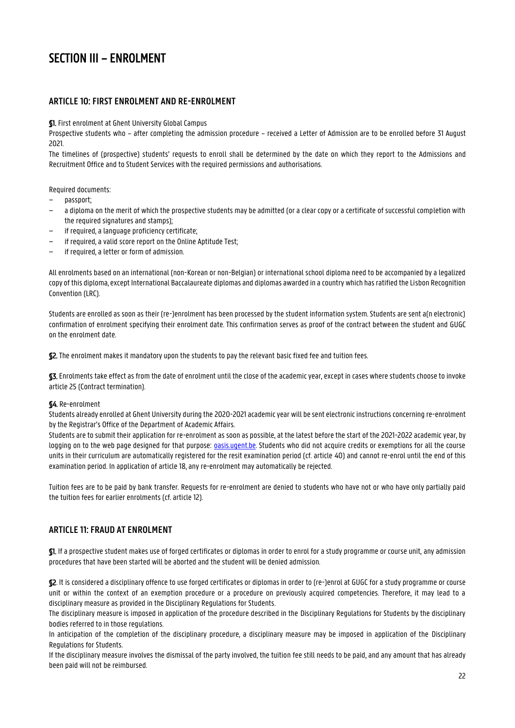# SECTION III – ENROLMENT

## ARTICLE 10: FIRST ENROLMENT AND RE-ENROLMENT

**§1.** First enrolment at Ghent University Global Campus

Prospective students who – after completing the admission procedure – received a Letter of Admission are to be enrolled before 31 August 2021.

The timelines of (prospective) students' requests to enroll shall be determined by the date on which they report to the Admissions and Recruitment Office and to Student Services with the required permissions and authorisations.

Required documents:

- passport;
- a diploma on the merit of which the prospective students may be admitted (or a clear copy or a certificate of successful completion with the required signatures and stamps);
- if required, a language proficiency certificate;
- if required, a valid score report on the Online Aptitude Test;
- if required, a letter or form of admission.

All enrolments based on an international (non-Korean or non-Belgian) or international school diploma need to be accompanied by a legalized copy of this diploma, except International Baccalaureate diplomas and diplomas awarded in a country which has ratified the Lisbon Recognition Convention (LRC).

Students are enrolled as soon as their (re-)enrolment has been processed by the student information system. Students are sent a(n electronic) confirmation of enrolment specifying their enrolment date. This confirmation serves as proof of the contract between the student and GUGC on the enrolment date.

**§2.** The enrolment makes it mandatory upon the students to pay the relevant basic fixed fee and tuition fees.

**§3.** Enrolments take effect as from the date of enrolment until the close of the academic year, except in cases where students choose to invoke article 25 (Contract termination).

**§4.** Re-enrolment

Students already enrolled at Ghent University during the 2020-2021 academic year will be sent electronic instructions concerning re-enrolment by the Registrar's Office of the Department of Academic Affairs.

Students are to submit their application for re-enrolment as soon as possible, at the latest before the start of the 2021-2022 academic year, by logging on to the web page designed for that purpose: oasis.ugent.be. Students who did not acquire credits or exemptions for all the course units in their curriculum are automatically registered for the resit examination period (cf. article 40) and cannot re-enrol until the end of this examination period. In application of article 18, any re-enrolment may automatically be rejected.

Tuition fees are to be paid by bank transfer. Requests for re-enrolment are denied to students who have not or who have only partially paid the tuition fees for earlier enrolments (cf. article 12).

## ARTICLE 11: FRAUD AT ENROLMENT

**§1.** If a prospective student makes use of forged certificates or diplomas in order to enrol for a study programme or course unit, any admission procedures that have been started will be aborted and the student will be denied admission.

**§2**. It is considered a disciplinary offence to use forged certificates or diplomas in order to (re-)enrol at GUGC for a study programme or course unit or within the context of an exemption procedure or a procedure on previously acquired competencies. Therefore, it may lead to a disciplinary measure as provided in the Disciplinary Regulations for Students.

The disciplinary measure is imposed in application of the procedure described in the Disciplinary Regulations for Students by the disciplinary bodies referred to in those regulations.

In anticipation of the completion of the disciplinary procedure, a disciplinary measure may be imposed in application of the Disciplinary Regulations for Students.

If the disciplinary measure involves the dismissal of the party involved, the tuition fee still needs to be paid, and any amount that has already been paid will not be reimbursed.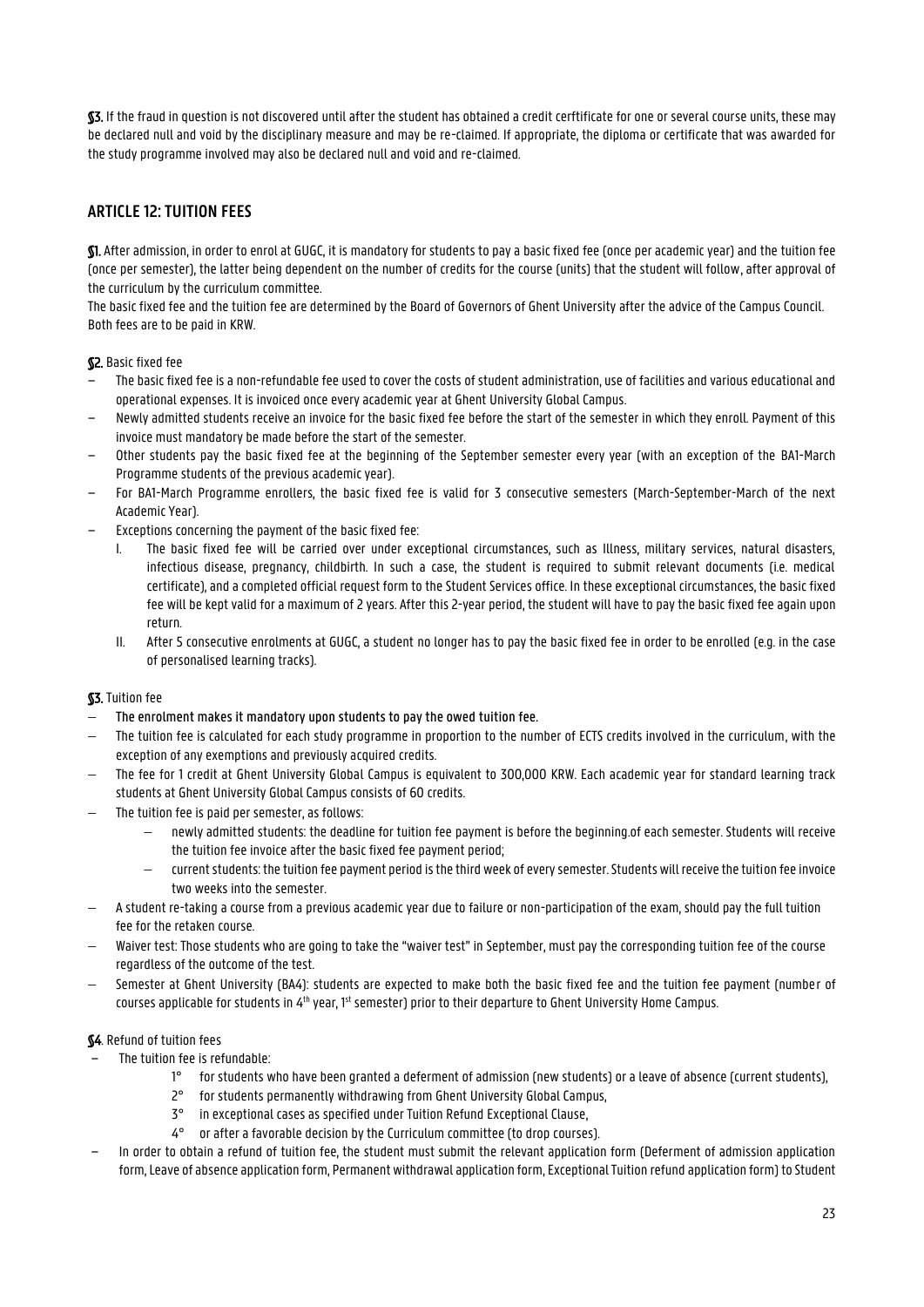**§3.** If the fraud in question is not discovered until after the student has obtained a credit cerftificate for one or several course units, these may be declared null and void by the disciplinary measure and may be re-claimed. If appropriate, the diploma or certificate that was awarded for the study programme involved may also be declared null and void and re-claimed.

## ARTICLE 12: TUITION FEES

**§1.** After admission, in order to enrol at GUGC, it is mandatory for students to pay a basic fixed fee (once per academic year) and the tuition fee (once per semester), the latter being dependent on the number of credits for the course (units) that the student will follow, after approval of the curriculum by the curriculum committee.
The basic fixed fee and the tuition fee are determined by the Board of Governors of Ghent University after the advice of the Campus Council. Both fees are to be paid in KRW.

**§2.** Basic fixed fee

- The basic fixed fee is a non-refundable fee used to cover the costs of student administration, use of facilities and various educational and operational expenses. It is invoiced once every academic year at Ghent University Global Campus.
- Newly admitted students receive an invoice for the basic fixed fee before the start of the semester in which they enroll. Payment of this invoice must mandatory be made before the start of the semester.
- Other students pay the basic fixed fee at the beginning of the September semester every year (with an exception of the BA1-March Programme students of the previous academic year).
- For BA1-March Programme enrollers, the basic fixed fee is valid for 3 consecutive semesters (March-September-March of the next Academic Year).
- Exceptions concerning the payment of the basic fixed fee:
  I. The basic fixed fee will be carried over under exceptional circumstances, such as Illness, military services, natural disasters, infectious disease, pregnancy, childbirth. In such a case, the student is required to submit relevant documents (i.e. medical certificate), and a completed official request form to the Student Services office. In these exceptional circumstances, the basic fixed fee will be kept valid for a maximum of 2 years. After this 2-year period, the student will have to pay the basic fixed fee again upon return.
  II. After 5 consecutive enrolments at GUGC, a student no longer has to pay the basic fixed fee in order to be enrolled (e.g. in the case of personalised learning tracks).

**§3.** Tuition fee

- The enrolment makes it mandatory upon students to pay the owed tuition fee.
- The tuition fee is calculated for each study programme in proportion to the number of ECTS credits involved in the curriculum, with the exception of any exemptions and previously acquired credits.
- The fee for 1 credit at Ghent University Global Campus is equivalent to 300,000 KRW. Each academic year for standard learning track students at Ghent University Global Campus consists of 60 credits.
- The tuition fee is paid per semester, as follows:
  - newly admitted students: the deadline for tuition fee payment is before the beginning.of each semester. Students will receive the tuition fee invoice after the basic fixed fee payment period;
  - current students: the tuition fee payment period is the third week of every semester. Students will receive the tuition fee invoice two weeks into the semester.
- A student re-taking a course from a previous academic year due to failure or non-participation of the exam, should pay the full tuition fee for the retaken course.
- Waiver test: Those students who are going to take the "waiver test" in September, must pay the corresponding tuition fee of the course regardless of the outcome of the test.
- Semester at Ghent University (BA4): students are expected to make both the basic fixed fee and the tuition fee payment (number of courses applicable for students in 4th year, 1st semester) prior to their departure to Ghent University Home Campus.

**§4**. Refund of tuition fees

- The tuition fee is refundable:
  1° for students who have been granted a deferment of admission (new students) or a leave of absence (current students),
  2° for students permanently withdrawing from Ghent University Global Campus,
  3° in exceptional cases as specified under Tuition Refund Exceptional Clause,
  4° or after a favorable decision by the Curriculum committee (to drop courses).
- In order to obtain a refund of tuition fee, the student must submit the relevant application form (Deferment of admission application form, Leave of absence application form, Permanent withdrawal application form, Exceptional Tuition refund application form) to Student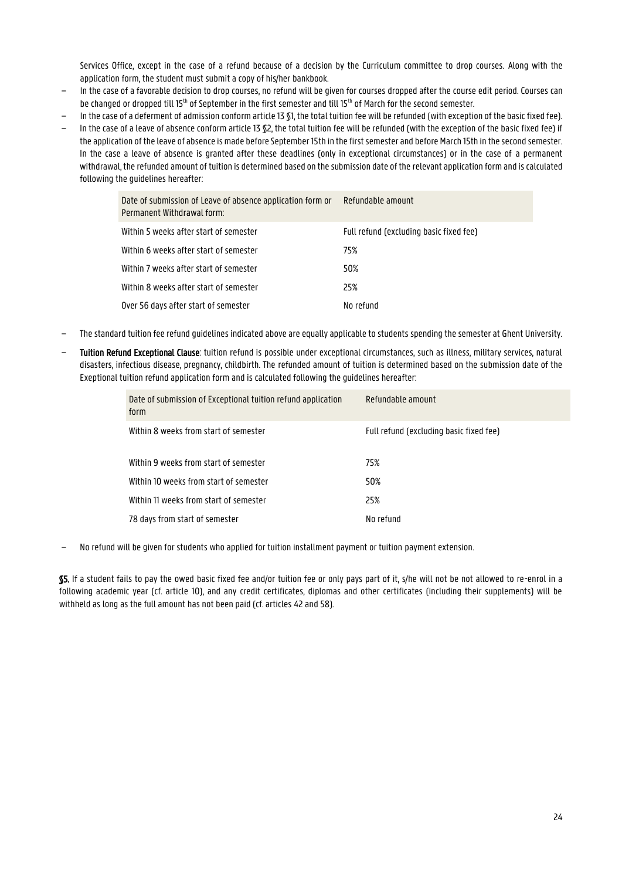Services Office, except in the case of a refund because of a decision by the Curriculum committee to drop courses. Along with the application form, the student must submit a copy of his/her bankbook.

- In the case of a favorable decision to drop courses, no refund will be given for courses dropped after the course edit period. Courses can be changed or dropped till 15th of September in the first semester and till 15th of March for the second semester.
- In the case of a deferment of admission conform article 13 §1, the total tuition fee will be refunded (with exception of the basic fixed fee).
- In the case of a leave of absence conform article 13 §2, the total tuition fee will be refunded (with the exception of the basic fixed fee) if the application of the leave of absence is made before September 15th in the first semester and before March 15th in the second semester. In the case a leave of absence is granted after these deadlines (only in exceptional circumstances) or in the case of a permanent withdrawal, the refunded amount of tuition is determined based on the submission date of the relevant application form and is calculated following the guidelines hereafter:

| Date of submission of Leave of absence application form or Permanent Withdrawal form: | Refundable amount |
|---|---|
| Within 5 weeks after start of semester | Full refund (excluding basic fixed fee) |
| Within 6 weeks after start of semester | 75% |
| Within 7 weeks after start of semester | 50% |
| Within 8 weeks after start of semester | 25% |
| Over 56 days after start of semester | No refund |

- The standard tuition fee refund guidelines indicated above are equally applicable to students spending the semester at Ghent University.
- **Tuition Refund Exceptional Clause**: tuition refund is possible under exceptional circumstances, such as illness, military services, natural disasters, infectious disease, pregnancy, childbirth. The refunded amount of tuition is determined based on the submission date of the Exeptional tuition refund application form and is calculated following the guidelines hereafter:

| Date of submission of Exceptional tuition refund application form | Refundable amount |
|---|---|
| Within 8 weeks from start of semester | Full refund (excluding basic fixed fee) |
| Within 9 weeks from start of semester | 75% |
| Within 10 weeks from start of semester | 50% |
| Within 11 weeks from start of semester | 25% |
| 78 days from start of semester | No refund |

- No refund will be given for students who applied for tuition installment payment or tuition payment extension.

**§5.** If a student fails to pay the owed basic fixed fee and/or tuition fee or only pays part of it, s/he will not be not allowed to re-enrol in a following academic year (cf. article 10), and any credit certificates, diplomas and other certificates (including their supplements) will be withheld as long as the full amount has not been paid (cf. articles 42 and 58).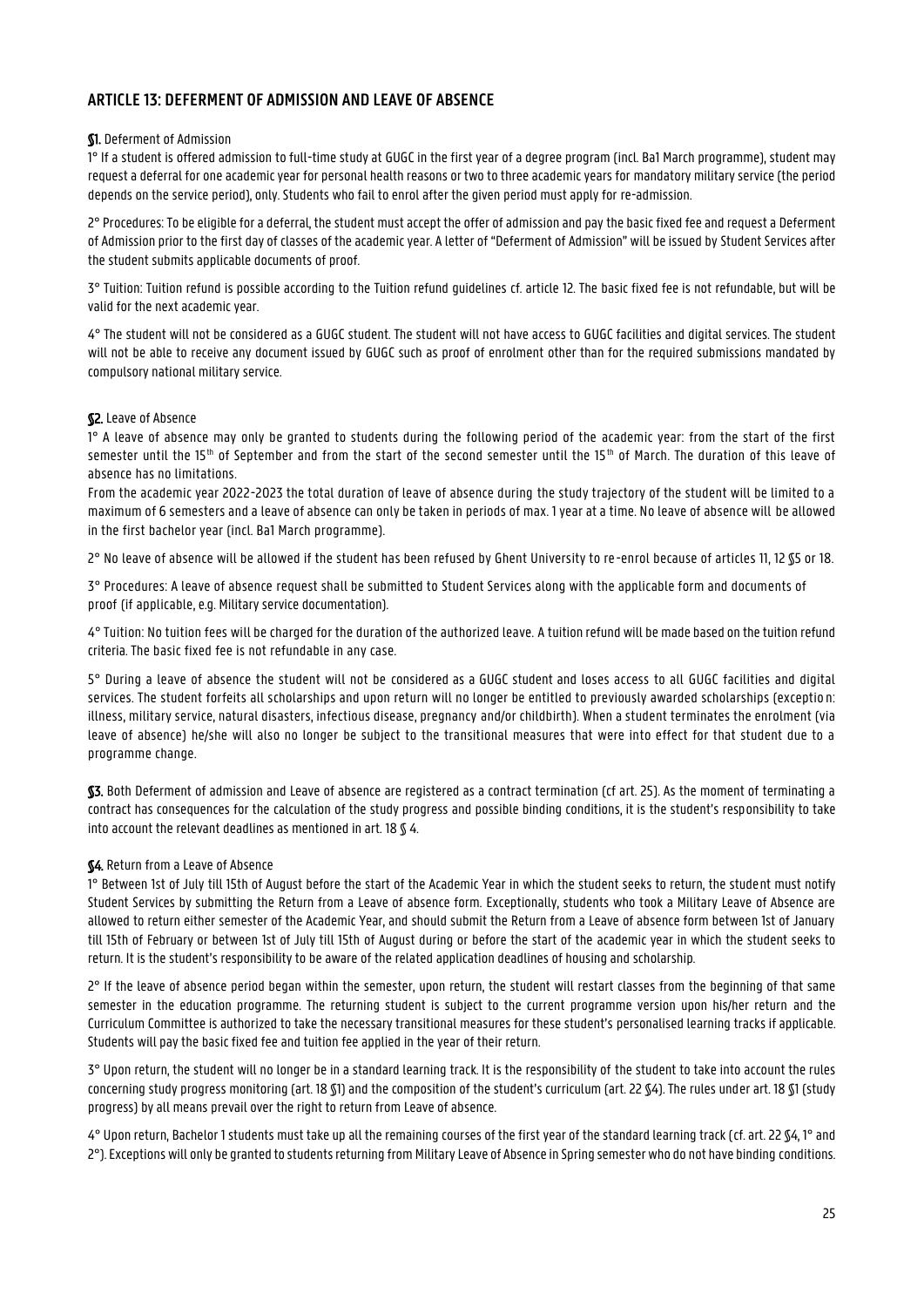## ARTICLE 13: DEFERMENT OF ADMISSION AND LEAVE OF ABSENCE

**§1.** Deferment of Admission

1° If a student is offered admission to full-time study at GUGC in the first year of a degree program (incl. Ba1 March programme), student may request a deferral for one academic year for personal health reasons or two to three academic years for mandatory military service (the period depends on the service period), only. Students who fail to enrol after the given period must apply for re-admission.

2° Procedures: To be eligible for a deferral, the student must accept the offer of admission and pay the basic fixed fee and request a Deferment of Admission prior to the first day of classes of the academic year. A letter of "Deferment of Admission" will be issued by Student Services after the student submits applicable documents of proof.

3° Tuition: Tuition refund is possible according to the Tuition refund guidelines cf. article 12. The basic fixed fee is not refundable, but will be valid for the next academic year.

4° The student will not be considered as a GUGC student. The student will not have access to GUGC facilities and digital services. The student will not be able to receive any document issued by GUGC such as proof of enrolment other than for the required submissions mandated by compulsory national military service.

**§2.** Leave of Absence

1° A leave of absence may only be granted to students during the following period of the academic year: from the start of the first semester until the 15th of September and from the start of the second semester until the 15th of March. The duration of this leave of absence has no limitations.

From the academic year 2022-2023 the total duration of leave of absence during the study trajectory of the student will be limited to a maximum of 6 semesters and a leave of absence can only be taken in periods of max. 1 year at a time. No leave of absence will be allowed in the first bachelor year (incl. Ba1 March programme).

2° No leave of absence will be allowed if the student has been refused by Ghent University to re-enrol because of articles 11, 12 §5 or 18.

3° Procedures: A leave of absence request shall be submitted to Student Services along with the applicable form and documents of proof (if applicable, e.g. Military service documentation).

4° Tuition: No tuition fees will be charged for the duration of the authorized leave. A tuition refund will be made based on the tuition refund criteria. The basic fixed fee is not refundable in any case.

5° During a leave of absence the student will not be considered as a GUGC student and loses access to all GUGC facilities and digital services. The student forfeits all scholarships and upon return will no longer be entitled to previously awarded scholarships (exception: illness, military service, natural disasters, infectious disease, pregnancy and/or childbirth). When a student terminates the enrolment (via leave of absence) he/she will also no longer be subject to the transitional measures that were into effect for that student due to a programme change.

**§3.** Both Deferment of admission and Leave of absence are registered as a contract termination (cf art. 25). As the moment of terminating a contract has consequences for the calculation of the study progress and possible binding conditions, it is the student's responsibility to take into account the relevant deadlines as mentioned in art. 18 § 4.

**§4.** Return from a Leave of Absence

1° Between 1st of July till 15th of August before the start of the Academic Year in which the student seeks to return, the student must notify Student Services by submitting the Return from a Leave of absence form. Exceptionally, students who took a Military Leave of Absence are allowed to return either semester of the Academic Year, and should submit the Return from a Leave of absence form between 1st of January till 15th of February or between 1st of July till 15th of August during or before the start of the academic year in which the student seeks to return. It is the student's responsibility to be aware of the related application deadlines of housing and scholarship.

2° If the leave of absence period began within the semester, upon return, the student will restart classes from the beginning of that same semester in the education programme. The returning student is subject to the current programme version upon his/her return and the Curriculum Committee is authorized to take the necessary transitional measures for these student's personalised learning tracks if applicable. Students will pay the basic fixed fee and tuition fee applied in the year of their return.

3° Upon return, the student will no longer be in a standard learning track. It is the responsibility of the student to take into account the rules concerning study progress monitoring (art. 18 §1) and the composition of the student's curriculum (art. 22 §4). The rules under art. 18 §1 (study progress) by all means prevail over the right to return from Leave of absence.

4° Upon return, Bachelor 1 students must take up all the remaining courses of the first year of the standard learning track (cf. art. 22 §4, 1° and 2°). Exceptions will only be granted to students returning from Military Leave of Absence in Spring semester who do not have binding conditions.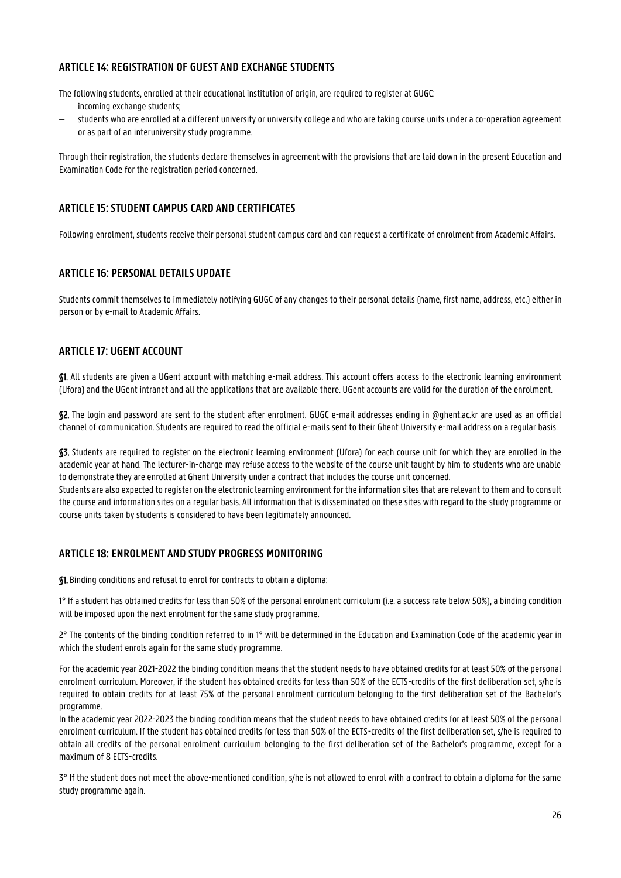## ARTICLE 14: REGISTRATION OF GUEST AND EXCHANGE STUDENTS

The following students, enrolled at their educational institution of origin, are required to register at GUGC:

- incoming exchange students;
- students who are enrolled at a different university or university college and who are taking course units under a co-operation agreement or as part of an interuniversity study programme.

Through their registration, the students declare themselves in agreement with the provisions that are laid down in the present Education and Examination Code for the registration period concerned.

## ARTICLE 15: STUDENT CAMPUS CARD AND CERTIFICATES

Following enrolment, students receive their personal student campus card and can request a certificate of enrolment from Academic Affairs.

## ARTICLE 16: PERSONAL DETAILS UPDATE

Students commit themselves to immediately notifying GUGC of any changes to their personal details (name, first name, address, etc.) either in person or by e-mail to Academic Affairs.

## ARTICLE 17: UGENT ACCOUNT

**§1.** All students are given a UGent account with matching e-mail address. This account offers access to the electronic learning environment (Ufora) and the UGent intranet and all the applications that are available there. UGent accounts are valid for the duration of the enrolment.

**§2.** The login and password are sent to the student after enrolment. GUGC e-mail addresses ending in @ghent.ac.kr are used as an official channel of communication. Students are required to read the official e-mails sent to their Ghent University e-mail address on a regular basis.

**§3.** Students are required to register on the electronic learning environment (Ufora) for each course unit for which they are enrolled in the academic year at hand. The lecturer-in-charge may refuse access to the website of the course unit taught by him to students who are unable to demonstrate they are enrolled at Ghent University under a contract that includes the course unit concerned.
Students are also expected to register on the electronic learning environment for the information sites that are relevant to them and to consult the course and information sites on a regular basis. All information that is disseminated on these sites with regard to the study programme or course units taken by students is considered to have been legitimately announced.

## ARTICLE 18: ENROLMENT AND STUDY PROGRESS MONITORING

**§1.** Binding conditions and refusal to enrol for contracts to obtain a diploma:

1° If a student has obtained credits for less than 50% of the personal enrolment curriculum (i.e. a success rate below 50%), a binding condition will be imposed upon the next enrolment for the same study programme.

2° The contents of the binding condition referred to in 1° will be determined in the Education and Examination Code of the academic year in which the student enrols again for the same study programme.

For the academic year 2021-2022 the binding condition means that the student needs to have obtained credits for at least 50% of the personal enrolment curriculum. Moreover, if the student has obtained credits for less than 50% of the ECTS-credits of the first deliberation set, s/he is required to obtain credits for at least 75% of the personal enrolment curriculum belonging to the first deliberation set of the Bachelor's programme.
In the academic year 2022-2023 the binding condition means that the student needs to have obtained credits for at least 50% of the personal enrolment curriculum. If the student has obtained credits for less than 50% of the ECTS-credits of the first deliberation set, s/he is required to obtain all credits of the personal enrolment curriculum belonging to the first deliberation set of the Bachelor's programme, except for a maximum of 8 ECTS-credits.

3° If the student does not meet the above-mentioned condition, s/he is not allowed to enrol with a contract to obtain a diploma for the same study programme again.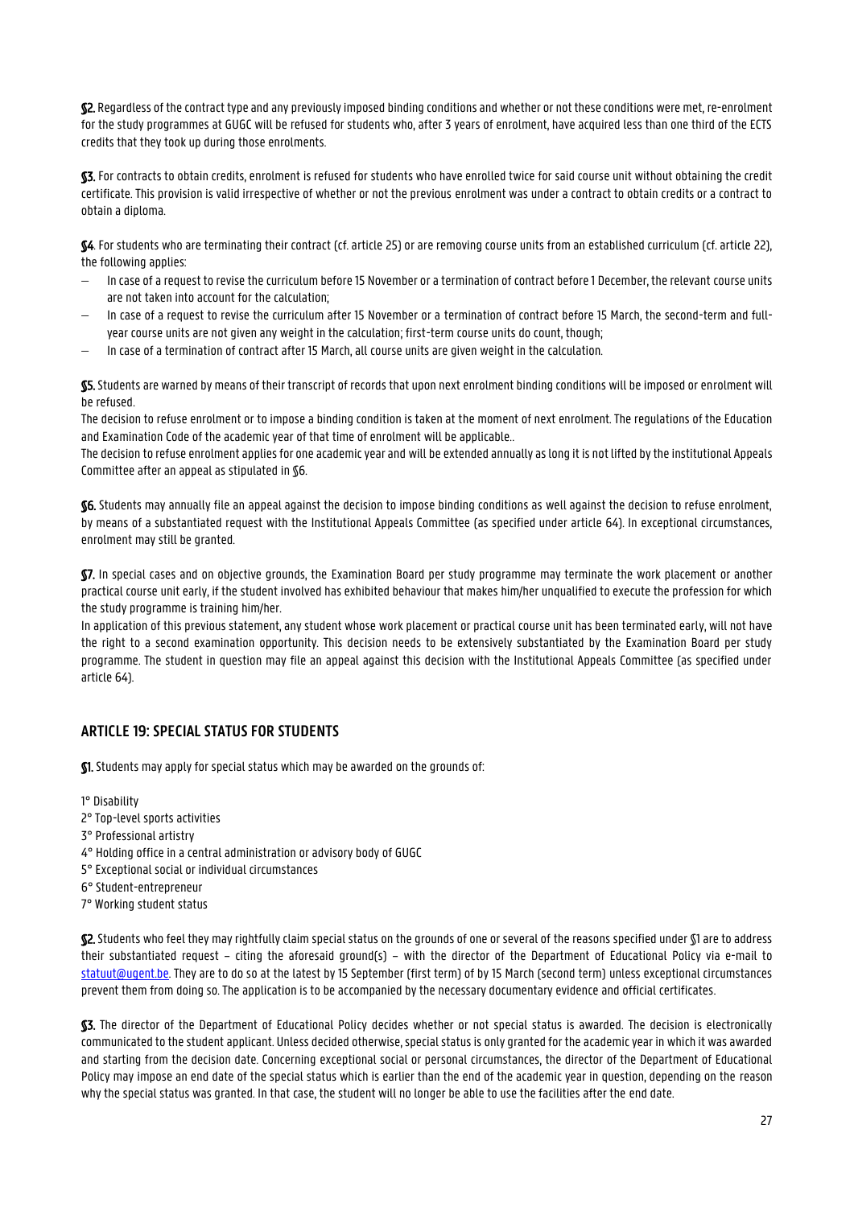**§2.** Regardless of the contract type and any previously imposed binding conditions and whether or not these conditions were met, re-enrolment for the study programmes at GUGC will be refused for students who, after 3 years of enrolment, have acquired less than one third of the ECTS credits that they took up during those enrolments.

**§3.** For contracts to obtain credits, enrolment is refused for students who have enrolled twice for said course unit without obtaining the credit certificate. This provision is valid irrespective of whether or not the previous enrolment was under a contract to obtain credits or a contract to obtain a diploma.

**§4**. For students who are terminating their contract (cf. article 25) or are removing course units from an established curriculum (cf. article 22), the following applies:

- In case of a request to revise the curriculum before 15 November or a termination of contract before 1 December, the relevant course units are not taken into account for the calculation;
- In case of a request to revise the curriculum after 15 November or a termination of contract before 15 March, the second-term and full-year course units are not given any weight in the calculation; first-term course units do count, though;
- In case of a termination of contract after 15 March, all course units are given weight in the calculation.

**§5.** Students are warned by means of their transcript of records that upon next enrolment binding conditions will be imposed or enrolment will be refused.

The decision to refuse enrolment or to impose a binding condition is taken at the moment of next enrolment. The regulations of the Education and Examination Code of the academic year of that time of enrolment will be applicable..

The decision to refuse enrolment applies for one academic year and will be extended annually as long it is not lifted by the institutional Appeals Committee after an appeal as stipulated in §6.

**§6.** Students may annually file an appeal against the decision to impose binding conditions as well against the decision to refuse enrolment, by means of a substantiated request with the Institutional Appeals Committee (as specified under article 64). In exceptional circumstances, enrolment may still be granted.

**§7.** In special cases and on objective grounds, the Examination Board per study programme may terminate the work placement or another practical course unit early, if the student involved has exhibited behaviour that makes him/her unqualified to execute the profession for which the study programme is training him/her.

In application of this previous statement, any student whose work placement or practical course unit has been terminated early, will not have the right to a second examination opportunity. This decision needs to be extensively substantiated by the Examination Board per study programme. The student in question may file an appeal against this decision with the Institutional Appeals Committee (as specified under article 64).

## ARTICLE 19: SPECIAL STATUS FOR STUDENTS

**§1.** Students may apply for special status which may be awarded on the grounds of:

1° Disability
2° Top-level sports activities
3° Professional artistry
4° Holding office in a central administration or advisory body of GUGC
5° Exceptional social or individual circumstances
6° Student-entrepreneur
7° Working student status

**§2.** Students who feel they may rightfully claim special status on the grounds of one or several of the reasons specified under §1 are to address their substantiated request – citing the aforesaid ground(s) – with the director of the Department of Educational Policy via e-mail to statuut@ugent.be. They are to do so at the latest by 15 September (first term) of by 15 March (second term) unless exceptional circumstances prevent them from doing so. The application is to be accompanied by the necessary documentary evidence and official certificates.

**§3.** The director of the Department of Educational Policy decides whether or not special status is awarded. The decision is electronically communicated to the student applicant. Unless decided otherwise, special status is only granted for the academic year in which it was awarded and starting from the decision date. Concerning exceptional social or personal circumstances, the director of the Department of Educational Policy may impose an end date of the special status which is earlier than the end of the academic year in question, depending on the reason why the special status was granted. In that case, the student will no longer be able to use the facilities after the end date.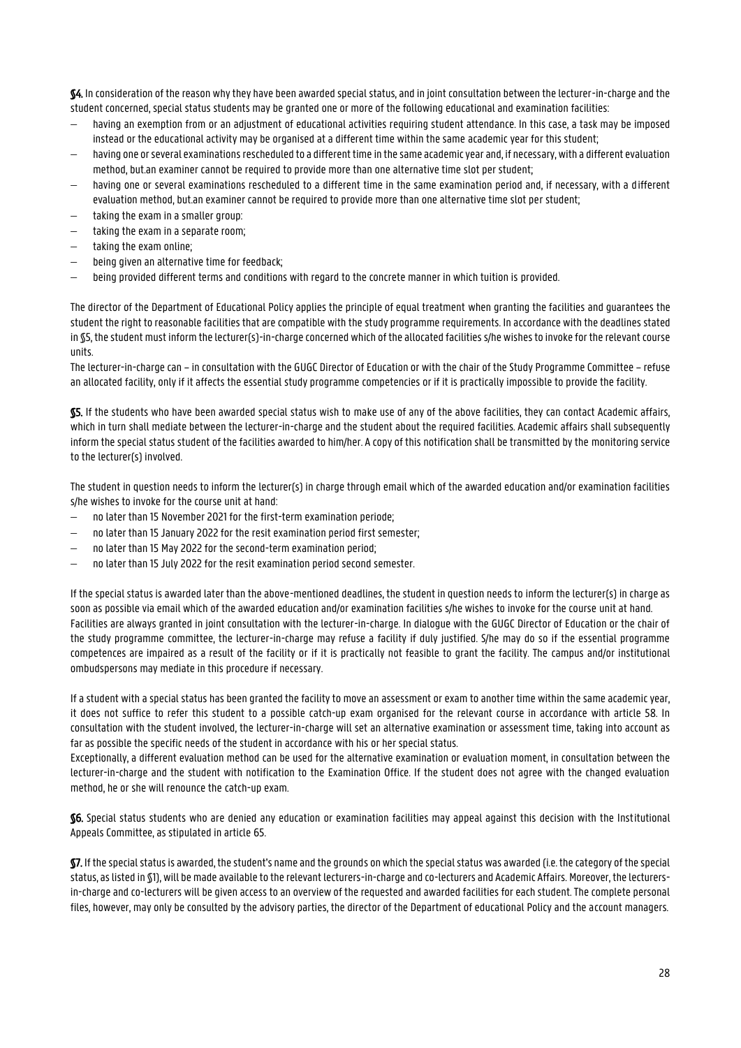**§4.** In consideration of the reason why they have been awarded special status, and in joint consultation between the lecturer-in-charge and the student concerned, special status students may be granted one or more of the following educational and examination facilities:

- having an exemption from or an adjustment of educational activities requiring student attendance. In this case, a task may be imposed instead or the educational activity may be organised at a different time within the same academic year for this student;
- having one or several examinations rescheduled to a different time in the same academic year and, if necessary, with a different evaluation method, but.an examiner cannot be required to provide more than one alternative time slot per student;
- having one or several examinations rescheduled to a different time in the same examination period and, if necessary, with a different evaluation method, but.an examiner cannot be required to provide more than one alternative time slot per student;
- taking the exam in a smaller group:
- taking the exam in a separate room;
- taking the exam online;
- being given an alternative time for feedback;
- being provided different terms and conditions with regard to the concrete manner in which tuition is provided.

The director of the Department of Educational Policy applies the principle of equal treatment when granting the facilities and guarantees the student the right to reasonable facilities that are compatible with the study programme requirements. In accordance with the deadlines stated in §5, the student must inform the lecturer(s)-in-charge concerned which of the allocated facilities s/he wishes to invoke for the relevant course units.

The lecturer-in-charge can – in consultation with the GUGC Director of Education or with the chair of the Study Programme Committee – refuse an allocated facility, only if it affects the essential study programme competencies or if it is practically impossible to provide the facility.

**§5.** If the students who have been awarded special status wish to make use of any of the above facilities, they can contact Academic affairs, which in turn shall mediate between the lecturer-in-charge and the student about the required facilities. Academic affairs shall subsequently inform the special status student of the facilities awarded to him/her. A copy of this notification shall be transmitted by the monitoring service to the lecturer(s) involved.

The student in question needs to inform the lecturer(s) in charge through email which of the awarded education and/or examination facilities s/he wishes to invoke for the course unit at hand:

- no later than 15 November 2021 for the first-term examination periode;
- no later than 15 January 2022 for the resit examination period first semester;
- no later than 15 May 2022 for the second-term examination period;
- no later than 15 July 2022 for the resit examination period second semester.

If the special status is awarded later than the above-mentioned deadlines, the student in question needs to inform the lecturer(s) in charge as soon as possible via email which of the awarded education and/or examination facilities s/he wishes to invoke for the course unit at hand.
Facilities are always granted in joint consultation with the lecturer-in-charge. In dialogue with the GUGC Director of Education or the chair of the study programme committee, the lecturer-in-charge may refuse a facility if duly justified. S/he may do so if the essential programme competences are impaired as a result of the facility or if it is practically not feasible to grant the facility. The campus and/or institutional ombudspersons may mediate in this procedure if necessary.

If a student with a special status has been granted the facility to move an assessment or exam to another time within the same academic year, it does not suffice to refer this student to a possible catch-up exam organised for the relevant course in accordance with article 58. In consultation with the student involved, the lecturer-in-charge will set an alternative examination or assessment time, taking into account as far as possible the specific needs of the student in accordance with his or her special status.
Exceptionally, a different evaluation method can be used for the alternative examination or evaluation moment, in consultation between the lecturer-in-charge and the student with notification to the Examination Office. If the student does not agree with the changed evaluation method, he or she will renounce the catch-up exam.

**§6.** Special status students who are denied any education or examination facilities may appeal against this decision with the Institutional Appeals Committee, as stipulated in article 65.

**§7.** If the special status is awarded, the student's name and the grounds on which the special status was awarded (i.e. the category of the special status, as listed in §1), will be made available to the relevant lecturers-in-charge and co-lecturers and Academic Affairs. Moreover, the lecturers-in-charge and co-lecturers will be given access to an overview of the requested and awarded facilities for each student. The complete personal files, however, may only be consulted by the advisory parties, the director of the Department of educational Policy and the account managers.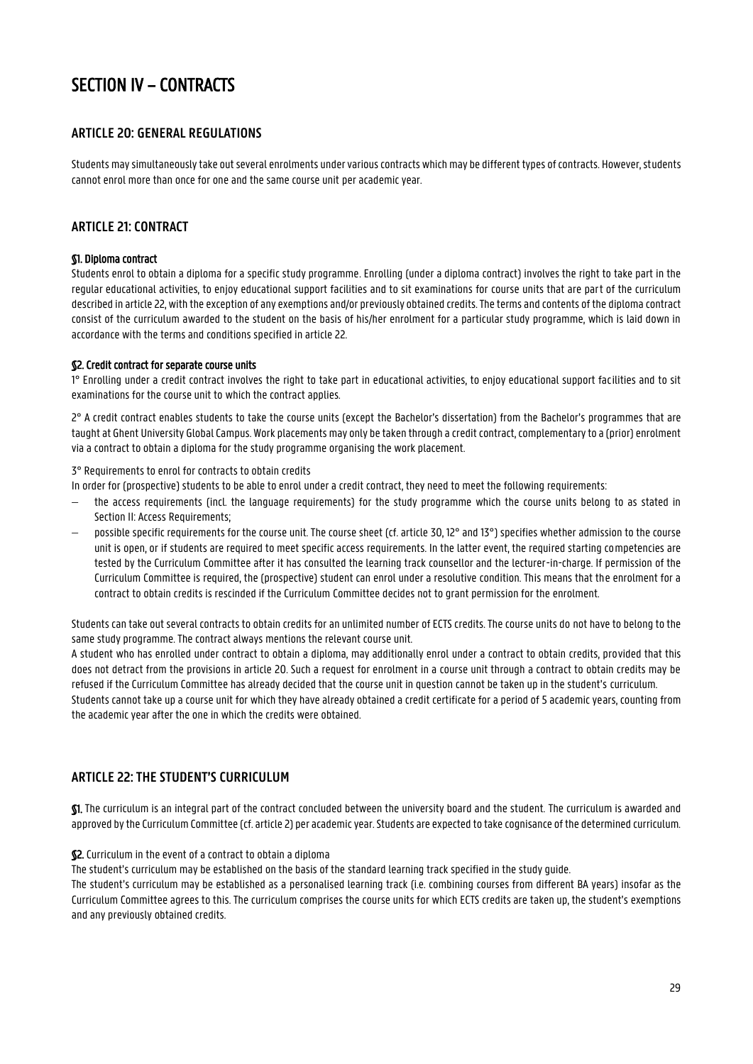# SECTION IV – CONTRACTS

## ARTICLE 20: GENERAL REGULATIONS

Students may simultaneously take out several enrolments under various contracts which may be different types of contracts. However, students cannot enrol more than once for one and the same course unit per academic year.

## ARTICLE 21: CONTRACT

**§1. Diploma contract**

Students enrol to obtain a diploma for a specific study programme. Enrolling (under a diploma contract) involves the right to take part in the regular educational activities, to enjoy educational support facilities and to sit examinations for course units that are part of the curriculum described in article 22, with the exception of any exemptions and/or previously obtained credits. The terms and contents of the diploma contract consist of the curriculum awarded to the student on the basis of his/her enrolment for a particular study programme, which is laid down in accordance with the terms and conditions specified in article 22.

**§2. Credit contract for separate course units**

1° Enrolling under a credit contract involves the right to take part in educational activities, to enjoy educational support facilities and to sit examinations for the course unit to which the contract applies.

2° A credit contract enables students to take the course units (except the Bachelor's dissertation) from the Bachelor's programmes that are taught at Ghent University Global Campus. Work placements may only be taken through a credit contract, complementary to a (prior) enrolment via a contract to obtain a diploma for the study programme organising the work placement.

3° Requirements to enrol for contracts to obtain credits

In order for (prospective) students to be able to enrol under a credit contract, they need to meet the following requirements:

- the access requirements (incl. the language requirements) for the study programme which the course units belong to as stated in Section II: Access Requirements;
- possible specific requirements for the course unit. The course sheet (cf. article 30, 12° and 13°) specifies whether admission to the course unit is open, or if students are required to meet specific access requirements. In the latter event, the required starting competencies are tested by the Curriculum Committee after it has consulted the learning track counsellor and the lecturer-in-charge. If permission of the Curriculum Committee is required, the (prospective) student can enrol under a resolutive condition. This means that the enrolment for a contract to obtain credits is rescinded if the Curriculum Committee decides not to grant permission for the enrolment.

Students can take out several contracts to obtain credits for an unlimited number of ECTS credits. The course units do not have to belong to the same study programme. The contract always mentions the relevant course unit.

A student who has enrolled under contract to obtain a diploma, may additionally enrol under a contract to obtain credits, provided that this does not detract from the provisions in article 20. Such a request for enrolment in a course unit through a contract to obtain credits may be refused if the Curriculum Committee has already decided that the course unit in question cannot be taken up in the student's curriculum.

Students cannot take up a course unit for which they have already obtained a credit certificate for a period of 5 academic years, counting from the academic year after the one in which the credits were obtained.

## ARTICLE 22: THE STUDENT'S CURRICULUM

**§1.** The curriculum is an integral part of the contract concluded between the university board and the student. The curriculum is awarded and approved by the Curriculum Committee (cf. article 2) per academic year. Students are expected to take cognisance of the determined curriculum.

**§2.** Curriculum in the event of a contract to obtain a diploma

The student's curriculum may be established on the basis of the standard learning track specified in the study guide.

The student's curriculum may be established as a personalised learning track (i.e. combining courses from different BA years) insofar as the Curriculum Committee agrees to this. The curriculum comprises the course units for which ECTS credits are taken up, the student's exemptions and any previously obtained credits.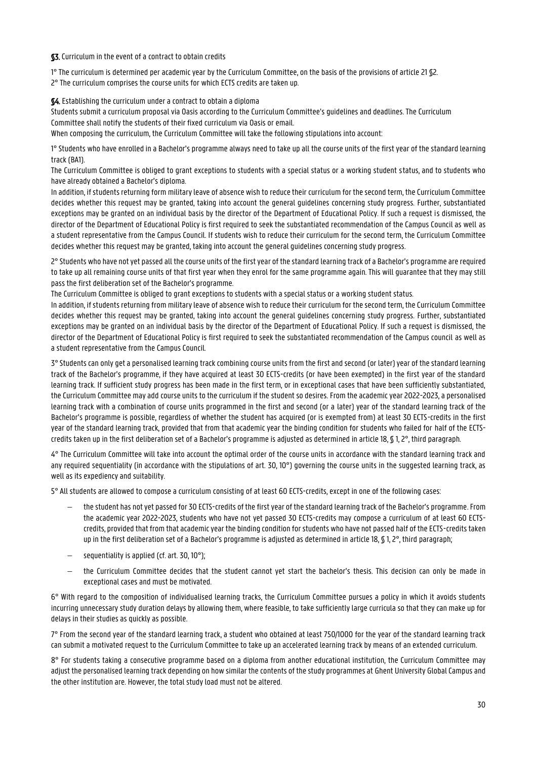**§3.** Curriculum in the event of a contract to obtain credits

1° The curriculum is determined per academic year by the Curriculum Committee, on the basis of the provisions of article 21 §2.
2° The curriculum comprises the course units for which ECTS credits are taken up.

**§4.** Establishing the curriculum under a contract to obtain a diploma

Students submit a curriculum proposal via Oasis according to the Curriculum Committee's guidelines and deadlines. The Curriculum Committee shall notify the students of their fixed curriculum via Oasis or email.
When composing the curriculum, the Curriculum Committee will take the following stipulations into account:

1° Students who have enrolled in a Bachelor's programme always need to take up all the course units of the first year of the standard learning track (BA1).
The Curriculum Committee is obliged to grant exceptions to students with a special status or a working student status, and to students who have already obtained a Bachelor's diploma.
In addition, if students returning form military leave of absence wish to reduce their curriculum for the second term, the Curriculum Committee decides whether this request may be granted, taking into account the general guidelines concerning study progress. Further, substantiated exceptions may be granted on an individual basis by the director of the Department of Educational Policy. If such a request is dismissed, the director of the Department of Educational Policy is first required to seek the substantiated recommendation of the Campus Council as well as a student representative from the Campus Council. If students wish to reduce their curriculum for the second term, the Curriculum Committee decides whether this request may be granted, taking into account the general guidelines concerning study progress.

2° Students who have not yet passed all the course units of the first year of the standard learning track of a Bachelor's programme are required to take up all remaining course units of that first year when they enrol for the same programme again. This will guarantee that they may still pass the first deliberation set of the Bachelor's programme.
The Curriculum Committee is obliged to grant exceptions to students with a special status or a working student status.
In addition, if students returning from military leave of absence wish to reduce their curriculum for the second term, the Curriculum Committee decides whether this request may be granted, taking into account the general guidelines concerning study progress. Further, substantiated exceptions may be granted on an individual basis by the director of the Department of Educational Policy. If such a request is dismissed, the director of the Department of Educational Policy is first required to seek the substantiated recommendation of the Campus council as well as a student representative from the Campus Council.

3° Students can only get a personalised learning track combining course units from the first and second (or later) year of the standard learning track of the Bachelor's programme, if they have acquired at least 30 ECTS-credits (or have been exempted) in the first year of the standard learning track. If sufficient study progress has been made in the first term, or in exceptional cases that have been sufficiently substantiated, the Curriculum Committee may add course units to the curriculum if the student so desires. From the academic year 2022-2023, a personalised learning track with a combination of course units programmed in the first and second (or a later) year of the standard learning track of the Bachelor's programme is possible, regardless of whether the student has acquired (or is exempted from) at least 30 ECTS-credits in the first year of the standard learning track, provided that from that academic year the binding condition for students who failed for half of the ECTS-credits taken up in the first deliberation set of a Bachelor's programme is adjusted as determined in article 18, § 1, 2°, third paragraph.

4° The Curriculum Committee will take into account the optimal order of the course units in accordance with the standard learning track and any required sequentiality (in accordance with the stipulations of art. 30, 10°) governing the course units in the suggested learning track, as well as its expediency and suitability.

5° All students are allowed to compose a curriculum consisting of at least 60 ECTS-credits, except in one of the following cases:

- the student has not yet passed for 30 ECTS-credits of the first year of the standard learning track of the Bachelor's programme. From the academic year 2022-2023, students who have not yet passed 30 ECTS-credits may compose a curriculum of at least 60 ECTS-credits, provided that from that academic year the binding condition for students who have not passed half of the ECTS-credits taken up in the first deliberation set of a Bachelor's programme is adjusted as determined in article 18, § 1, 2°, third paragraph;
- sequentiality is applied (cf. art. 30, 10°);
- the Curriculum Committee decides that the student cannot yet start the bachelor's thesis. This decision can only be made in exceptional cases and must be motivated.

6° With regard to the composition of individualised learning tracks, the Curriculum Committee pursues a policy in which it avoids students incurring unnecessary study duration delays by allowing them, where feasible, to take sufficiently large curricula so that they can make up for delays in their studies as quickly as possible.

7° From the second year of the standard learning track, a student who obtained at least 750/1000 for the year of the standard learning track can submit a motivated request to the Curriculum Committee to take up an accelerated learning track by means of an extended curriculum.

8° For students taking a consecutive programme based on a diploma from another educational institution, the Curriculum Committee may adjust the personalised learning track depending on how similar the contents of the study programmes at Ghent University Global Campus and the other institution are. However, the total study load must not be altered.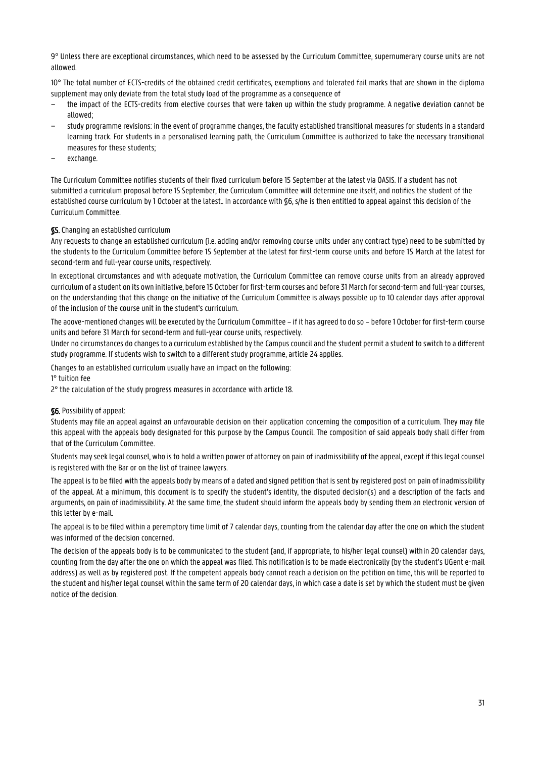9° Unless there are exceptional circumstances, which need to be assessed by the Curriculum Committee, supernumerary course units are not allowed.

10° The total number of ECTS-credits of the obtained credit certificates, exemptions and tolerated fail marks that are shown in the diploma supplement may only deviate from the total study load of the programme as a consequence of

- the impact of the ECTS-credits from elective courses that were taken up within the study programme. A negative deviation cannot be allowed;
- study programme revisions: in the event of programme changes, the faculty established transitional measures for students in a standard learning track. For students in a personalised learning path, the Curriculum Committee is authorized to take the necessary transitional measures for these students;
- exchange.

The Curriculum Committee notifies students of their fixed curriculum before 15 September at the latest via OASIS. If a student has not submitted a curriculum proposal before 15 September, the Curriculum Committee will determine one itself, and notifies the student of the established course curriculum by 1 October at the latest.. In accordance with §6, s/he is then entitled to appeal against this decision of the Curriculum Committee.

**§5.** Changing an established curriculum

Any requests to change an established curriculum (i.e. adding and/or removing course units under any contract type) need to be submitted by the students to the Curriculum Committee before 15 September at the latest for first-term course units and before 15 March at the latest for second-term and full-year course units, respectively.

In exceptional circumstances and with adequate motivation, the Curriculum Committee can remove course units from an already approved curriculum of a student on its own initiative, before 15 October for first-term courses and before 31 March for second-term and full-year courses, on the understanding that this change on the initiative of the Curriculum Committee is always possible up to 10 calendar days after approval of the inclusion of the course unit in the student's curriculum.

The aoove-mentioned changes will be executed by the Curriculum Committee – if it has agreed to do so – before 1 October for first-term course units and before 31 March for second-term and full-year course units, respectively.

Under no circumstances do changes to a curriculum established by the Campus council and the student permit a student to switch to a different study programme. If students wish to switch to a different study programme, article 24 applies.

Changes to an established curriculum usually have an impact on the following:

1° tuition fee

2° the calculation of the study progress measures in accordance with article 18.

**§6.** Possibility of appeal:

Students may file an appeal against an unfavourable decision on their application concerning the composition of a curriculum. They may file this appeal with the appeals body designated for this purpose by the Campus Council. The composition of said appeals body shall differ from that of the Curriculum Committee.

Students may seek legal counsel, who is to hold a written power of attorney on pain of inadmissibility of the appeal, except if this legal counsel is registered with the Bar or on the list of trainee lawyers.

The appeal is to be filed with the appeals body by means of a dated and signed petition that is sent by registered post on pain of inadmissibility of the appeal. At a minimum, this document is to specify the student's identity, the disputed decision(s) and a description of the facts and arguments, on pain of inadmissibility. At the same time, the student should inform the appeals body by sending them an electronic version of this letter by e-mail.

The appeal is to be filed within a peremptory time limit of 7 calendar days, counting from the calendar day after the one on which the student was informed of the decision concerned.

The decision of the appeals body is to be communicated to the student (and, if appropriate, to his/her legal counsel) within 20 calendar days, counting from the day after the one on which the appeal was filed. This notification is to be made electronically (by the student's UGent e-mail address) as well as by registered post. If the competent appeals body cannot reach a decision on the petition on time, this will be reported to the student and his/her legal counsel within the same term of 20 calendar days, in which case a date is set by which the student must be given notice of the decision.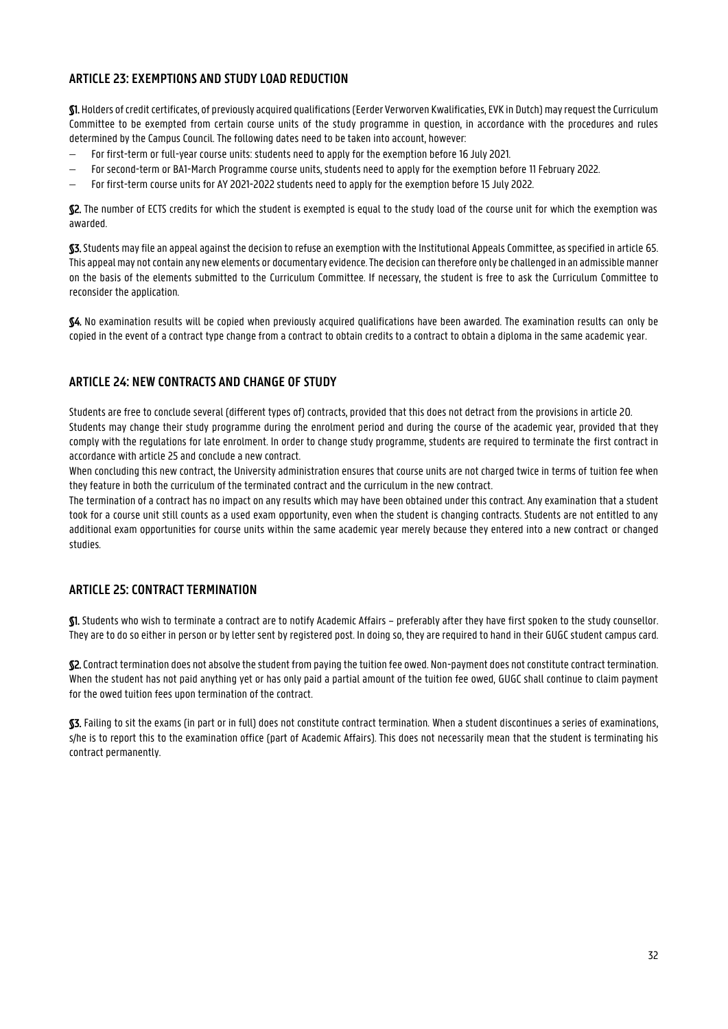## ARTICLE 23: EXEMPTIONS AND STUDY LOAD REDUCTION

**§1.** Holders of credit certificates, of previously acquired qualifications (Eerder Verworven Kwalificaties, EVK in Dutch) may request the Curriculum Committee to be exempted from certain course units of the study programme in question, in accordance with the procedures and rules determined by the Campus Council. The following dates need to be taken into account, however:

- For first-term or full-year course units: students need to apply for the exemption before 16 July 2021.
- For second-term or BA1-March Programme course units, students need to apply for the exemption before 11 February 2022.
- For first-term course units for AY 2021-2022 students need to apply for the exemption before 15 July 2022.

**§2.** The number of ECTS credits for which the student is exempted is equal to the study load of the course unit for which the exemption was awarded.

**§3.** Students may file an appeal against the decision to refuse an exemption with the Institutional Appeals Committee, as specified in article 65. This appeal may not contain any new elements or documentary evidence. The decision can therefore only be challenged in an admissible manner on the basis of the elements submitted to the Curriculum Committee. If necessary, the student is free to ask the Curriculum Committee to reconsider the application.

**§4.** No examination results will be copied when previously acquired qualifications have been awarded. The examination results can only be copied in the event of a contract type change from a contract to obtain credits to a contract to obtain a diploma in the same academic year.

## ARTICLE 24: NEW CONTRACTS AND CHANGE OF STUDY

Students are free to conclude several (different types of) contracts, provided that this does not detract from the provisions in article 20.
Students may change their study programme during the enrolment period and during the course of the academic year, provided that they comply with the regulations for late enrolment. In order to change study programme, students are required to terminate the first contract in accordance with article 25 and conclude a new contract.
When concluding this new contract, the University administration ensures that course units are not charged twice in terms of tuition fee when they feature in both the curriculum of the terminated contract and the curriculum in the new contract.
The termination of a contract has no impact on any results which may have been obtained under this contract. Any examination that a student took for a course unit still counts as a used exam opportunity, even when the student is changing contracts. Students are not entitled to any additional exam opportunities for course units within the same academic year merely because they entered into a new contract or changed studies.

## ARTICLE 25: CONTRACT TERMINATION

**§1.** Students who wish to terminate a contract are to notify Academic Affairs – preferably after they have first spoken to the study counsellor. They are to do so either in person or by letter sent by registered post. In doing so, they are required to hand in their GUGC student campus card.

**§2.** Contract termination does not absolve the student from paying the tuition fee owed. Non-payment does not constitute contract termination. When the student has not paid anything yet or has only paid a partial amount of the tuition fee owed, GUGC shall continue to claim payment for the owed tuition fees upon termination of the contract.

**§3.** Failing to sit the exams (in part or in full) does not constitute contract termination. When a student discontinues a series of examinations, s/he is to report this to the examination office (part of Academic Affairs). This does not necessarily mean that the student is terminating his contract permanently.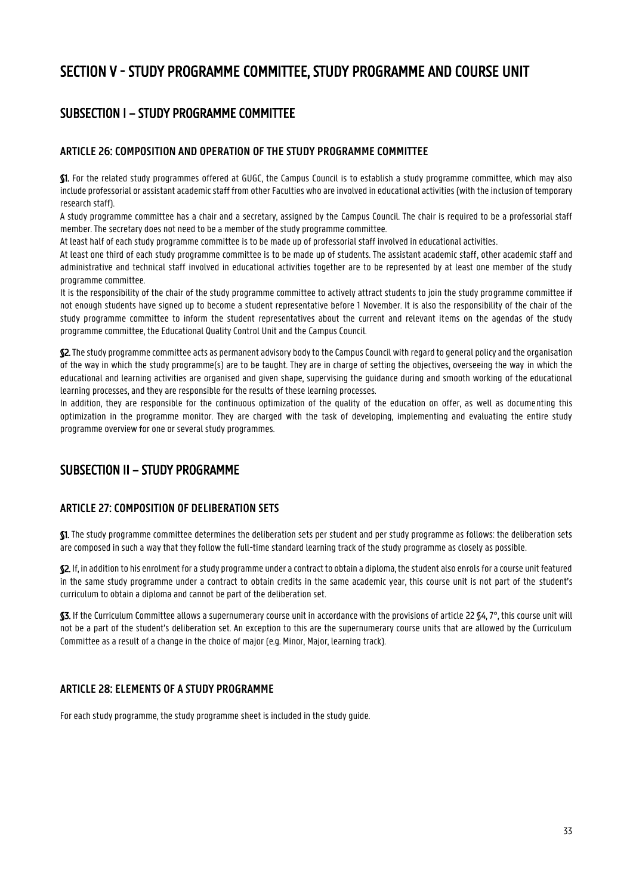# SECTION V - STUDY PROGRAMME COMMITTEE, STUDY PROGRAMME AND COURSE UNIT

## SUBSECTION I – STUDY PROGRAMME COMMITTEE

### ARTICLE 26: COMPOSITION AND OPERATION OF THE STUDY PROGRAMME COMMITTEE

**§1.** For the related study programmes offered at GUGC, the Campus Council is to establish a study programme committee, which may also include professorial or assistant academic staff from other Faculties who are involved in educational activities (with the inclusion of temporary research staff).

A study programme committee has a chair and a secretary, assigned by the Campus Council. The chair is required to be a professorial staff member. The secretary does not need to be a member of the study programme committee.

At least half of each study programme committee is to be made up of professorial staff involved in educational activities.

At least one third of each study programme committee is to be made up of students. The assistant academic staff, other academic staff and administrative and technical staff involved in educational activities together are to be represented by at least one member of the study programme committee.

It is the responsibility of the chair of the study programme committee to actively attract students to join the study programme committee if not enough students have signed up to become a student representative before 1 November. It is also the responsibility of the chair of the study programme committee to inform the student representatives about the current and relevant items on the agendas of the study programme committee, the Educational Quality Control Unit and the Campus Council.

**§2.** The study programme committee acts as permanent advisory body to the Campus Council with regard to general policy and the organisation of the way in which the study programme(s) are to be taught. They are in charge of setting the objectives, overseeing the way in which the educational and learning activities are organised and given shape, supervising the guidance during and smooth working of the educational learning processes, and they are responsible for the results of these learning processes.

In addition, they are responsible for the continuous optimization of the quality of the education on offer, as well as documenting this optimization in the programme monitor. They are charged with the task of developing, implementing and evaluating the entire study programme overview for one or several study programmes.

## SUBSECTION II – STUDY PROGRAMME

### ARTICLE 27: COMPOSITION OF DELIBERATION SETS

**§1.** The study programme committee determines the deliberation sets per student and per study programme as follows: the deliberation sets are composed in such a way that they follow the full-time standard learning track of the study programme as closely as possible.

**§2.** If, in addition to his enrolment for a study programme under a contract to obtain a diploma, the student also enrols for a course unit featured in the same study programme under a contract to obtain credits in the same academic year, this course unit is not part of the student's curriculum to obtain a diploma and cannot be part of the deliberation set.

**§3.** If the Curriculum Committee allows a supernumerary course unit in accordance with the provisions of article 22 §4, 7°, this course unit will not be a part of the student's deliberation set. An exception to this are the supernumerary course units that are allowed by the Curriculum Committee as a result of a change in the choice of major (e.g. Minor, Major, learning track).

### ARTICLE 28: ELEMENTS OF A STUDY PROGRAMME

For each study programme, the study programme sheet is included in the study guide.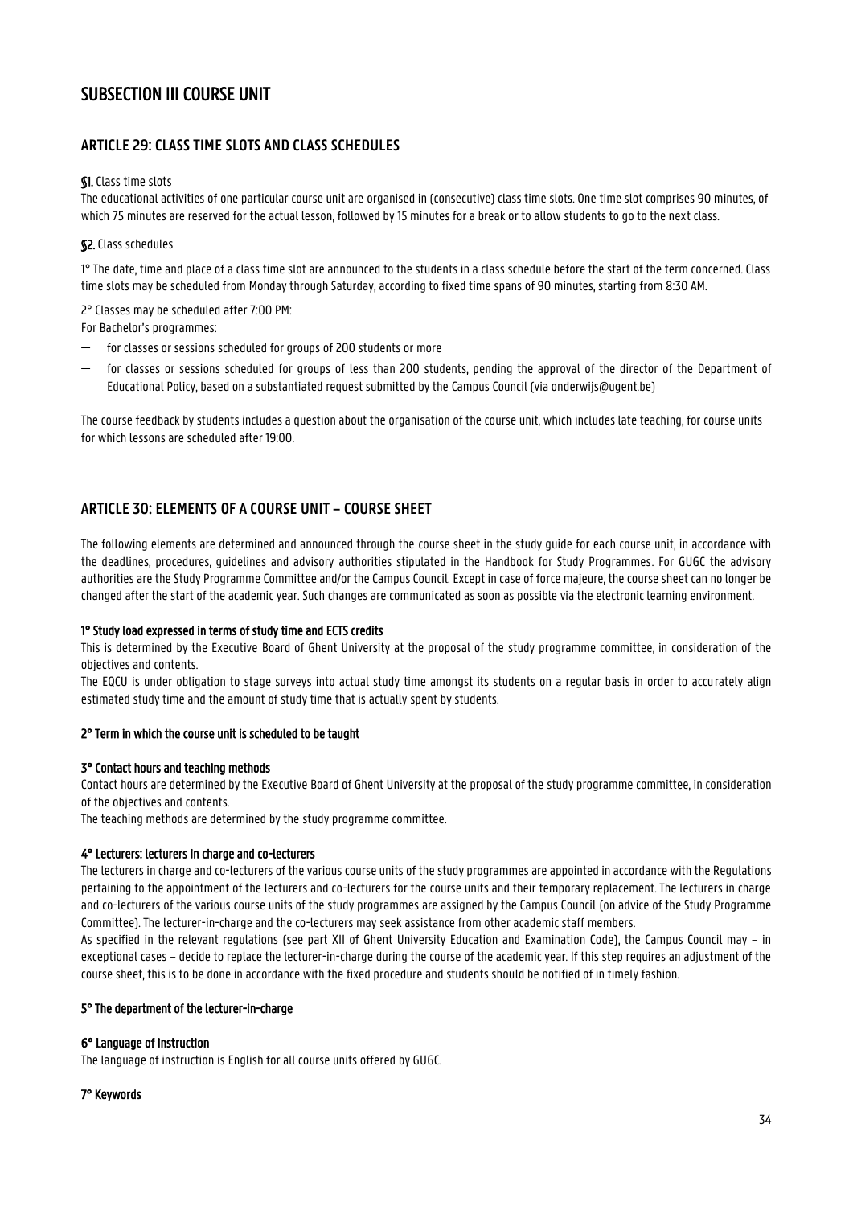# SUBSECTION III COURSE UNIT

## ARTICLE 29: CLASS TIME SLOTS AND CLASS SCHEDULES

**§1.** Class time slots

The educational activities of one particular course unit are organised in (consecutive) class time slots. One time slot comprises 90 minutes, of which 75 minutes are reserved for the actual lesson, followed by 15 minutes for a break or to allow students to go to the next class.

**§2.** Class schedules

1° The date, time and place of a class time slot are announced to the students in a class schedule before the start of the term concerned. Class time slots may be scheduled from Monday through Saturday, according to fixed time spans of 90 minutes, starting from 8:30 AM.

2° Classes may be scheduled after 7:00 PM:

For Bachelor's programmes:

- for classes or sessions scheduled for groups of 200 students or more
- for classes or sessions scheduled for groups of less than 200 students, pending the approval of the director of the Department of Educational Policy, based on a substantiated request submitted by the Campus Council (via onderwijs@ugent.be)

The course feedback by students includes a question about the organisation of the course unit, which includes late teaching, for course units for which lessons are scheduled after 19:00.

## ARTICLE 30: ELEMENTS OF A COURSE UNIT – COURSE SHEET

The following elements are determined and announced through the course sheet in the study guide for each course unit, in accordance with the deadlines, procedures, guidelines and advisory authorities stipulated in the Handbook for Study Programmes. For GUGC the advisory authorities are the Study Programme Committee and/or the Campus Council. Except in case of force majeure, the course sheet can no longer be changed after the start of the academic year. Such changes are communicated as soon as possible via the electronic learning environment.

**1° Study load expressed in terms of study time and ECTS credits**

This is determined by the Executive Board of Ghent University at the proposal of the study programme committee, in consideration of the objectives and contents.

The EQCU is under obligation to stage surveys into actual study time amongst its students on a regular basis in order to accurately align estimated study time and the amount of study time that is actually spent by students.

**2° Term in which the course unit is scheduled to be taught**

**3° Contact hours and teaching methods**

Contact hours are determined by the Executive Board of Ghent University at the proposal of the study programme committee, in consideration of the objectives and contents.

The teaching methods are determined by the study programme committee.

**4° Lecturers: lecturers in charge and co-lecturers**

The lecturers in charge and co-lecturers of the various course units of the study programmes are appointed in accordance with the Regulations pertaining to the appointment of the lecturers and co-lecturers for the course units and their temporary replacement. The lecturers in charge and co-lecturers of the various course units of the study programmes are assigned by the Campus Council (on advice of the Study Programme Committee). The lecturer-in-charge and the co-lecturers may seek assistance from other academic staff members.

As specified in the relevant regulations (see part XII of Ghent University Education and Examination Code), the Campus Council may – in exceptional cases – decide to replace the lecturer-in-charge during the course of the academic year. If this step requires an adjustment of the course sheet, this is to be done in accordance with the fixed procedure and students should be notified of in timely fashion.

**5° The department of the lecturer-in-charge**

**6° Language of instruction**

The language of instruction is English for all course units offered by GUGC.

**7° Keywords**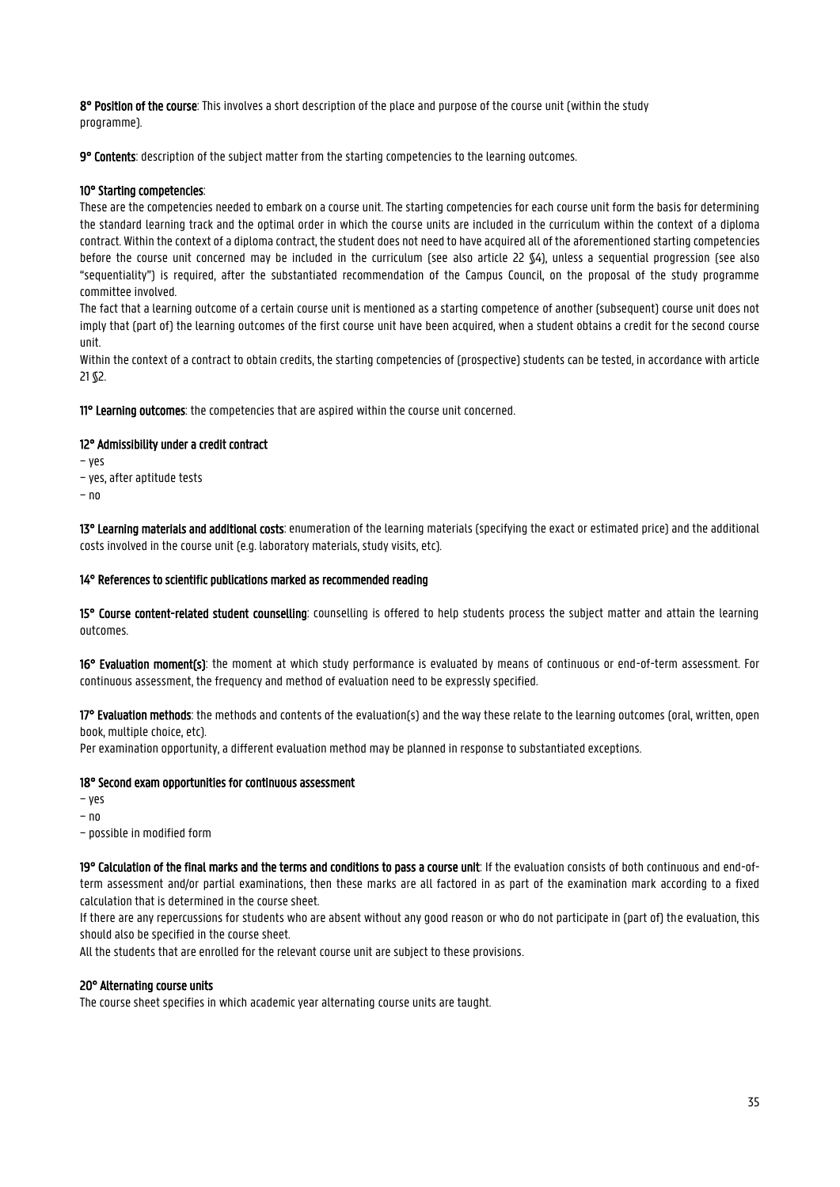**8° Position of the course**: This involves a short description of the place and purpose of the course unit (within the study programme).

**9° Contents**: description of the subject matter from the starting competencies to the learning outcomes.

**10° Starting competencies**:

These are the competencies needed to embark on a course unit. The starting competencies for each course unit form the basis for determining the standard learning track and the optimal order in which the course units are included in the curriculum within the context of a diploma contract. Within the context of a diploma contract, the student does not need to have acquired all of the aforementioned starting competencies before the course unit concerned may be included in the curriculum (see also article 22 §4), unless a sequential progression (see also "sequentiality") is required, after the substantiated recommendation of the Campus Council, on the proposal of the study programme committee involved.

The fact that a learning outcome of a certain course unit is mentioned as a starting competence of another (subsequent) course unit does not imply that (part of) the learning outcomes of the first course unit have been acquired, when a student obtains a credit for the second course unit.

Within the context of a contract to obtain credits, the starting competencies of (prospective) students can be tested, in accordance with article 21 §2.

**11° Learning outcomes**: the competencies that are aspired within the course unit concerned.

**12° Admissibility under a credit contract**

– yes
– yes, after aptitude tests
– no

**13° Learning materials and additional costs**: enumeration of the learning materials (specifying the exact or estimated price) and the additional costs involved in the course unit (e.g. laboratory materials, study visits, etc).

**14° References to scientific publications marked as recommended reading**

**15° Course content-related student counselling**: counselling is offered to help students process the subject matter and attain the learning outcomes.

**16° Evaluation moment(s)**: the moment at which study performance is evaluated by means of continuous or end-of-term assessment. For continuous assessment, the frequency and method of evaluation need to be expressly specified.

**17° Evaluation methods**: the methods and contents of the evaluation(s) and the way these relate to the learning outcomes (oral, written, open book, multiple choice, etc).

Per examination opportunity, a different evaluation method may be planned in response to substantiated exceptions.

**18° Second exam opportunities for continuous assessment**

– yes
– no
– possible in modified form

**19° Calculation of the final marks and the terms and conditions to pass a course unit**: If the evaluation consists of both continuous and end-of-term assessment and/or partial examinations, then these marks are all factored in as part of the examination mark according to a fixed calculation that is determined in the course sheet.

If there are any repercussions for students who are absent without any good reason or who do not participate in (part of) the evaluation, this should also be specified in the course sheet.

All the students that are enrolled for the relevant course unit are subject to these provisions.

**20° Alternating course units**

The course sheet specifies in which academic year alternating course units are taught.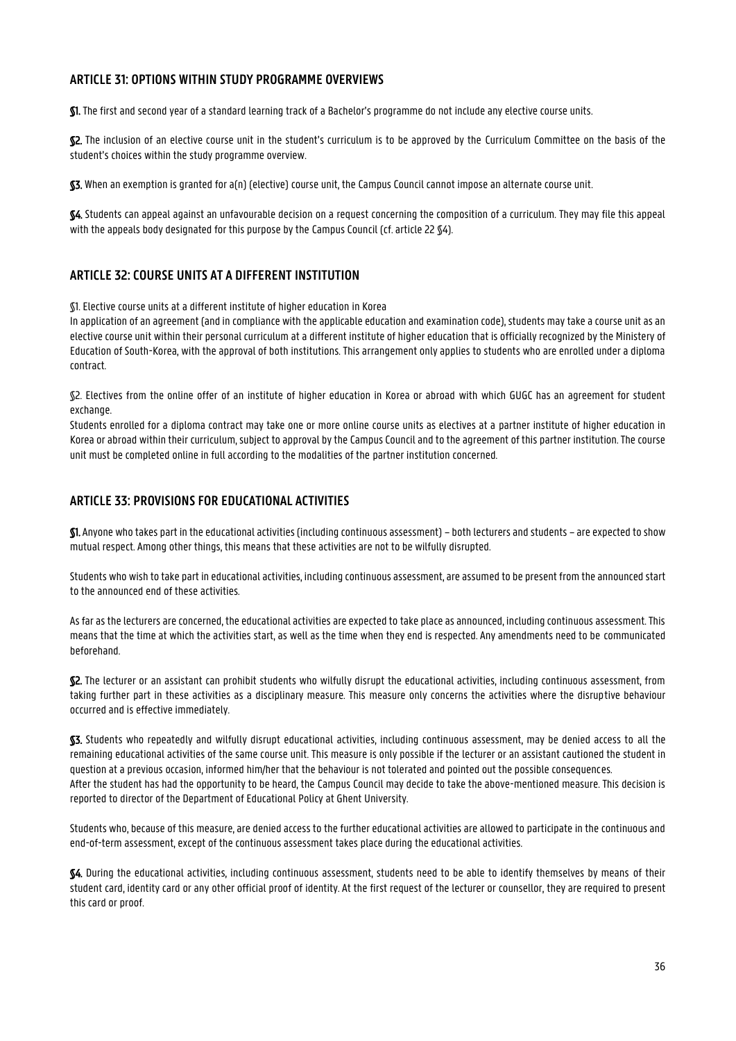## ARTICLE 31: OPTIONS WITHIN STUDY PROGRAMME OVERVIEWS

**§1.** The first and second year of a standard learning track of a Bachelor's programme do not include any elective course units.

**§2.** The inclusion of an elective course unit in the student's curriculum is to be approved by the Curriculum Committee on the basis of the student's choices within the study programme overview.

**§3.** When an exemption is granted for a(n) (elective) course unit, the Campus Council cannot impose an alternate course unit.

**§4.** Students can appeal against an unfavourable decision on a request concerning the composition of a curriculum. They may file this appeal with the appeals body designated for this purpose by the Campus Council (cf. article 22 §4).

## ARTICLE 32: COURSE UNITS AT A DIFFERENT INSTITUTION

§1. Elective course units at a different institute of higher education in Korea

In application of an agreement (and in compliance with the applicable education and examination code), students may take a course unit as an elective course unit within their personal curriculum at a different institute of higher education that is officially recognized by the Ministery of Education of South-Korea, with the approval of both institutions. This arrangement only applies to students who are enrolled under a diploma contract.

§2. Electives from the online offer of an institute of higher education in Korea or abroad with which GUGC has an agreement for student exchange.

Students enrolled for a diploma contract may take one or more online course units as electives at a partner institute of higher education in Korea or abroad within their curriculum, subject to approval by the Campus Council and to the agreement of this partner institution. The course unit must be completed online in full according to the modalities of the partner institution concerned.

## ARTICLE 33: PROVISIONS FOR EDUCATIONAL ACTIVITIES

**§1.** Anyone who takes part in the educational activities (including continuous assessment) – both lecturers and students – are expected to show mutual respect. Among other things, this means that these activities are not to be wilfully disrupted.

Students who wish to take part in educational activities, including continuous assessment, are assumed to be present from the announced start to the announced end of these activities.

As far as the lecturers are concerned, the educational activities are expected to take place as announced, including continuous assessment. This means that the time at which the activities start, as well as the time when they end is respected. Any amendments need to be communicated beforehand.

**§2.** The lecturer or an assistant can prohibit students who wilfully disrupt the educational activities, including continuous assessment, from taking further part in these activities as a disciplinary measure. This measure only concerns the activities where the disruptive behaviour occurred and is effective immediately.

**§3.** Students who repeatedly and wilfully disrupt educational activities, including continuous assessment, may be denied access to all the remaining educational activities of the same course unit. This measure is only possible if the lecturer or an assistant cautioned the student in question at a previous occasion, informed him/her that the behaviour is not tolerated and pointed out the possible consequences.
After the student has had the opportunity to be heard, the Campus Council may decide to take the above-mentioned measure. This decision is reported to director of the Department of Educational Policy at Ghent University.

Students who, because of this measure, are denied access to the further educational activities are allowed to participate in the continuous and end-of-term assessment, except of the continuous assessment takes place during the educational activities.

**§4.** During the educational activities, including continuous assessment, students need to be able to identify themselves by means of their student card, identity card or any other official proof of identity. At the first request of the lecturer or counsellor, they are required to present this card or proof.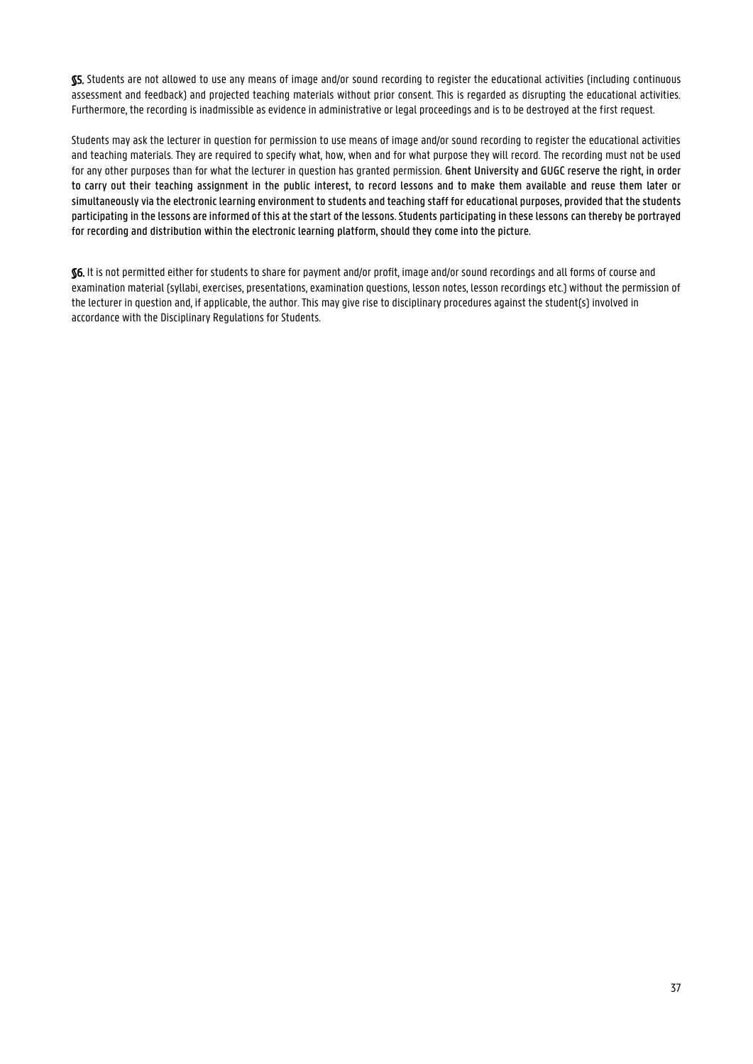**§5.** Students are not allowed to use any means of image and/or sound recording to register the educational activities (including continuous assessment and feedback) and projected teaching materials without prior consent. This is regarded as disrupting the educational activities. Furthermore, the recording is inadmissible as evidence in administrative or legal proceedings and is to be destroyed at the first request.

Students may ask the lecturer in question for permission to use means of image and/or sound recording to register the educational activities and teaching materials. They are required to specify what, how, when and for what purpose they will record. The recording must not be used for any other purposes than for what the lecturer in question has granted permission. Ghent University and GUGC reserve the right, in order to carry out their teaching assignment in the public interest, to record lessons and to make them available and reuse them later or simultaneously via the electronic learning environment to students and teaching staff for educational purposes, provided that the students participating in the lessons are informed of this at the start of the lessons. Students participating in these lessons can thereby be portrayed for recording and distribution within the electronic learning platform, should they come into the picture.

**§6.** It is not permitted either for students to share for payment and/or profit, image and/or sound recordings and all forms of course and examination material (syllabi, exercises, presentations, examination questions, lesson notes, lesson recordings etc.) without the permission of the lecturer in question and, if applicable, the author. This may give rise to disciplinary procedures against the student(s) involved in accordance with the Disciplinary Regulations for Students.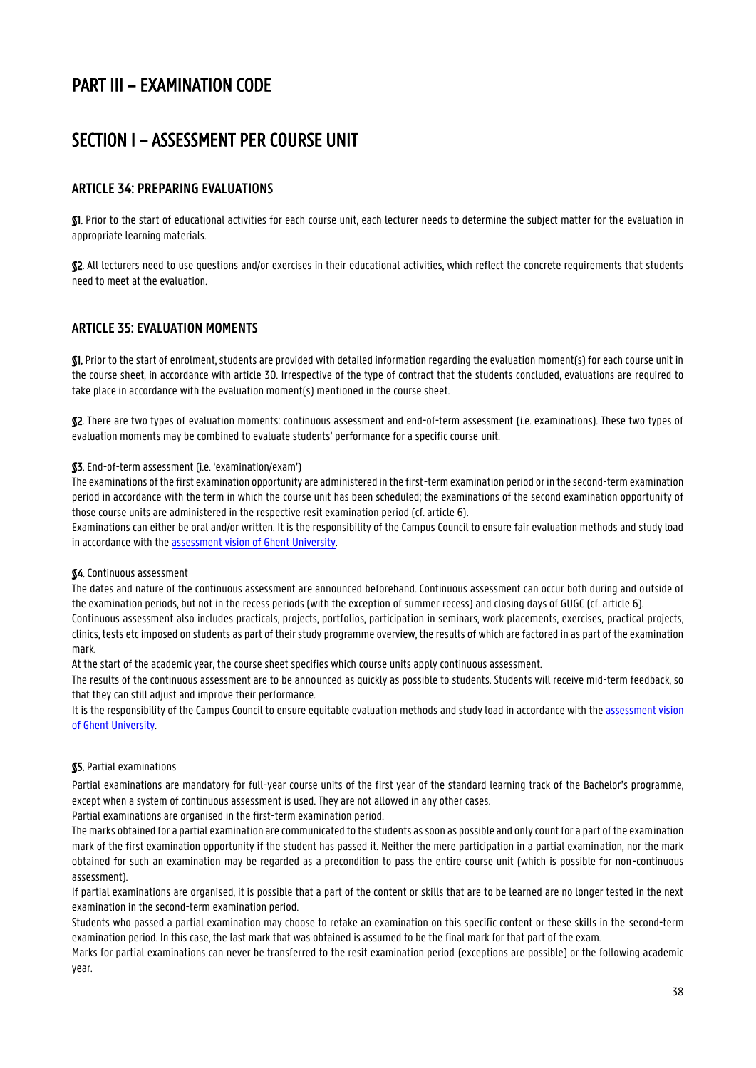# PART III – EXAMINATION CODE

# SECTION I – ASSESSMENT PER COURSE UNIT

### ARTICLE 34: PREPARING EVALUATIONS

**§1.** Prior to the start of educational activities for each course unit, each lecturer needs to determine the subject matter for the evaluation in appropriate learning materials.

**§2**. All lecturers need to use questions and/or exercises in their educational activities, which reflect the concrete requirements that students need to meet at the evaluation.

### ARTICLE 35: EVALUATION MOMENTS

**§1.** Prior to the start of enrolment, students are provided with detailed information regarding the evaluation moment(s) for each course unit in the course sheet, in accordance with article 30. Irrespective of the type of contract that the students concluded, evaluations are required to take place in accordance with the evaluation moment(s) mentioned in the course sheet.

**§2**. There are two types of evaluation moments: continuous assessment and end-of-term assessment (i.e. examinations). These two types of evaluation moments may be combined to evaluate students' performance for a specific course unit.

**§3**. End-of-term assessment (i.e. 'examination/exam')

The examinations of the first examination opportunity are administered in the first-term examination period or in the second-term examination period in accordance with the term in which the course unit has been scheduled; the examinations of the second examination opportunity of those course units are administered in the respective resit examination period (cf. article 6).

Examinations can either be oral and/or written. It is the responsibility of the Campus Council to ensure fair evaluation methods and study load in accordance with the [assessment vision of Ghent University](assessment vision of Ghent University).

**§4.** Continuous assessment

The dates and nature of the continuous assessment are announced beforehand. Continuous assessment can occur both during and outside of the examination periods, but not in the recess periods (with the exception of summer recess) and closing days of GUGC (cf. article 6).

Continuous assessment also includes practicals, projects, portfolios, participation in seminars, work placements, exercises, practical projects, clinics, tests etc imposed on students as part of their study programme overview, the results of which are factored in as part of the examination mark.

At the start of the academic year, the course sheet specifies which course units apply continuous assessment.

The results of the continuous assessment are to be announced as quickly as possible to students. Students will receive mid-term feedback, so that they can still adjust and improve their performance.

It is the responsibility of the Campus Council to ensure equitable evaluation methods and study load in accordance with the [assessment vision of Ghent University](assessment vision of Ghent University).

**§5.** Partial examinations

Partial examinations are mandatory for full-year course units of the first year of the standard learning track of the Bachelor's programme, except when a system of continuous assessment is used. They are not allowed in any other cases.

Partial examinations are organised in the first-term examination period.

The marks obtained for a partial examination are communicated to the students as soon as possible and only count for a part of the examination mark of the first examination opportunity if the student has passed it. Neither the mere participation in a partial examination, nor the mark obtained for such an examination may be regarded as a precondition to pass the entire course unit (which is possible for non-continuous assessment).

If partial examinations are organised, it is possible that a part of the content or skills that are to be learned are no longer tested in the next examination in the second-term examination period.

Students who passed a partial examination may choose to retake an examination on this specific content or these skills in the second-term examination period. In this case, the last mark that was obtained is assumed to be the final mark for that part of the exam.

Marks for partial examinations can never be transferred to the resit examination period (exceptions are possible) or the following academic year.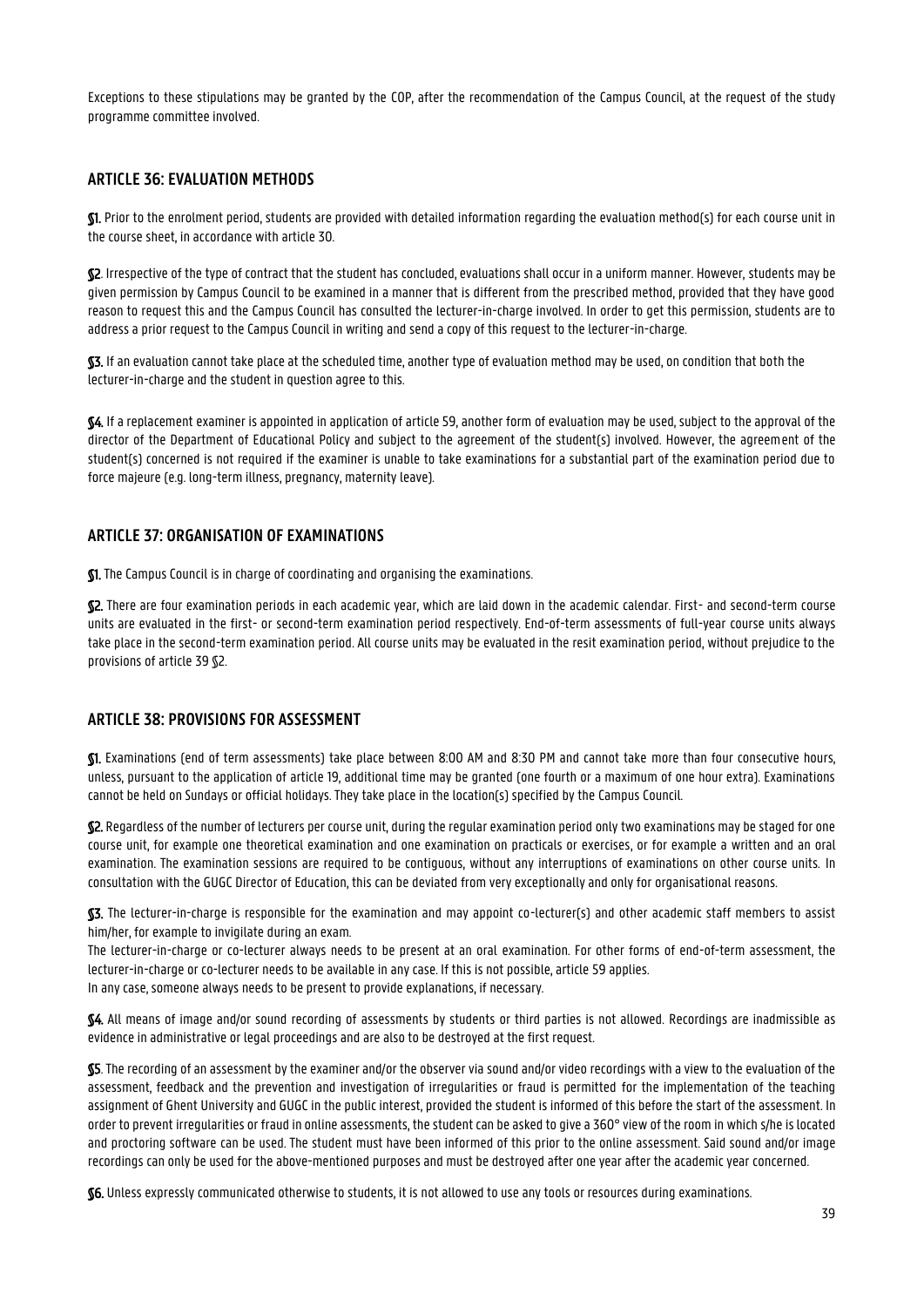Exceptions to these stipulations may be granted by the COP, after the recommendation of the Campus Council, at the request of the study programme committee involved.

## ARTICLE 36: EVALUATION METHODS

**§1.** Prior to the enrolment period, students are provided with detailed information regarding the evaluation method(s) for each course unit in the course sheet, in accordance with article 30.

**§2**. Irrespective of the type of contract that the student has concluded, evaluations shall occur in a uniform manner. However, students may be given permission by Campus Council to be examined in a manner that is different from the prescribed method, provided that they have good reason to request this and the Campus Council has consulted the lecturer-in-charge involved. In order to get this permission, students are to address a prior request to the Campus Council in writing and send a copy of this request to the lecturer-in-charge.

**§3.** If an evaluation cannot take place at the scheduled time, another type of evaluation method may be used, on condition that both the lecturer-in-charge and the student in question agree to this.

**§4**. If a replacement examiner is appointed in application of article 59, another form of evaluation may be used, subject to the approval of the director of the Department of Educational Policy and subject to the agreement of the student(s) involved. However, the agreement of the student(s) concerned is not required if the examiner is unable to take examinations for a substantial part of the examination period due to force majeure (e.g. long-term illness, pregnancy, maternity leave).

## ARTICLE 37: ORGANISATION OF EXAMINATIONS

**§1.** The Campus Council is in charge of coordinating and organising the examinations.

**§2.** There are four examination periods in each academic year, which are laid down in the academic calendar. First- and second-term course units are evaluated in the first- or second-term examination period respectively. End-of-term assessments of full-year course units always take place in the second-term examination period. All course units may be evaluated in the resit examination period, without prejudice to the provisions of article 39 §2.

## ARTICLE 38: PROVISIONS FOR ASSESSMENT

**§1.** Examinations (end of term assessments) take place between 8:00 AM and 8:30 PM and cannot take more than four consecutive hours, unless, pursuant to the application of article 19, additional time may be granted (one fourth or a maximum of one hour extra). Examinations cannot be held on Sundays or official holidays. They take place in the location(s) specified by the Campus Council.

**§2.** Regardless of the number of lecturers per course unit, during the regular examination period only two examinations may be staged for one course unit, for example one theoretical examination and one examination on practicals or exercises, or for example a written and an oral examination. The examination sessions are required to be contiguous, without any interruptions of examinations on other course units. In consultation with the GUGC Director of Education, this can be deviated from very exceptionally and only for organisational reasons.

**§3.** The lecturer-in-charge is responsible for the examination and may appoint co-lecturer(s) and other academic staff members to assist him/her, for example to invigilate during an exam.
The lecturer-in-charge or co-lecturer always needs to be present at an oral examination. For other forms of end-of-term assessment, the lecturer-in-charge or co-lecturer needs to be available in any case. If this is not possible, article 59 applies.
In any case, someone always needs to be present to provide explanations, if necessary.

**§4**. All means of image and/or sound recording of assessments by students or third parties is not allowed. Recordings are inadmissible as evidence in administrative or legal proceedings and are also to be destroyed at the first request.

**§5**. The recording of an assessment by the examiner and/or the observer via sound and/or video recordings with a view to the evaluation of the assessment, feedback and the prevention and investigation of irregularities or fraud is permitted for the implementation of the teaching assignment of Ghent University and GUGC in the public interest, provided the student is informed of this before the start of the assessment. In order to prevent irregularities or fraud in online assessments, the student can be asked to give a 360° view of the room in which s/he is located and proctoring software can be used. The student must have been informed of this prior to the online assessment. Said sound and/or image recordings can only be used for the above-mentioned purposes and must be destroyed after one year after the academic year concerned.

**§6.** Unless expressly communicated otherwise to students, it is not allowed to use any tools or resources during examinations.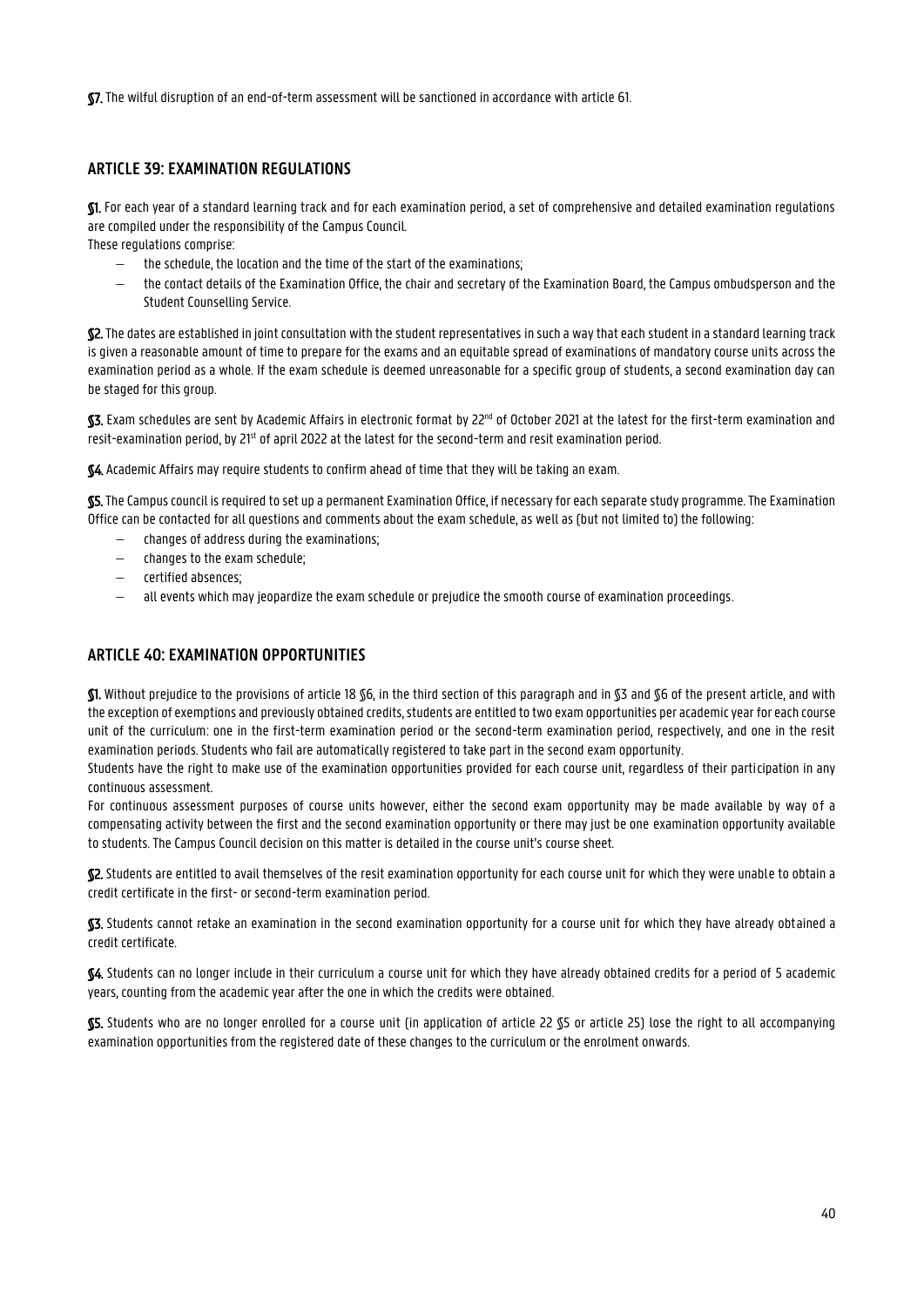**§7.** The wilful disruption of an end-of-term assessment will be sanctioned in accordance with article 61.

## ARTICLE 39: EXAMINATION REGULATIONS

**§1.** For each year of a standard learning track and for each examination period, a set of comprehensive and detailed examination regulations are compiled under the responsibility of the Campus Council.
These regulations comprise:

- the schedule, the location and the time of the start of the examinations;
- the contact details of the Examination Office, the chair and secretary of the Examination Board, the Campus ombudsperson and the Student Counselling Service.

**§2.** The dates are established in joint consultation with the student representatives in such a way that each student in a standard learning track is given a reasonable amount of time to prepare for the exams and an equitable spread of examinations of mandatory course units across the examination period as a whole. If the exam schedule is deemed unreasonable for a specific group of students, a second examination day can be staged for this group.

**§3.** Exam schedules are sent by Academic Affairs in electronic format by 22nd of October 2021 at the latest for the first-term examination and resit-examination period, by 21st of april 2022 at the latest for the second-term and resit examination period.

**§4.** Academic Affairs may require students to confirm ahead of time that they will be taking an exam.

**§5.** The Campus council is required to set up a permanent Examination Office, if necessary for each separate study programme. The Examination Office can be contacted for all questions and comments about the exam schedule, as well as (but not limited to) the following:

- changes of address during the examinations;
- changes to the exam schedule;
- certified absences;
- all events which may jeopardize the exam schedule or prejudice the smooth course of examination proceedings.

## ARTICLE 40: EXAMINATION OPPORTUNITIES

**§1.** Without prejudice to the provisions of article 18 §6, in the third section of this paragraph and in §3 and §6 of the present article, and with the exception of exemptions and previously obtained credits, students are entitled to two exam opportunities per academic year for each course unit of the curriculum: one in the first-term examination period or the second-term examination period, respectively, and one in the resit examination periods. Students who fail are automatically registered to take part in the second exam opportunity.
Students have the right to make use of the examination opportunities provided for each course unit, regardless of their participation in any continuous assessment.
For continuous assessment purposes of course units however, either the second exam opportunity may be made available by way of a compensating activity between the first and the second examination opportunity or there may just be one examination opportunity available to students. The Campus Council decision on this matter is detailed in the course unit's course sheet.

**§2.** Students are entitled to avail themselves of the resit examination opportunity for each course unit for which they were unable to obtain a credit certificate in the first- or second-term examination period.

**§3.** Students cannot retake an examination in the second examination opportunity for a course unit for which they have already obtained a credit certificate.

**§4.** Students can no longer include in their curriculum a course unit for which they have already obtained credits for a period of 5 academic years, counting from the academic year after the one in which the credits were obtained.

**§5.** Students who are no longer enrolled for a course unit (in application of article 22 §5 or article 25) lose the right to all accompanying examination opportunities from the registered date of these changes to the curriculum or the enrolment onwards.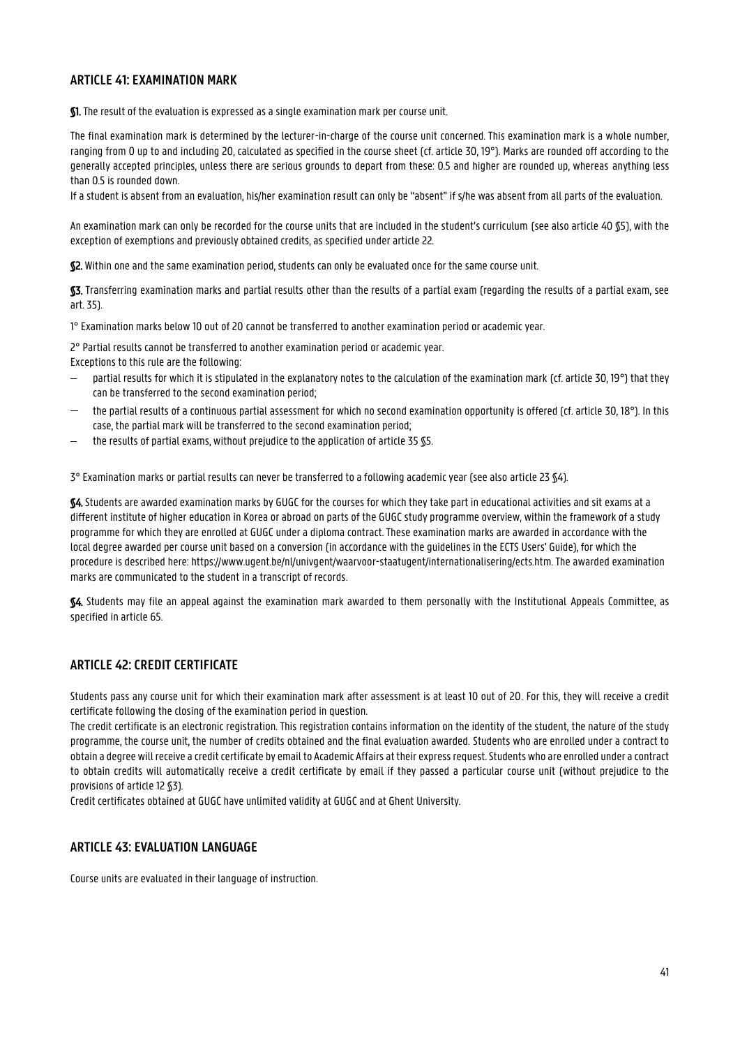## ARTICLE 41: EXAMINATION MARK

**§1.** The result of the evaluation is expressed as a single examination mark per course unit.

The final examination mark is determined by the lecturer-in-charge of the course unit concerned. This examination mark is a whole number, ranging from 0 up to and including 20, calculated as specified in the course sheet (cf. article 30, 19°). Marks are rounded off according to the generally accepted principles, unless there are serious grounds to depart from these: 0.5 and higher are rounded up, whereas anything less than 0.5 is rounded down.
If a student is absent from an evaluation, his/her examination result can only be "absent" if s/he was absent from all parts of the evaluation.

An examination mark can only be recorded for the course units that are included in the student's curriculum (see also article 40 §5), with the exception of exemptions and previously obtained credits, as specified under article 22.

**§2.** Within one and the same examination period, students can only be evaluated once for the same course unit.

**§3.** Transferring examination marks and partial results other than the results of a partial exam (regarding the results of a partial exam, see art. 35).

1° Examination marks below 10 out of 20 cannot be transferred to another examination period or academic year.

2° Partial results cannot be transferred to another examination period or academic year.
Exceptions to this rule are the following:

- partial results for which it is stipulated in the explanatory notes to the calculation of the examination mark (cf. article 30, 19°) that they can be transferred to the second examination period;
- the partial results of a continuous partial assessment for which no second examination opportunity is offered (cf. article 30, 18°). In this case, the partial mark will be transferred to the second examination period;
- the results of partial exams, without prejudice to the application of article 35 §5.

3° Examination marks or partial results can never be transferred to a following academic year (see also article 23 §4).

**§4.** Students are awarded examination marks by GUGC for the courses for which they take part in educational activities and sit exams at a different institute of higher education in Korea or abroad on parts of the GUGC study programme overview, within the framework of a study programme for which they are enrolled at GUGC under a diploma contract. These examination marks are awarded in accordance with the local degree awarded per course unit based on a conversion (in accordance with the guidelines in the ECTS Users' Guide), for which the procedure is described here: https://www.ugent.be/nl/univgent/waarvoor-staatugent/internationalisering/ects.htm. The awarded examination marks are communicated to the student in a transcript of records.

**§4.** Students may file an appeal against the examination mark awarded to them personally with the Institutional Appeals Committee, as specified in article 65.

## ARTICLE 42: CREDIT CERTIFICATE

Students pass any course unit for which their examination mark after assessment is at least 10 out of 20. For this, they will receive a credit certificate following the closing of the examination period in question.
The credit certificate is an electronic registration. This registration contains information on the identity of the student, the nature of the study programme, the course unit, the number of credits obtained and the final evaluation awarded. Students who are enrolled under a contract to obtain a degree will receive a credit certificate by email to Academic Affairs at their express request. Students who are enrolled under a contract to obtain credits will automatically receive a credit certificate by email if they passed a particular course unit (without prejudice to the provisions of article 12 §3).
Credit certificates obtained at GUGC have unlimited validity at GUGC and at Ghent University.

## ARTICLE 43: EVALUATION LANGUAGE

Course units are evaluated in their language of instruction.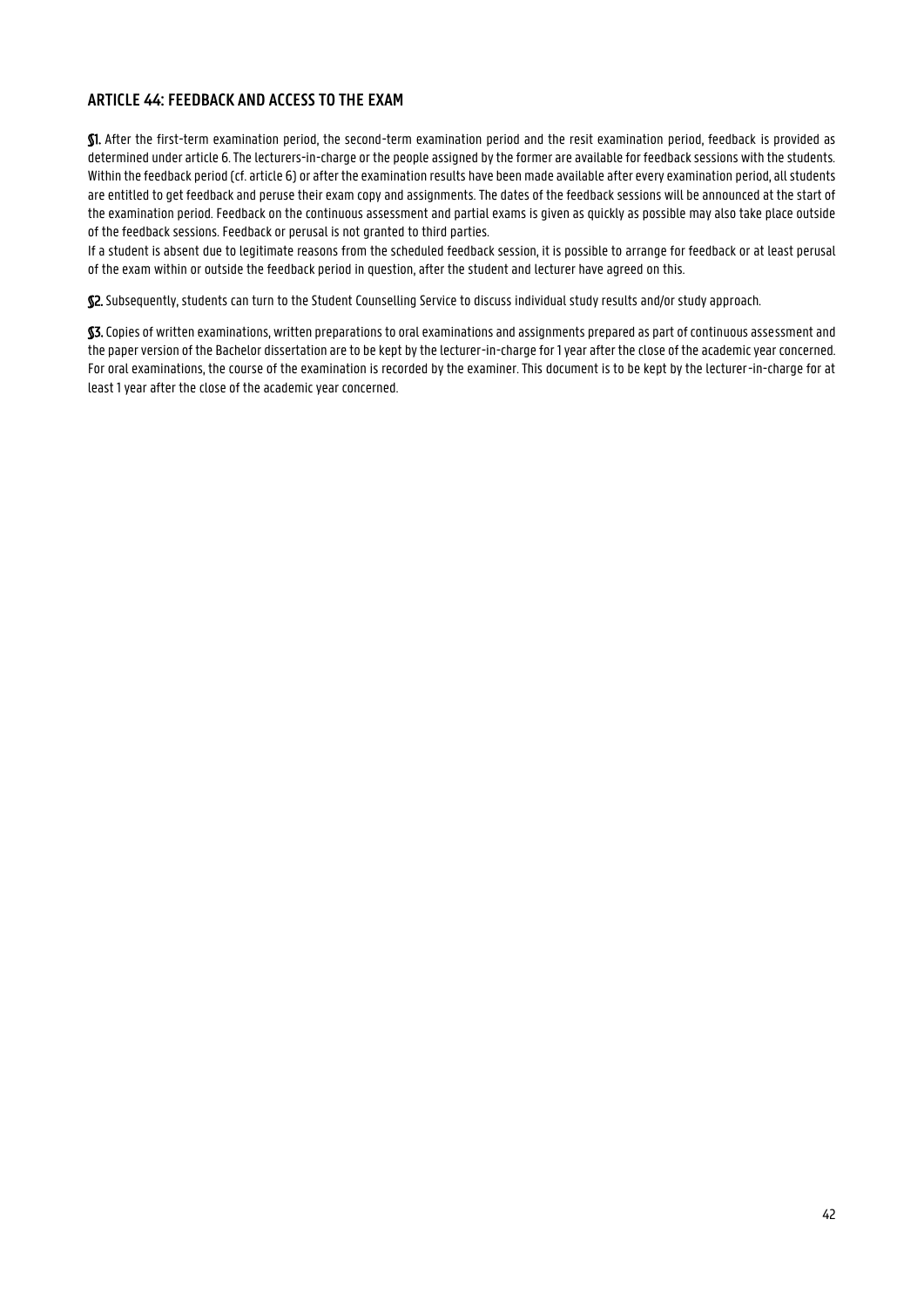### ARTICLE 44: FEEDBACK AND ACCESS TO THE EXAM

**§1.** After the first-term examination period, the second-term examination period and the resit examination period, feedback is provided as determined under article 6. The lecturers-in-charge or the people assigned by the former are available for feedback sessions with the students. Within the feedback period (cf. article 6) or after the examination results have been made available after every examination period, all students are entitled to get feedback and peruse their exam copy and assignments. The dates of the feedback sessions will be announced at the start of the examination period. Feedback on the continuous assessment and partial exams is given as quickly as possible may also take place outside of the feedback sessions. Feedback or perusal is not granted to third parties.

If a student is absent due to legitimate reasons from the scheduled feedback session, it is possible to arrange for feedback or at least perusal of the exam within or outside the feedback period in question, after the student and lecturer have agreed on this.

**§2.** Subsequently, students can turn to the Student Counselling Service to discuss individual study results and/or study approach.

**§3.** Copies of written examinations, written preparations to oral examinations and assignments prepared as part of continuous assessment and the paper version of the Bachelor dissertation are to be kept by the lecturer-in-charge for 1 year after the close of the academic year concerned. For oral examinations, the course of the examination is recorded by the examiner. This document is to be kept by the lecturer-in-charge for at least 1 year after the close of the academic year concerned.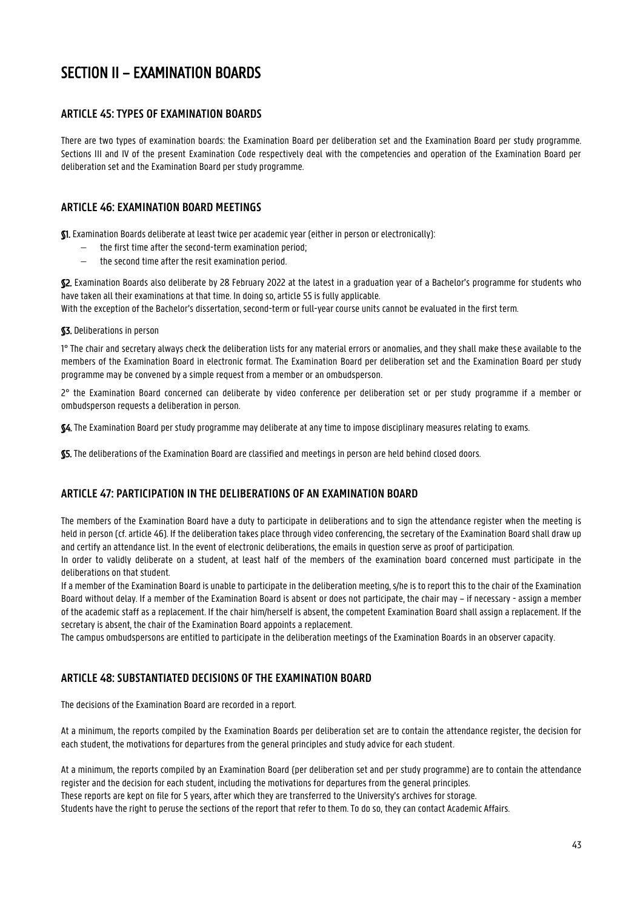# SECTION II – EXAMINATION BOARDS

## ARTICLE 45: TYPES OF EXAMINATION BOARDS

There are two types of examination boards: the Examination Board per deliberation set and the Examination Board per study programme. Sections III and IV of the present Examination Code respectively deal with the competencies and operation of the Examination Board per deliberation set and the Examination Board per study programme.

## ARTICLE 46: EXAMINATION BOARD MEETINGS

**§1.** Examination Boards deliberate at least twice per academic year (either in person or electronically):

- the first time after the second-term examination period;
- the second time after the resit examination period.

**§2.** Examination Boards also deliberate by 28 February 2022 at the latest in a graduation year of a Bachelor's programme for students who have taken all their examinations at that time. In doing so, article 55 is fully applicable.
With the exception of the Bachelor's dissertation, second-term or full-year course units cannot be evaluated in the first term.

**§3.** Deliberations in person

1° The chair and secretary always check the deliberation lists for any material errors or anomalies, and they shall make these available to the members of the Examination Board in electronic format. The Examination Board per deliberation set and the Examination Board per study programme may be convened by a simple request from a member or an ombudsperson.

2° the Examination Board concerned can deliberate by video conference per deliberation set or per study programme if a member or ombudsperson requests a deliberation in person.

**§4.** The Examination Board per study programme may deliberate at any time to impose disciplinary measures relating to exams.

**§5.** The deliberations of the Examination Board are classified and meetings in person are held behind closed doors.

## ARTICLE 47: PARTICIPATION IN THE DELIBERATIONS OF AN EXAMINATION BOARD

The members of the Examination Board have a duty to participate in deliberations and to sign the attendance register when the meeting is held in person (cf. article 46). If the deliberation takes place through video conferencing, the secretary of the Examination Board shall draw up and certify an attendance list. In the event of electronic deliberations, the emails in question serve as proof of participation.
In order to validly deliberate on a student, at least half of the members of the examination board concerned must participate in the deliberations on that student.
If a member of the Examination Board is unable to participate in the deliberation meeting, s/he is to report this to the chair of the Examination Board without delay. If a member of the Examination Board is absent or does not participate, the chair may – if necessary - assign a member of the academic staff as a replacement. If the chair him/herself is absent, the competent Examination Board shall assign a replacement. If the secretary is absent, the chair of the Examination Board appoints a replacement.
The campus ombudspersons are entitled to participate in the deliberation meetings of the Examination Boards in an observer capacity.

## ARTICLE 48: SUBSTANTIATED DECISIONS OF THE EXAMINATION BOARD

The decisions of the Examination Board are recorded in a report.

At a minimum, the reports compiled by the Examination Boards per deliberation set are to contain the attendance register, the decision for each student, the motivations for departures from the general principles and study advice for each student.

At a minimum, the reports compiled by an Examination Board (per deliberation set and per study programme) are to contain the attendance register and the decision for each student, including the motivations for departures from the general principles.
These reports are kept on file for 5 years, after which they are transferred to the University's archives for storage.
Students have the right to peruse the sections of the report that refer to them. To do so, they can contact Academic Affairs.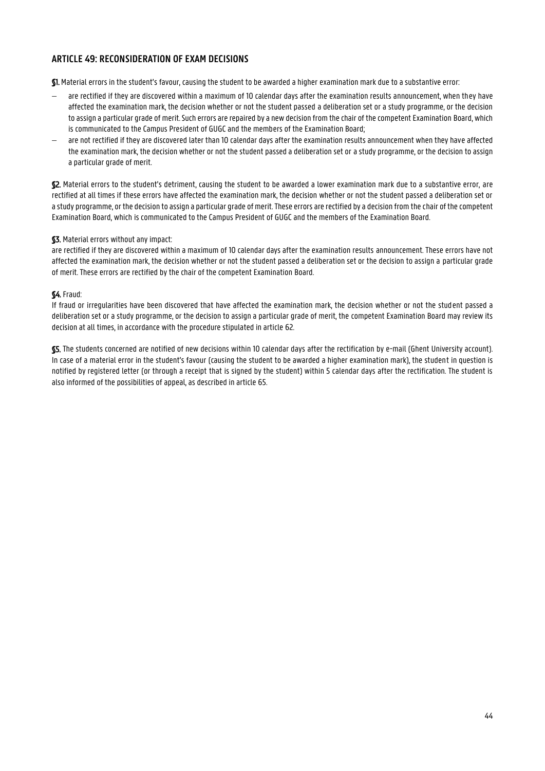## ARTICLE 49: RECONSIDERATION OF EXAM DECISIONS

**§1.** Material errors in the student's favour, causing the student to be awarded a higher examination mark due to a substantive error:

- are rectified if they are discovered within a maximum of 10 calendar days after the examination results announcement, when they have affected the examination mark, the decision whether or not the student passed a deliberation set or a study programme, or the decision to assign a particular grade of merit. Such errors are repaired by a new decision from the chair of the competent Examination Board, which is communicated to the Campus President of GUGC and the members of the Examination Board;
- are not rectified if they are discovered later than 10 calendar days after the examination results announcement when they have affected the examination mark, the decision whether or not the student passed a deliberation set or a study programme, or the decision to assign a particular grade of merit.

**§2.** Material errors to the student's detriment, causing the student to be awarded a lower examination mark due to a substantive error, are rectified at all times if these errors have affected the examination mark, the decision whether or not the student passed a deliberation set or a study programme, or the decision to assign a particular grade of merit. These errors are rectified by a decision from the chair of the competent Examination Board, which is communicated to the Campus President of GUGC and the members of the Examination Board.

**§3.** Material errors without any impact:

are rectified if they are discovered within a maximum of 10 calendar days after the examination results announcement. These errors have not affected the examination mark, the decision whether or not the student passed a deliberation set or the decision to assign a particular grade of merit. These errors are rectified by the chair of the competent Examination Board.

**§4.** Fraud:

If fraud or irregularities have been discovered that have affected the examination mark, the decision whether or not the student passed a deliberation set or a study programme, or the decision to assign a particular grade of merit, the competent Examination Board may review its decision at all times, in accordance with the procedure stipulated in article 62.

**§5.** The students concerned are notified of new decisions within 10 calendar days after the rectification by e-mail (Ghent University account). In case of a material error in the student's favour (causing the student to be awarded a higher examination mark), the student in question is notified by registered letter (or through a receipt that is signed by the student) within 5 calendar days after the rectification. The student is also informed of the possibilities of appeal, as described in article 65.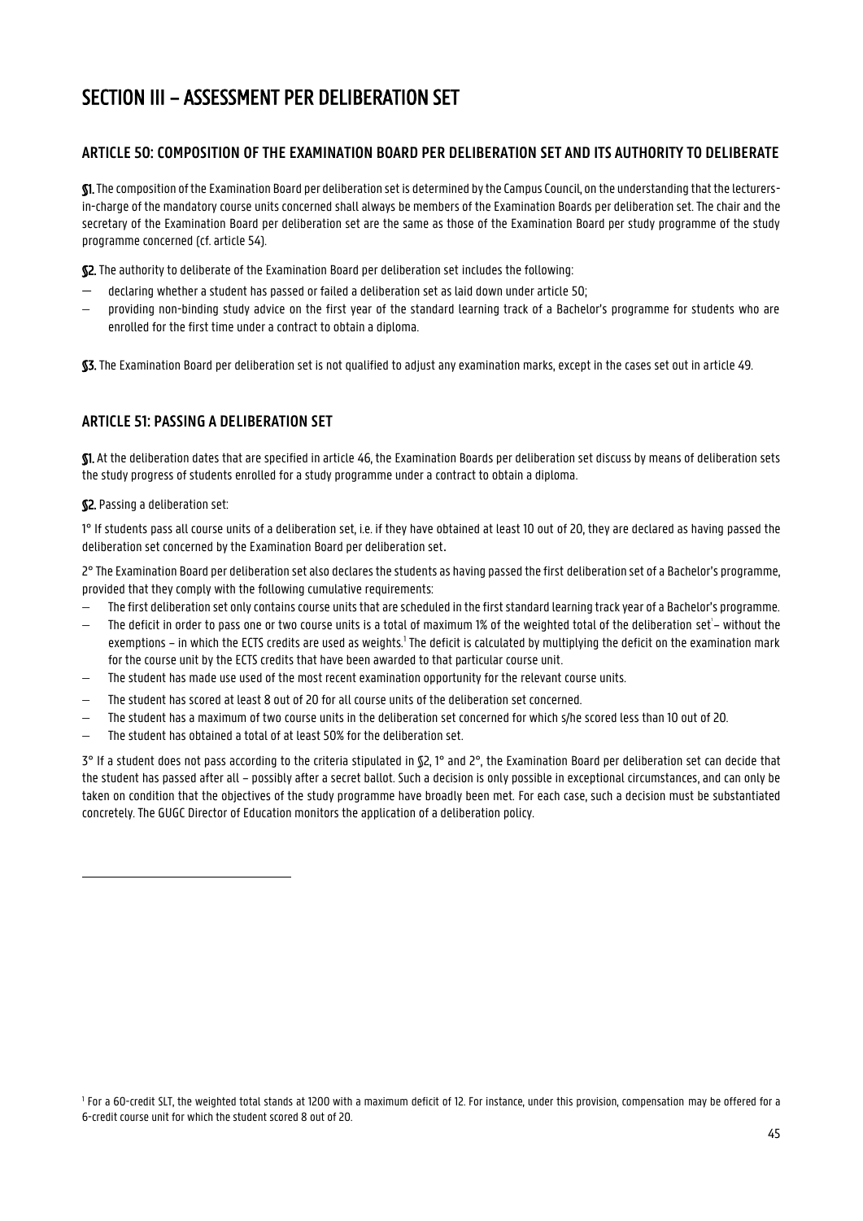# SECTION III – ASSESSMENT PER DELIBERATION SET

## ARTICLE 50: COMPOSITION OF THE EXAMINATION BOARD PER DELIBERATION SET AND ITS AUTHORITY TO DELIBERATE

**§1.** The composition of the Examination Board per deliberation set is determined by the Campus Council, on the understanding that the lecturers-in-charge of the mandatory course units concerned shall always be members of the Examination Boards per deliberation set. The chair and the secretary of the Examination Board per deliberation set are the same as those of the Examination Board per study programme of the study programme concerned (cf. article 54).

**§2.** The authority to deliberate of the Examination Board per deliberation set includes the following:

- declaring whether a student has passed or failed a deliberation set as laid down under article 50;
- providing non-binding study advice on the first year of the standard learning track of a Bachelor's programme for students who are enrolled for the first time under a contract to obtain a diploma.

**§3.** The Examination Board per deliberation set is not qualified to adjust any examination marks, except in the cases set out in article 49.

## ARTICLE 51: PASSING A DELIBERATION SET

**§1.** At the deliberation dates that are specified in article 46, the Examination Boards per deliberation set discuss by means of deliberation sets the study progress of students enrolled for a study programme under a contract to obtain a diploma.

**§2.** Passing a deliberation set:

1° If students pass all course units of a deliberation set, i.e. if they have obtained at least 10 out of 20, they are declared as having passed the deliberation set concerned by the Examination Board per deliberation set.

2° The Examination Board per deliberation set also declares the students as having passed the first deliberation set of a Bachelor's programme, provided that they comply with the following cumulative requirements:

- The first deliberation set only contains course units that are scheduled in the first standard learning track year of a Bachelor's programme.
- The deficit in order to pass one or two course units is a total of maximum 1% of the weighted total of the deliberation set[1] – without the exemptions – in which the ECTS credits are used as weights.[1] The deficit is calculated by multiplying the deficit on the examination mark for the course unit by the ECTS credits that have been awarded to that particular course unit.
- The student has made use used of the most recent examination opportunity for the relevant course units.
- The student has scored at least 8 out of 20 for all course units of the deliberation set concerned.
- The student has a maximum of two course units in the deliberation set concerned for which s/he scored less than 10 out of 20.
- The student has obtained a total of at least 50% for the deliberation set.

3° If a student does not pass according to the criteria stipulated in §2, 1° and 2°, the Examination Board per deliberation set can decide that the student has passed after all – possibly after a secret ballot. Such a decision is only possible in exceptional circumstances, and can only be taken on condition that the objectives of the study programme have broadly been met. For each case, such a decision must be substantiated concretely. The GUGC Director of Education monitors the application of a deliberation policy.

---

[1] For a 60-credit SLT, the weighted total stands at 1200 with a maximum deficit of 12. For instance, under this provision, compensation may be offered for a 6-credit course unit for which the student scored 8 out of 20.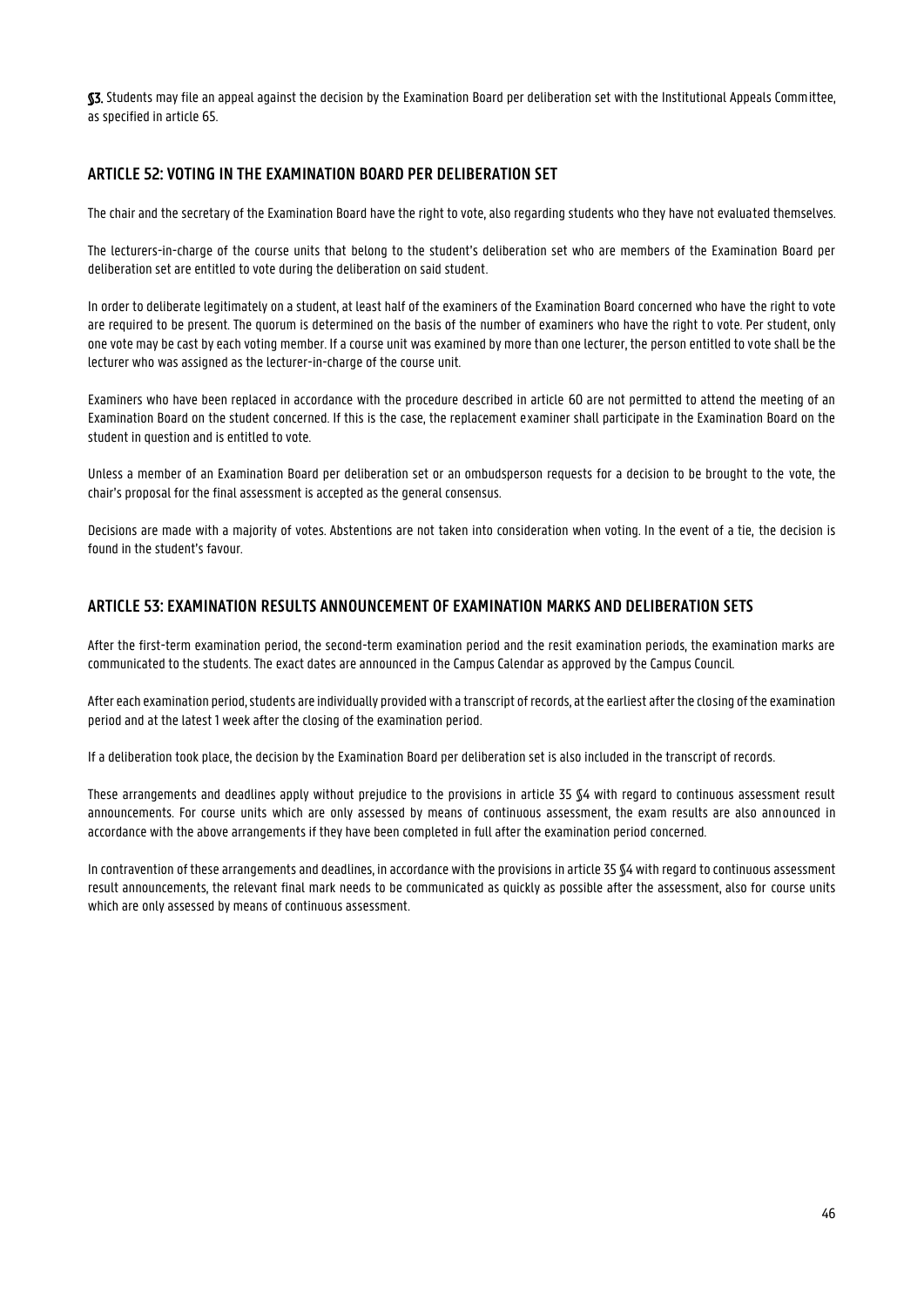**§3.** Students may file an appeal against the decision by the Examination Board per deliberation set with the Institutional Appeals Committee, as specified in article 65.

## ARTICLE 52: VOTING IN THE EXAMINATION BOARD PER DELIBERATION SET

The chair and the secretary of the Examination Board have the right to vote, also regarding students who they have not evaluated themselves.

The lecturers-in-charge of the course units that belong to the student's deliberation set who are members of the Examination Board per deliberation set are entitled to vote during the deliberation on said student.

In order to deliberate legitimately on a student, at least half of the examiners of the Examination Board concerned who have the right to vote are required to be present. The quorum is determined on the basis of the number of examiners who have the right to vote. Per student, only one vote may be cast by each voting member. If a course unit was examined by more than one lecturer, the person entitled to vote shall be the lecturer who was assigned as the lecturer-in-charge of the course unit.

Examiners who have been replaced in accordance with the procedure described in article 60 are not permitted to attend the meeting of an Examination Board on the student concerned. If this is the case, the replacement examiner shall participate in the Examination Board on the student in question and is entitled to vote.

Unless a member of an Examination Board per deliberation set or an ombudsperson requests for a decision to be brought to the vote, the chair's proposal for the final assessment is accepted as the general consensus.

Decisions are made with a majority of votes. Abstentions are not taken into consideration when voting. In the event of a tie, the decision is found in the student's favour.

## ARTICLE 53: EXAMINATION RESULTS ANNOUNCEMENT OF EXAMINATION MARKS AND DELIBERATION SETS

After the first-term examination period, the second-term examination period and the resit examination periods, the examination marks are communicated to the students. The exact dates are announced in the Campus Calendar as approved by the Campus Council.

After each examination period, students are individually provided with a transcript of records, at the earliest after the closing of the examination period and at the latest 1 week after the closing of the examination period.

If a deliberation took place, the decision by the Examination Board per deliberation set is also included in the transcript of records.

These arrangements and deadlines apply without prejudice to the provisions in article 35 §4 with regard to continuous assessment result announcements. For course units which are only assessed by means of continuous assessment, the exam results are also announced in accordance with the above arrangements if they have been completed in full after the examination period concerned.

In contravention of these arrangements and deadlines, in accordance with the provisions in article 35 §4 with regard to continuous assessment result announcements, the relevant final mark needs to be communicated as quickly as possible after the assessment, also for course units which are only assessed by means of continuous assessment.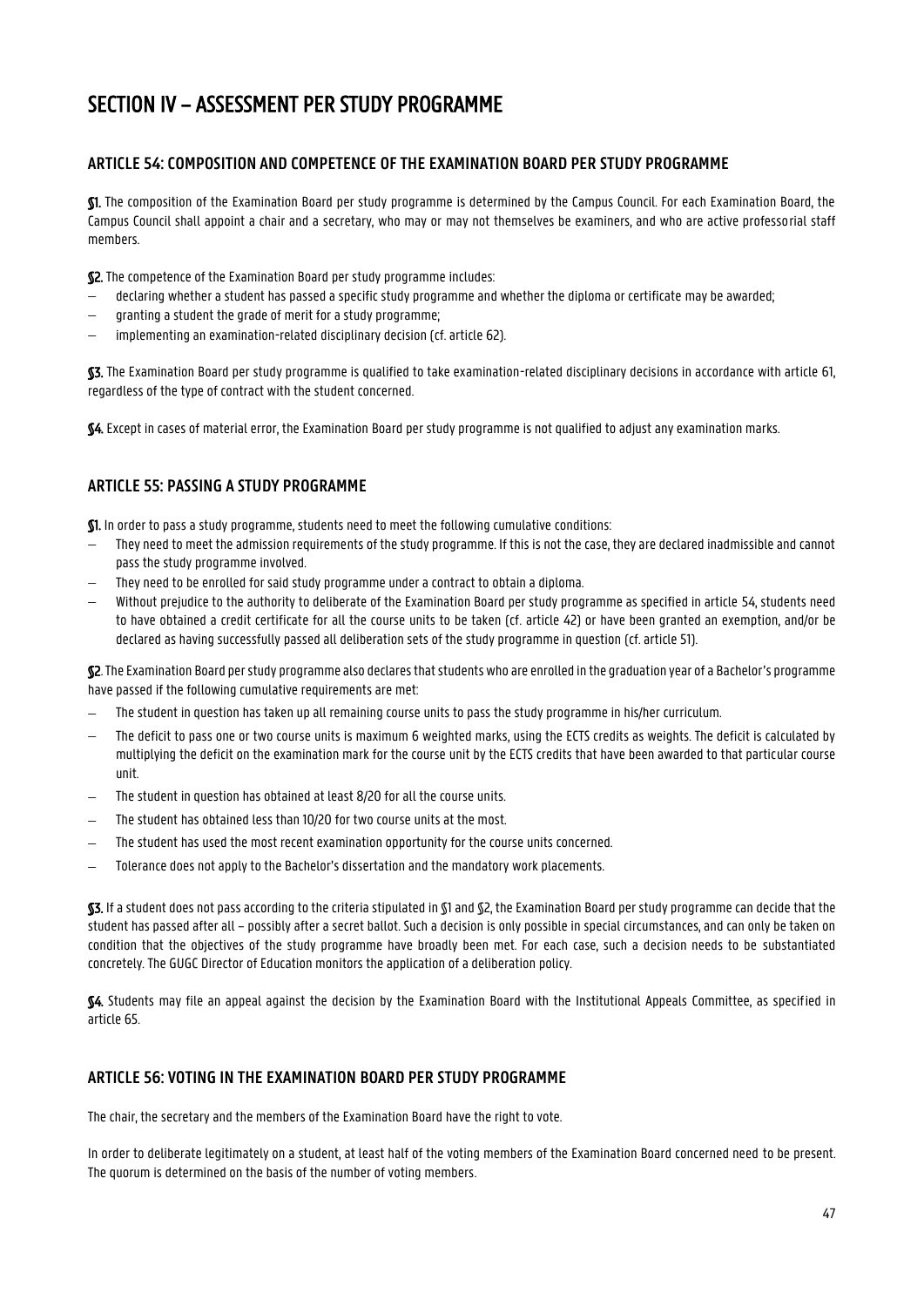# SECTION IV – ASSESSMENT PER STUDY PROGRAMME

## ARTICLE 54: COMPOSITION AND COMPETENCE OF THE EXAMINATION BOARD PER STUDY PROGRAMME

**§1.** The composition of the Examination Board per study programme is determined by the Campus Council. For each Examination Board, the Campus Council shall appoint a chair and a secretary, who may or may not themselves be examiners, and who are active professorial staff members.

**§2.** The competence of the Examination Board per study programme includes:

- declaring whether a student has passed a specific study programme and whether the diploma or certificate may be awarded;
- granting a student the grade of merit for a study programme;
- implementing an examination-related disciplinary decision (cf. article 62).

**§3.** The Examination Board per study programme is qualified to take examination-related disciplinary decisions in accordance with article 61, regardless of the type of contract with the student concerned.

**§4.** Except in cases of material error, the Examination Board per study programme is not qualified to adjust any examination marks.

## ARTICLE 55: PASSING A STUDY PROGRAMME

**§1.** In order to pass a study programme, students need to meet the following cumulative conditions:

- They need to meet the admission requirements of the study programme. If this is not the case, they are declared inadmissible and cannot pass the study programme involved.
- They need to be enrolled for said study programme under a contract to obtain a diploma.
- Without prejudice to the authority to deliberate of the Examination Board per study programme as specified in article 54, students need to have obtained a credit certificate for all the course units to be taken (cf. article 42) or have been granted an exemption, and/or be declared as having successfully passed all deliberation sets of the study programme in question (cf. article 51).

**§2**. The Examination Board per study programme also declares that students who are enrolled in the graduation year of a Bachelor's programme have passed if the following cumulative requirements are met:

- The student in question has taken up all remaining course units to pass the study programme in his/her curriculum.
- The deficit to pass one or two course units is maximum 6 weighted marks, using the ECTS credits as weights. The deficit is calculated by multiplying the deficit on the examination mark for the course unit by the ECTS credits that have been awarded to that particular course unit.
- The student in question has obtained at least 8/20 for all the course units.
- The student has obtained less than 10/20 for two course units at the most.
- The student has used the most recent examination opportunity for the course units concerned.
- Tolerance does not apply to the Bachelor's dissertation and the mandatory work placements.

**§3.** If a student does not pass according to the criteria stipulated in §1 and §2, the Examination Board per study programme can decide that the student has passed after all – possibly after a secret ballot. Such a decision is only possible in special circumstances, and can only be taken on condition that the objectives of the study programme have broadly been met. For each case, such a decision needs to be substantiated concretely. The GUGC Director of Education monitors the application of a deliberation policy.

**§4.** Students may file an appeal against the decision by the Examination Board with the Institutional Appeals Committee, as specified in article 65.

## ARTICLE 56: VOTING IN THE EXAMINATION BOARD PER STUDY PROGRAMME

The chair, the secretary and the members of the Examination Board have the right to vote.

In order to deliberate legitimately on a student, at least half of the voting members of the Examination Board concerned need to be present. The quorum is determined on the basis of the number of voting members.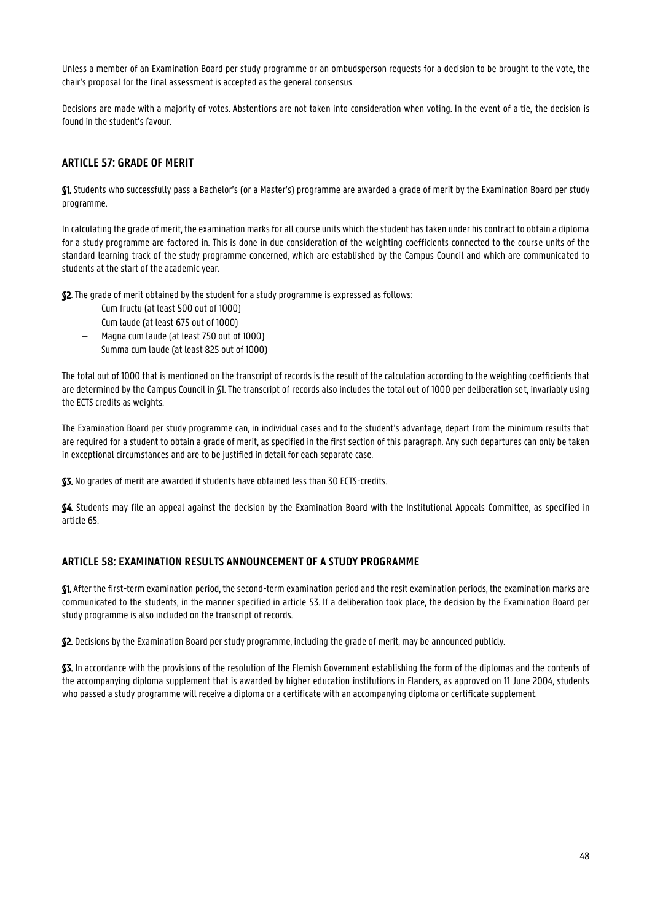Unless a member of an Examination Board per study programme or an ombudsperson requests for a decision to be brought to the vote, the chair's proposal for the final assessment is accepted as the general consensus.

Decisions are made with a majority of votes. Abstentions are not taken into consideration when voting. In the event of a tie, the decision is found in the student's favour.

## ARTICLE 57: GRADE OF MERIT

**§1.** Students who successfully pass a Bachelor's (or a Master's) programme are awarded a grade of merit by the Examination Board per study programme.

In calculating the grade of merit, the examination marks for all course units which the student has taken under his contract to obtain a diploma for a study programme are factored in. This is done in due consideration of the weighting coefficients connected to the course units of the standard learning track of the study programme concerned, which are established by the Campus Council and which are communicated to students at the start of the academic year.

**§2**. The grade of merit obtained by the student for a study programme is expressed as follows:

- Cum fructu (at least 500 out of 1000)
- Cum laude (at least 675 out of 1000)
- Magna cum laude (at least 750 out of 1000)
- Summa cum laude (at least 825 out of 1000)

The total out of 1000 that is mentioned on the transcript of records is the result of the calculation according to the weighting coefficients that are determined by the Campus Council in §1. The transcript of records also includes the total out of 1000 per deliberation set, invariably using the ECTS credits as weights.

The Examination Board per study programme can, in individual cases and to the student's advantage, depart from the minimum results that are required for a student to obtain a grade of merit, as specified in the first section of this paragraph. Any such departures can only be taken in exceptional circumstances and are to be justified in detail for each separate case.

**§3.** No grades of merit are awarded if students have obtained less than 30 ECTS-credits.

**§4.** Students may file an appeal against the decision by the Examination Board with the Institutional Appeals Committee, as specified in article 65.

## ARTICLE 58: EXAMINATION RESULTS ANNOUNCEMENT OF A STUDY PROGRAMME

**§1.** After the first-term examination period, the second-term examination period and the resit examination periods, the examination marks are communicated to the students, in the manner specified in article 53. If a deliberation took place, the decision by the Examination Board per study programme is also included on the transcript of records.

**§2.** Decisions by the Examination Board per study programme, including the grade of merit, may be announced publicly.

**§3.** In accordance with the provisions of the resolution of the Flemish Government establishing the form of the diplomas and the contents of the accompanying diploma supplement that is awarded by higher education institutions in Flanders, as approved on 11 June 2004, students who passed a study programme will receive a diploma or a certificate with an accompanying diploma or certificate supplement.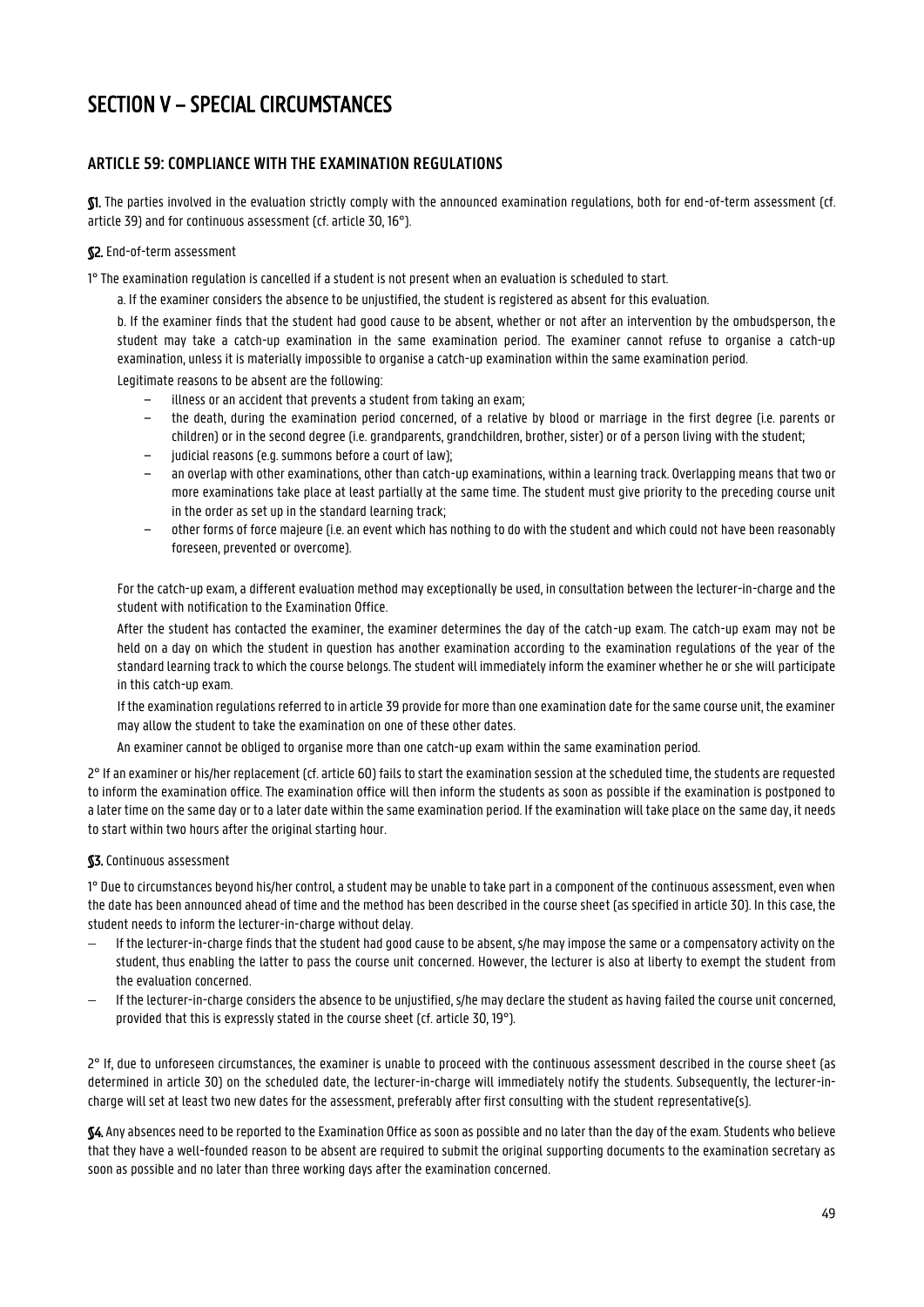# SECTION V – SPECIAL CIRCUMSTANCES

## ARTICLE 59: COMPLIANCE WITH THE EXAMINATION REGULATIONS

**§1.** The parties involved in the evaluation strictly comply with the announced examination regulations, both for end-of-term assessment (cf. article 39) and for continuous assessment (cf. article 30, 16°).

**§2.** End-of-term assessment

1° The examination regulation is cancelled if a student is not present when an evaluation is scheduled to start.

a. If the examiner considers the absence to be unjustified, the student is registered as absent for this evaluation.

b. If the examiner finds that the student had good cause to be absent, whether or not after an intervention by the ombudsperson, the student may take a catch-up examination in the same examination period. The examiner cannot refuse to organise a catch-up examination, unless it is materially impossible to organise a catch-up examination within the same examination period.

Legitimate reasons to be absent are the following:

- illness or an accident that prevents a student from taking an exam;
- the death, during the examination period concerned, of a relative by blood or marriage in the first degree (i.e. parents or children) or in the second degree (i.e. grandparents, grandchildren, brother, sister) or of a person living with the student;
- judicial reasons (e.g. summons before a court of law);
- an overlap with other examinations, other than catch-up examinations, within a learning track. Overlapping means that two or more examinations take place at least partially at the same time. The student must give priority to the preceding course unit in the order as set up in the standard learning track;
- other forms of force majeure (i.e. an event which has nothing to do with the student and which could not have been reasonably foreseen, prevented or overcome).

For the catch-up exam, a different evaluation method may exceptionally be used, in consultation between the lecturer-in-charge and the student with notification to the Examination Office.

After the student has contacted the examiner, the examiner determines the day of the catch-up exam. The catch-up exam may not be held on a day on which the student in question has another examination according to the examination regulations of the year of the standard learning track to which the course belongs. The student will immediately inform the examiner whether he or she will participate in this catch-up exam.

If the examination regulations referred to in article 39 provide for more than one examination date for the same course unit, the examiner may allow the student to take the examination on one of these other dates.

An examiner cannot be obliged to organise more than one catch-up exam within the same examination period.

2° If an examiner or his/her replacement (cf. article 60) fails to start the examination session at the scheduled time, the students are requested to inform the examination office. The examination office will then inform the students as soon as possible if the examination is postponed to a later time on the same day or to a later date within the same examination period. If the examination will take place on the same day, it needs to start within two hours after the original starting hour.

**§3.** Continuous assessment

1° Due to circumstances beyond his/her control, a student may be unable to take part in a component of the continuous assessment, even when the date has been announced ahead of time and the method has been described in the course sheet (as specified in article 30). In this case, the student needs to inform the lecturer-in-charge without delay.

- If the lecturer-in-charge finds that the student had good cause to be absent, s/he may impose the same or a compensatory activity on the student, thus enabling the latter to pass the course unit concerned. However, the lecturer is also at liberty to exempt the student from the evaluation concerned.
- If the lecturer-in-charge considers the absence to be unjustified, s/he may declare the student as having failed the course unit concerned, provided that this is expressly stated in the course sheet (cf. article 30, 19°).

2° If, due to unforeseen circumstances, the examiner is unable to proceed with the continuous assessment described in the course sheet (as determined in article 30) on the scheduled date, the lecturer-in-charge will immediately notify the students. Subsequently, the lecturer-in-charge will set at least two new dates for the assessment, preferably after first consulting with the student representative(s).

**§4.** Any absences need to be reported to the Examination Office as soon as possible and no later than the day of the exam. Students who believe that they have a well-founded reason to be absent are required to submit the original supporting documents to the examination secretary as soon as possible and no later than three working days after the examination concerned.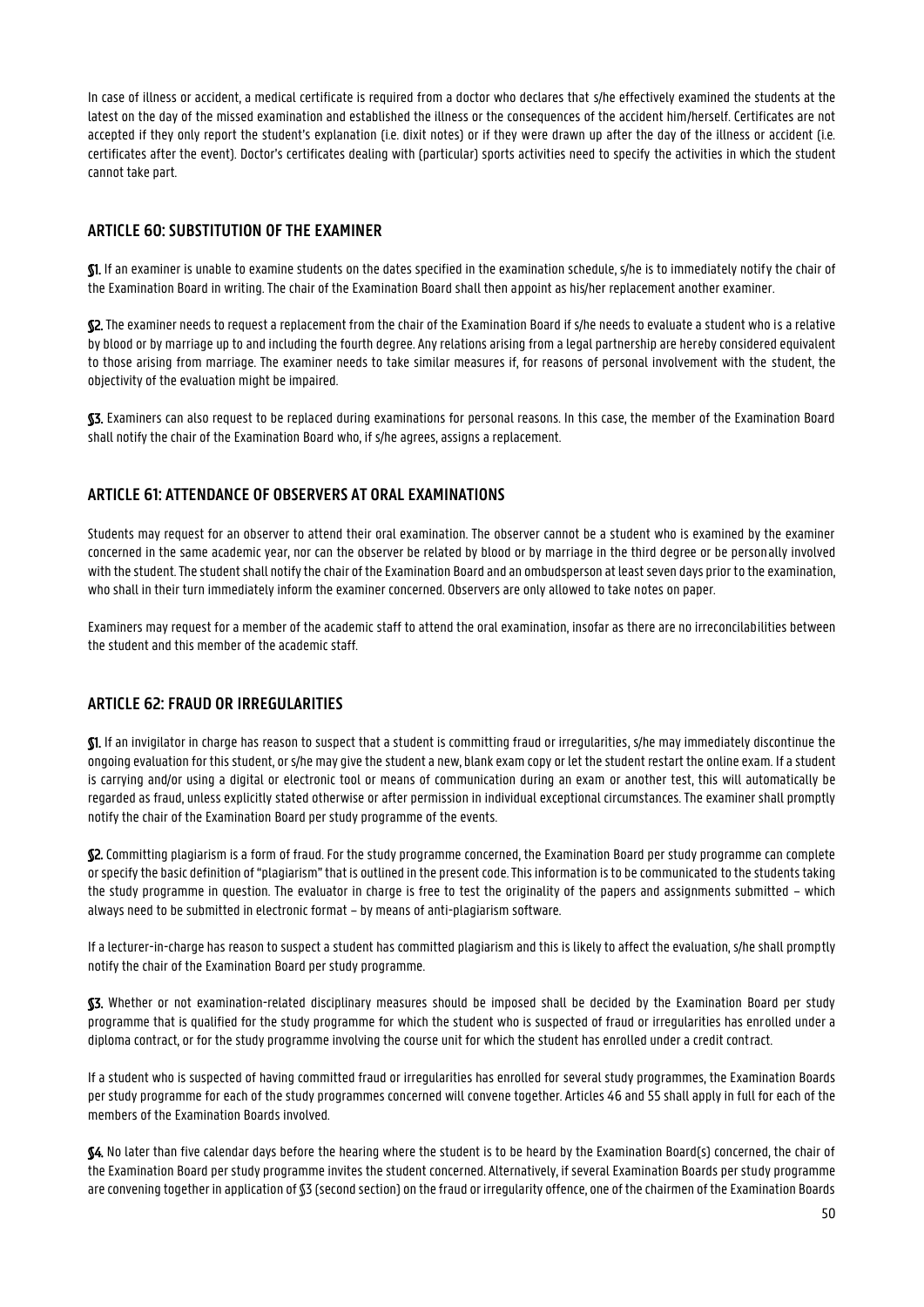In case of illness or accident, a medical certificate is required from a doctor who declares that s/he effectively examined the students at the latest on the day of the missed examination and established the illness or the consequences of the accident him/herself. Certificates are not accepted if they only report the student's explanation (i.e. dixit notes) or if they were drawn up after the day of the illness or accident (i.e. certificates after the event). Doctor's certificates dealing with (particular) sports activities need to specify the activities in which the student cannot take part.

## ARTICLE 60: SUBSTITUTION OF THE EXAMINER

**§1.** If an examiner is unable to examine students on the dates specified in the examination schedule, s/he is to immediately notify the chair of the Examination Board in writing. The chair of the Examination Board shall then appoint as his/her replacement another examiner.

**§2.** The examiner needs to request a replacement from the chair of the Examination Board if s/he needs to evaluate a student who is a relative by blood or by marriage up to and including the fourth degree. Any relations arising from a legal partnership are hereby considered equivalent to those arising from marriage. The examiner needs to take similar measures if, for reasons of personal involvement with the student, the objectivity of the evaluation might be impaired.

**§3.** Examiners can also request to be replaced during examinations for personal reasons. In this case, the member of the Examination Board shall notify the chair of the Examination Board who, if s/he agrees, assigns a replacement.

## ARTICLE 61: ATTENDANCE OF OBSERVERS AT ORAL EXAMINATIONS

Students may request for an observer to attend their oral examination. The observer cannot be a student who is examined by the examiner concerned in the same academic year, nor can the observer be related by blood or by marriage in the third degree or be personally involved with the student. The student shall notify the chair of the Examination Board and an ombudsperson at least seven days prior to the examination, who shall in their turn immediately inform the examiner concerned. Observers are only allowed to take notes on paper.

Examiners may request for a member of the academic staff to attend the oral examination, insofar as there are no irreconcilabilities between the student and this member of the academic staff.

## ARTICLE 62: FRAUD OR IRREGULARITIES

**§1.** If an invigilator in charge has reason to suspect that a student is committing fraud or irregularities, s/he may immediately discontinue the ongoing evaluation for this student, or s/he may give the student a new, blank exam copy or let the student restart the online exam. If a student is carrying and/or using a digital or electronic tool or means of communication during an exam or another test, this will automatically be regarded as fraud, unless explicitly stated otherwise or after permission in individual exceptional circumstances. The examiner shall promptly notify the chair of the Examination Board per study programme of the events.

**§2.** Committing plagiarism is a form of fraud. For the study programme concerned, the Examination Board per study programme can complete or specify the basic definition of "plagiarism" that is outlined in the present code. This information is to be communicated to the students taking the study programme in question. The evaluator in charge is free to test the originality of the papers and assignments submitted – which always need to be submitted in electronic format – by means of anti-plagiarism software.

If a lecturer-in-charge has reason to suspect a student has committed plagiarism and this is likely to affect the evaluation, s/he shall promptly notify the chair of the Examination Board per study programme.

**§3.** Whether or not examination-related disciplinary measures should be imposed shall be decided by the Examination Board per study programme that is qualified for the study programme for which the student who is suspected of fraud or irregularities has enrolled under a diploma contract, or for the study programme involving the course unit for which the student has enrolled under a credit contract.

If a student who is suspected of having committed fraud or irregularities has enrolled for several study programmes, the Examination Boards per study programme for each of the study programmes concerned will convene together. Articles 46 and 55 shall apply in full for each of the members of the Examination Boards involved.

**§4.** No later than five calendar days before the hearing where the student is to be heard by the Examination Board(s) concerned, the chair of the Examination Board per study programme invites the student concerned. Alternatively, if several Examination Boards per study programme are convening together in application of §3 (second section) on the fraud or irregularity offence, one of the chairmen of the Examination Boards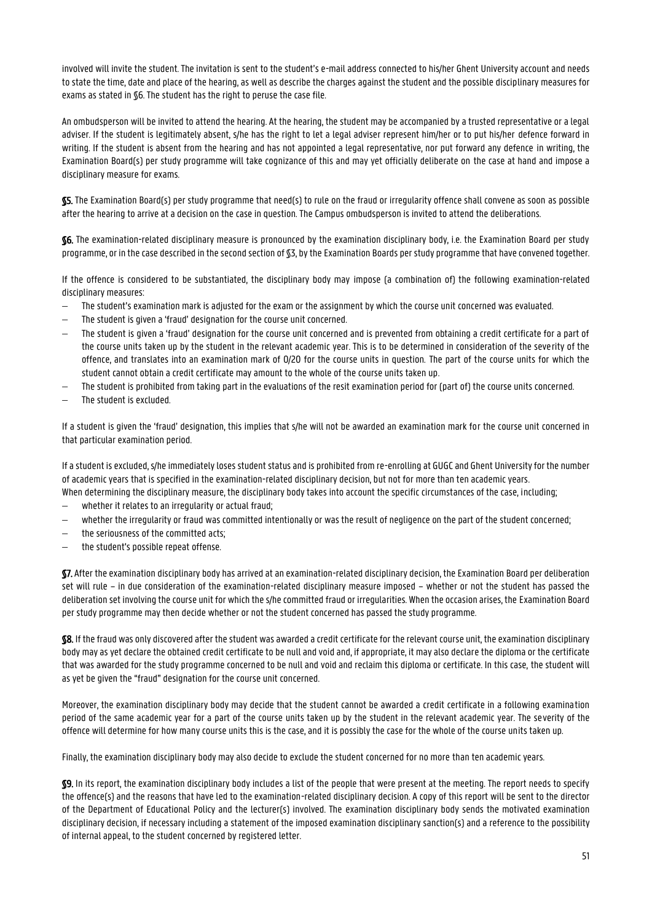involved will invite the student. The invitation is sent to the student's e-mail address connected to his/her Ghent University account and needs to state the time, date and place of the hearing, as well as describe the charges against the student and the possible disciplinary measures for exams as stated in §6. The student has the right to peruse the case file.

An ombudsperson will be invited to attend the hearing. At the hearing, the student may be accompanied by a trusted representative or a legal adviser. If the student is legitimately absent, s/he has the right to let a legal adviser represent him/her or to put his/her defence forward in writing. If the student is absent from the hearing and has not appointed a legal representative, nor put forward any defence in writing, the Examination Board(s) per study programme will take cognizance of this and may yet officially deliberate on the case at hand and impose a disciplinary measure for exams.

**§5.** The Examination Board(s) per study programme that need(s) to rule on the fraud or irregularity offence shall convene as soon as possible after the hearing to arrive at a decision on the case in question. The Campus ombudsperson is invited to attend the deliberations.

**§6.** The examination-related disciplinary measure is pronounced by the examination disciplinary body, i.e. the Examination Board per study programme, or in the case described in the second section of §3, by the Examination Boards per study programme that have convened together.

If the offence is considered to be substantiated, the disciplinary body may impose (a combination of) the following examination-related disciplinary measures:

- The student's examination mark is adjusted for the exam or the assignment by which the course unit concerned was evaluated.
- The student is given a 'fraud' designation for the course unit concerned.
- The student is given a 'fraud' designation for the course unit concerned and is prevented from obtaining a credit certificate for a part of the course units taken up by the student in the relevant academic year. This is to be determined in consideration of the severity of the offence, and translates into an examination mark of 0/20 for the course units in question. The part of the course units for which the student cannot obtain a credit certificate may amount to the whole of the course units taken up.
- The student is prohibited from taking part in the evaluations of the resit examination period for (part of) the course units concerned.
- The student is excluded.

If a student is given the 'fraud' designation, this implies that s/he will not be awarded an examination mark for the course unit concerned in that particular examination period.

If a student is excluded, s/he immediately loses student status and is prohibited from re-enrolling at GUGC and Ghent University for the number of academic years that is specified in the examination-related disciplinary decision, but not for more than ten academic years.
When determining the disciplinary measure, the disciplinary body takes into account the specific circumstances of the case, including;

- whether it relates to an irregularity or actual fraud;
- whether the irregularity or fraud was committed intentionally or was the result of negligence on the part of the student concerned;
- the seriousness of the committed acts;
- the student's possible repeat offense.

**§7.** After the examination disciplinary body has arrived at an examination-related disciplinary decision, the Examination Board per deliberation set will rule – in due consideration of the examination-related disciplinary measure imposed – whether or not the student has passed the deliberation set involving the course unit for which the s/he committed fraud or irregularities. When the occasion arises, the Examination Board per study programme may then decide whether or not the student concerned has passed the study programme.

**§8.** If the fraud was only discovered after the student was awarded a credit certificate for the relevant course unit, the examination disciplinary body may as yet declare the obtained credit certificate to be null and void and, if appropriate, it may also declare the diploma or the certificate that was awarded for the study programme concerned to be null and void and reclaim this diploma or certificate. In this case, the student will as yet be given the "fraud" designation for the course unit concerned.

Moreover, the examination disciplinary body may decide that the student cannot be awarded a credit certificate in a following examination period of the same academic year for a part of the course units taken up by the student in the relevant academic year. The severity of the offence will determine for how many course units this is the case, and it is possibly the case for the whole of the course units taken up.

Finally, the examination disciplinary body may also decide to exclude the student concerned for no more than ten academic years.

**§9.** In its report, the examination disciplinary body includes a list of the people that were present at the meeting. The report needs to specify the offence(s) and the reasons that have led to the examination-related disciplinary decision. A copy of this report will be sent to the director of the Department of Educational Policy and the lecturer(s) involved. The examination disciplinary body sends the motivated examination disciplinary decision, if necessary including a statement of the imposed examination disciplinary sanction(s) and a reference to the possibility of internal appeal, to the student concerned by registered letter.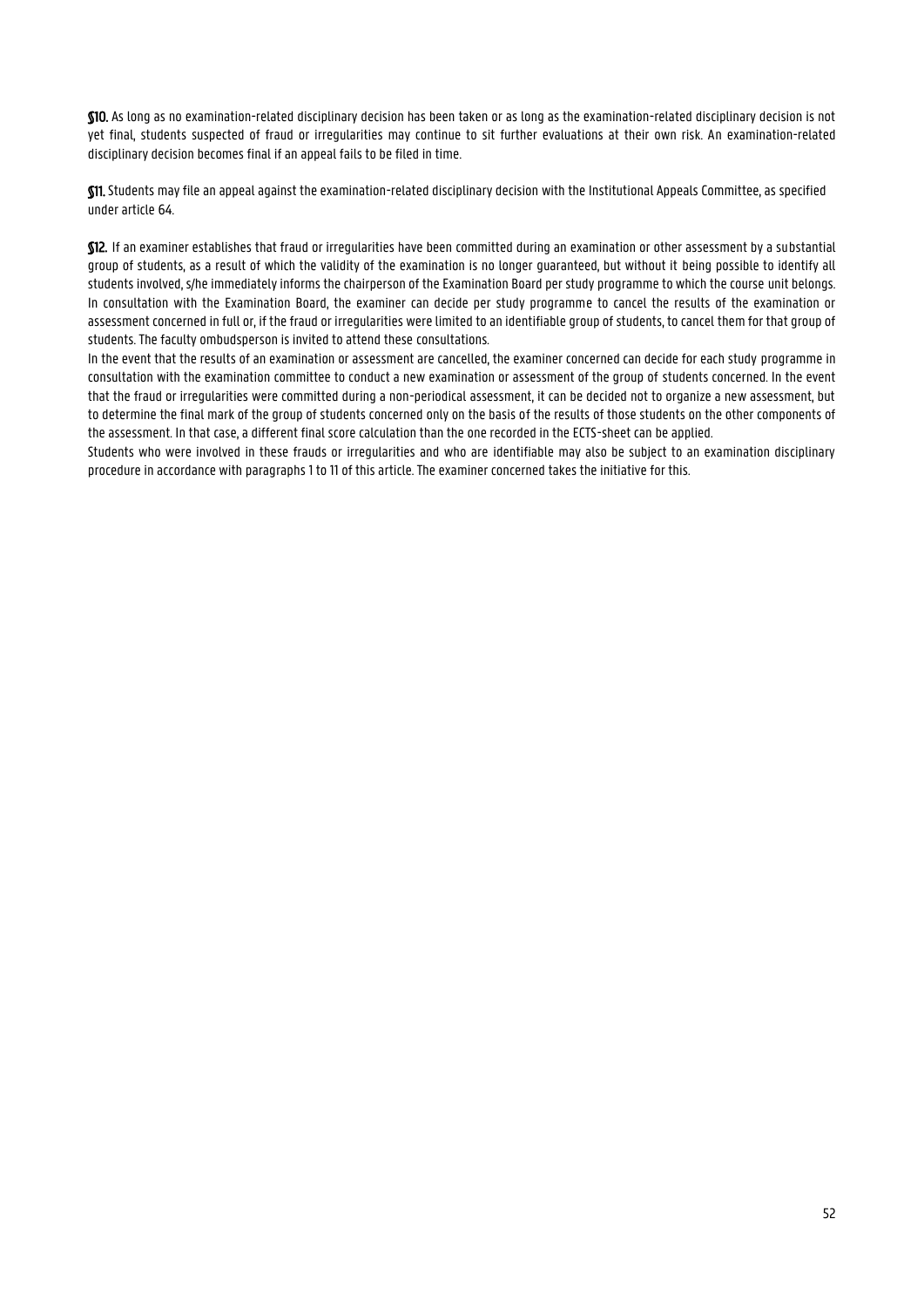**§10.** As long as no examination-related disciplinary decision has been taken or as long as the examination-related disciplinary decision is not yet final, students suspected of fraud or irregularities may continue to sit further evaluations at their own risk. An examination-related disciplinary decision becomes final if an appeal fails to be filed in time.

**§11.** Students may file an appeal against the examination-related disciplinary decision with the Institutional Appeals Committee, as specified under article 64.

**§12.** If an examiner establishes that fraud or irregularities have been committed during an examination or other assessment by a substantial group of students, as a result of which the validity of the examination is no longer guaranteed, but without it being possible to identify all students involved, s/he immediately informs the chairperson of the Examination Board per study programme to which the course unit belongs. In consultation with the Examination Board, the examiner can decide per study programme to cancel the results of the examination or assessment concerned in full or, if the fraud or irregularities were limited to an identifiable group of students, to cancel them for that group of students. The faculty ombudsperson is invited to attend these consultations.

In the event that the results of an examination or assessment are cancelled, the examiner concerned can decide for each study programme in consultation with the examination committee to conduct a new examination or assessment of the group of students concerned. In the event that the fraud or irregularities were committed during a non-periodical assessment, it can be decided not to organize a new assessment, but to determine the final mark of the group of students concerned only on the basis of the results of those students on the other components of the assessment. In that case, a different final score calculation than the one recorded in the ECTS-sheet can be applied.

Students who were involved in these frauds or irregularities and who are identifiable may also be subject to an examination disciplinary procedure in accordance with paragraphs 1 to 11 of this article. The examiner concerned takes the initiative for this.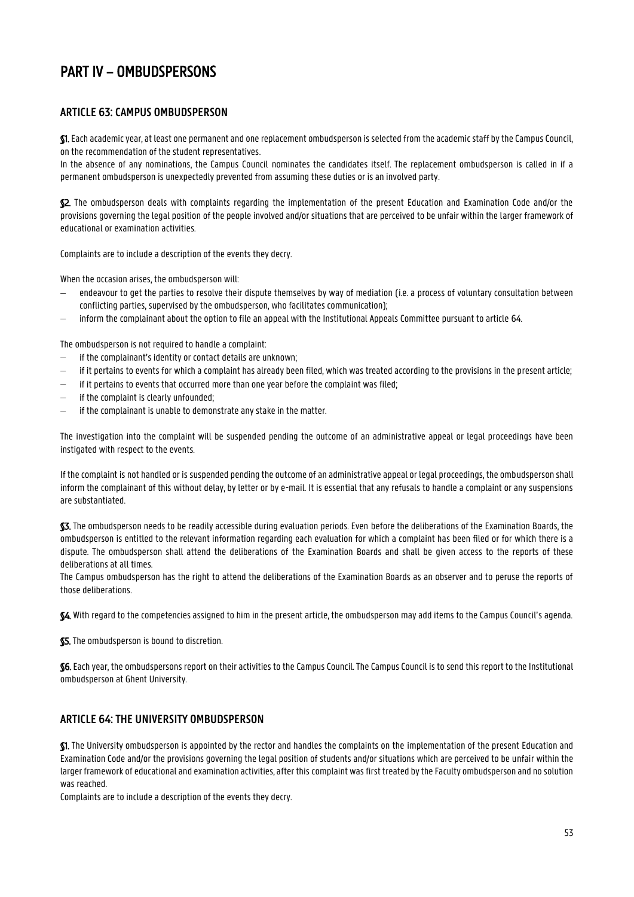# PART IV – OMBUDSPERSONS

## ARTICLE 63: CAMPUS OMBUDSPERSON

**§1.** Each academic year, at least one permanent and one replacement ombudsperson is selected from the academic staff by the Campus Council, on the recommendation of the student representatives.
In the absence of any nominations, the Campus Council nominates the candidates itself. The replacement ombudsperson is called in if a permanent ombudsperson is unexpectedly prevented from assuming these duties or is an involved party.

**§2.** The ombudsperson deals with complaints regarding the implementation of the present Education and Examination Code and/or the provisions governing the legal position of the people involved and/or situations that are perceived to be unfair within the larger framework of educational or examination activities.

Complaints are to include a description of the events they decry.

When the occasion arises, the ombudsperson will:

- endeavour to get the parties to resolve their dispute themselves by way of mediation (i.e. a process of voluntary consultation between conflicting parties, supervised by the ombudsperson, who facilitates communication);
- inform the complainant about the option to file an appeal with the Institutional Appeals Committee pursuant to article 64.

The ombudsperson is not required to handle a complaint:

- if the complainant's identity or contact details are unknown;
- if it pertains to events for which a complaint has already been filed, which was treated according to the provisions in the present article;
- if it pertains to events that occurred more than one year before the complaint was filed;
- if the complaint is clearly unfounded;
- if the complainant is unable to demonstrate any stake in the matter.

The investigation into the complaint will be suspended pending the outcome of an administrative appeal or legal proceedings have been instigated with respect to the events.

If the complaint is not handled or is suspended pending the outcome of an administrative appeal or legal proceedings, the ombudsperson shall inform the complainant of this without delay, by letter or by e-mail. It is essential that any refusals to handle a complaint or any suspensions are substantiated.

**§3.** The ombudsperson needs to be readily accessible during evaluation periods. Even before the deliberations of the Examination Boards, the ombudsperson is entitled to the relevant information regarding each evaluation for which a complaint has been filed or for which there is a dispute. The ombudsperson shall attend the deliberations of the Examination Boards and shall be given access to the reports of these deliberations at all times.
The Campus ombudsperson has the right to attend the deliberations of the Examination Boards as an observer and to peruse the reports of those deliberations.

**§4.** With regard to the competencies assigned to him in the present article, the ombudsperson may add items to the Campus Council's agenda.

**§5.** The ombudsperson is bound to discretion.

**§6.** Each year, the ombudspersons report on their activities to the Campus Council. The Campus Council is to send this report to the Institutional ombudsperson at Ghent University.

## ARTICLE 64: THE UNIVERSITY OMBUDSPERSON

**§1.** The University ombudsperson is appointed by the rector and handles the complaints on the implementation of the present Education and Examination Code and/or the provisions governing the legal position of students and/or situations which are perceived to be unfair within the larger framework of educational and examination activities, after this complaint was first treated by the Faculty ombudsperson and no solution was reached.
Complaints are to include a description of the events they decry.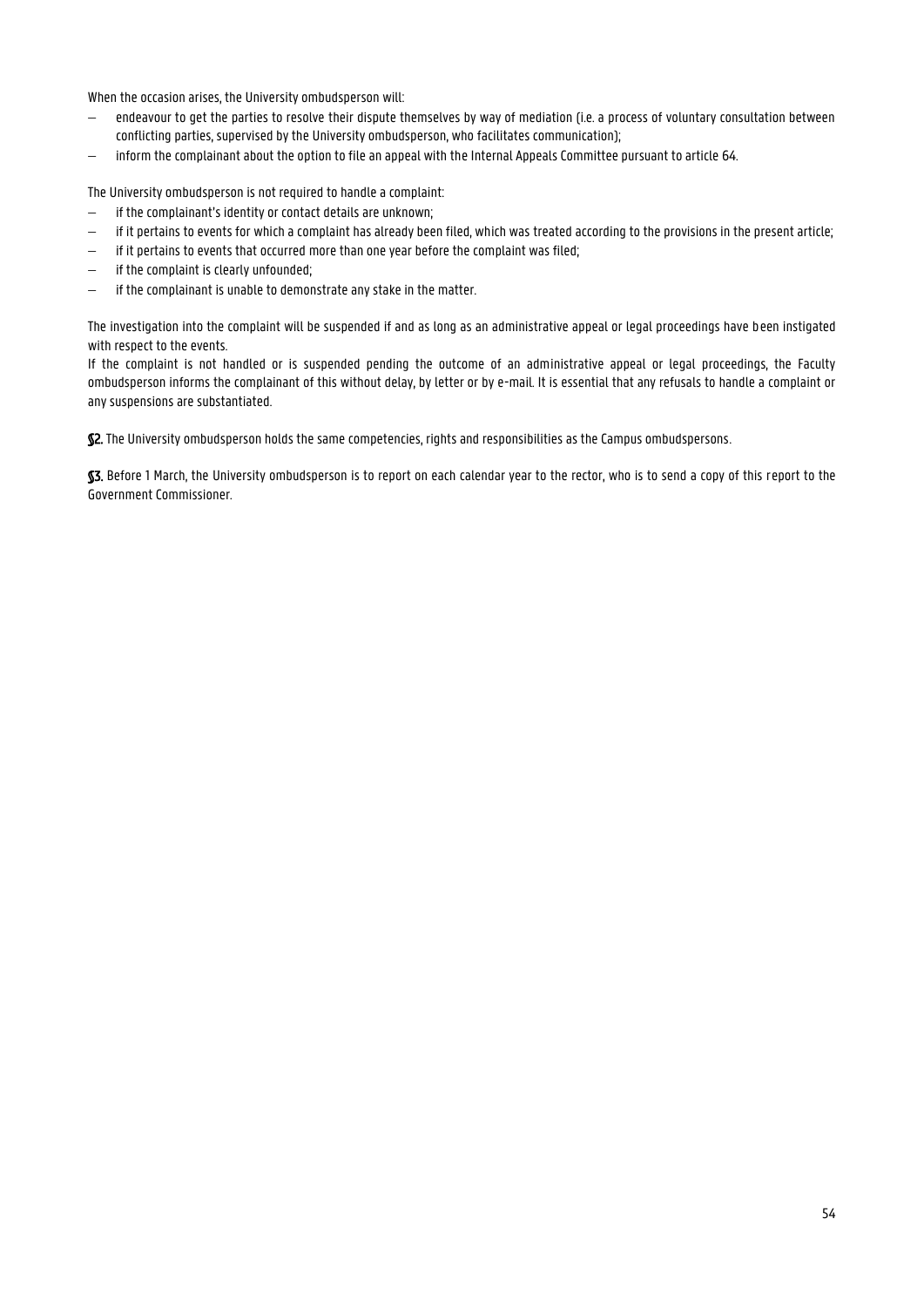When the occasion arises, the University ombudsperson will:

- endeavour to get the parties to resolve their dispute themselves by way of mediation (i.e. a process of voluntary consultation between conflicting parties, supervised by the University ombudsperson, who facilitates communication);
- inform the complainant about the option to file an appeal with the Internal Appeals Committee pursuant to article 64.

The University ombudsperson is not required to handle a complaint:

- if the complainant's identity or contact details are unknown;
- if it pertains to events for which a complaint has already been filed, which was treated according to the provisions in the present article;
- if it pertains to events that occurred more than one year before the complaint was filed;
- if the complaint is clearly unfounded;
- if the complainant is unable to demonstrate any stake in the matter.

The investigation into the complaint will be suspended if and as long as an administrative appeal or legal proceedings have been instigated with respect to the events.
If the complaint is not handled or is suspended pending the outcome of an administrative appeal or legal proceedings, the Faculty ombudsperson informs the complainant of this without delay, by letter or by e-mail. It is essential that any refusals to handle a complaint or any suspensions are substantiated.

**§2.** The University ombudsperson holds the same competencies, rights and responsibilities as the Campus ombudspersons.

**§3.** Before 1 March, the University ombudsperson is to report on each calendar year to the rector, who is to send a copy of this report to the Government Commissioner.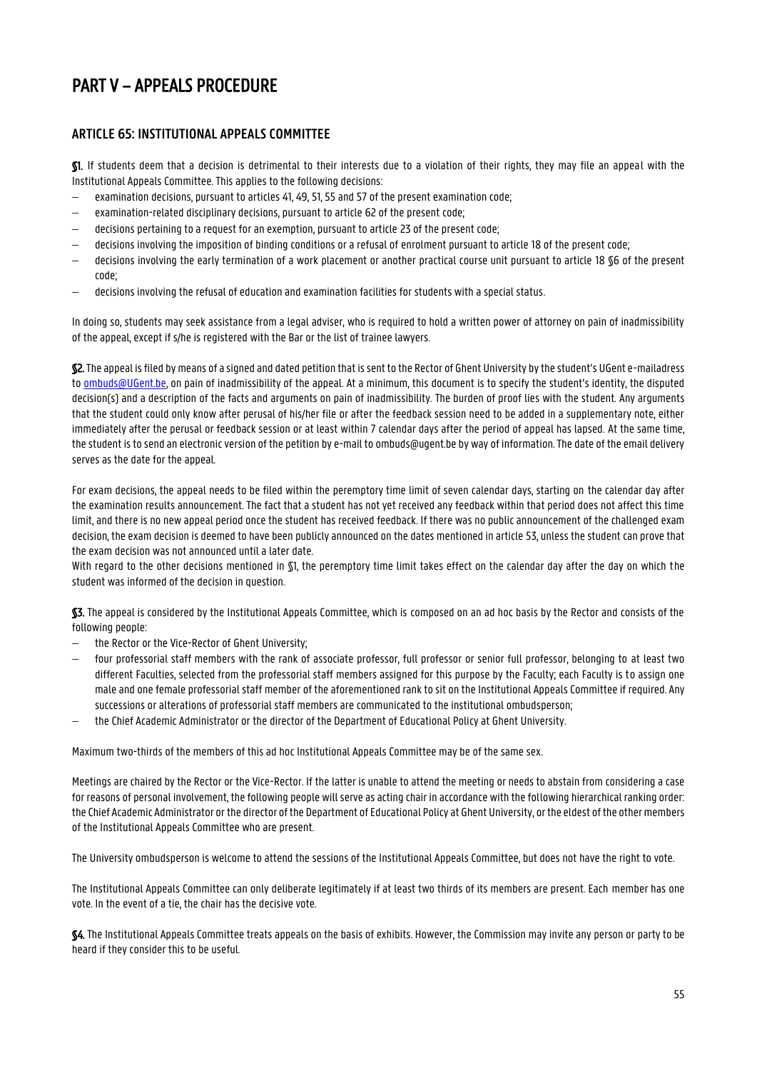# PART V – APPEALS PROCEDURE

## ARTICLE 65: INSTITUTIONAL APPEALS COMMITTEE

**§1.** If students deem that a decision is detrimental to their interests due to a violation of their rights, they may file an appeal with the Institutional Appeals Committee. This applies to the following decisions:

- examination decisions, pursuant to articles 41, 49, 51, 55 and 57 of the present examination code;
- examination-related disciplinary decisions, pursuant to article 62 of the present code;
- decisions pertaining to a request for an exemption, pursuant to article 23 of the present code;
- decisions involving the imposition of binding conditions or a refusal of enrolment pursuant to article 18 of the present code;
- decisions involving the early termination of a work placement or another practical course unit pursuant to article 18 §6 of the present code;
- decisions involving the refusal of education and examination facilities for students with a special status.

In doing so, students may seek assistance from a legal adviser, who is required to hold a written power of attorney on pain of inadmissibility of the appeal, except if s/he is registered with the Bar or the list of trainee lawyers.

**§2.** The appeal is filed by means of a signed and dated petition that is sent to the Rector of Ghent University by the student's UGent e-mailadress to ombuds@UGent.be, on pain of inadmissibility of the appeal. At a minimum, this document is to specify the student's identity, the disputed decision(s) and a description of the facts and arguments on pain of inadmissibility. The burden of proof lies with the student. Any arguments that the student could only know after perusal of his/her file or after the feedback session need to be added in a supplementary note, either immediately after the perusal or feedback session or at least within 7 calendar days after the period of appeal has lapsed. At the same time, the student is to send an electronic version of the petition by e-mail to ombuds@ugent.be by way of information. The date of the email delivery serves as the date for the appeal.

For exam decisions, the appeal needs to be filed within the peremptory time limit of seven calendar days, starting on the calendar day after the examination results announcement. The fact that a student has not yet received any feedback within that period does not affect this time limit, and there is no new appeal period once the student has received feedback. If there was no public announcement of the challenged exam decision, the exam decision is deemed to have been publicly announced on the dates mentioned in article 53, unless the student can prove that the exam decision was not announced until a later date.
With regard to the other decisions mentioned in §1, the peremptory time limit takes effect on the calendar day after the day on which the student was informed of the decision in question.

**§3.** The appeal is considered by the Institutional Appeals Committee, which is composed on an ad hoc basis by the Rector and consists of the following people:

- the Rector or the Vice-Rector of Ghent University;
- four professorial staff members with the rank of associate professor, full professor or senior full professor, belonging to at least two different Faculties, selected from the professorial staff members assigned for this purpose by the Faculty; each Faculty is to assign one male and one female professorial staff member of the aforementioned rank to sit on the Institutional Appeals Committee if required. Any successions or alterations of professorial staff members are communicated to the institutional ombudsperson;
- the Chief Academic Administrator or the director of the Department of Educational Policy at Ghent University.

Maximum two-thirds of the members of this ad hoc Institutional Appeals Committee may be of the same sex.

Meetings are chaired by the Rector or the Vice-Rector. If the latter is unable to attend the meeting or needs to abstain from considering a case for reasons of personal involvement, the following people will serve as acting chair in accordance with the following hierarchical ranking order: the Chief Academic Administrator or the director of the Department of Educational Policy at Ghent University, or the eldest of the other members of the Institutional Appeals Committee who are present.

The University ombudsperson is welcome to attend the sessions of the Institutional Appeals Committee, but does not have the right to vote.

The Institutional Appeals Committee can only deliberate legitimately if at least two thirds of its members are present. Each member has one vote. In the event of a tie, the chair has the decisive vote.

**§4.** The Institutional Appeals Committee treats appeals on the basis of exhibits. However, the Commission may invite any person or party to be heard if they consider this to be useful.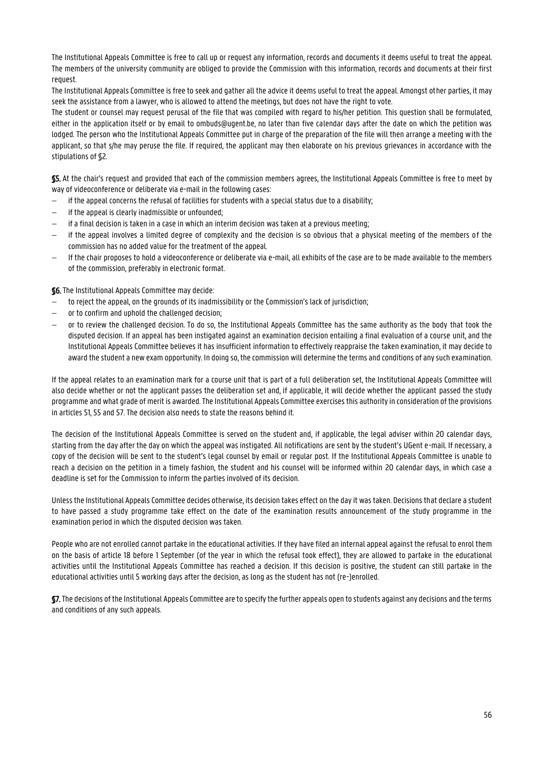The Institutional Appeals Committee is free to call up or request any information, records and documents it deems useful to treat the appeal. The members of the university community are obliged to provide the Commission with this information, records and documents at their first request.

The Institutional Appeals Committee is free to seek and gather all the advice it deems useful to treat the appeal. Amongst other parties, it may seek the assistance from a lawyer, who is allowed to attend the meetings, but does not have the right to vote.

The student or counsel may request perusal of the file that was compiled with regard to his/her petition. This question shall be formulated, either in the application itself or by email to ombuds@ugent.be, no later than five calendar days after the date on which the petition was lodged. The person who the Institutional Appeals Committee put in charge of the preparation of the file will then arrange a meeting with the applicant, so that s/he may peruse the file. If required, the applicant may then elaborate on his previous grievances in accordance with the stipulations of §2.

**§5.** At the chair's request and provided that each of the commission members agrees, the Institutional Appeals Committee is free to meet by way of videoconference or deliberate via e-mail in the following cases:

- if the appeal concerns the refusal of facilities for students with a special status due to a disability;
- if the appeal is clearly inadmissible or unfounded;
- if a final decision is taken in a case in which an interim decision was taken at a previous meeting;
- if the appeal involves a limited degree of complexity and the decision is so obvious that a physical meeting of the members of the commission has no added value for the treatment of the appeal.
- If the chair proposes to hold a videoconference or deliberate via e-mail, all exhibits of the case are to be made available to the members of the commission, preferably in electronic format.

**§6.** The Institutional Appeals Committee may decide:

- to reject the appeal, on the grounds of its inadmissibility or the Commission's lack of jurisdiction;
- or to confirm and uphold the challenged decision;
- or to review the challenged decision. To do so, the Institutional Appeals Committee has the same authority as the body that took the disputed decision. If an appeal has been instigated against an examination decision entailing a final evaluation of a course unit, and the Institutional Appeals Committee believes it has insufficient information to effectively reappraise the taken examination, it may decide to award the student a new exam opportunity. In doing so, the commission will determine the terms and conditions of any such examination.

If the appeal relates to an examination mark for a course unit that is part of a full deliberation set, the Institutional Appeals Committee will also decide whether or not the applicant passes the deliberation set and, if applicable, it will decide whether the applicant passed the study programme and what grade of merit is awarded. The Institutional Appeals Committee exercises this authority in consideration of the provisions in articles 51, 55 and 57. The decision also needs to state the reasons behind it.

The decision of the Institutional Appeals Committee is served on the student and, if applicable, the legal adviser within 20 calendar days, starting from the day after the day on which the appeal was instigated. All notifications are sent by the student's UGent e-mail. If necessary, a copy of the decision will be sent to the student's legal counsel by email or regular post. If the Institutional Appeals Committee is unable to reach a decision on the petition in a timely fashion, the student and his counsel will be informed within 20 calendar days, in which case a deadline is set for the Commission to inform the parties involved of its decision.

Unless the Institutional Appeals Committee decides otherwise, its decision takes effect on the day it was taken. Decisions that declare a student to have passed a study programme take effect on the date of the examination results announcement of the study programme in the examination period in which the disputed decision was taken.

People who are not enrolled cannot partake in the educational activities. If they have filed an internal appeal against the refusal to enrol them on the basis of article 18 before 1 September (of the year in which the refusal took effect), they are allowed to partake in the educational activities until the Institutional Appeals Committee has reached a decision. If this decision is positive, the student can still partake in the educational activities until 5 working days after the decision, as long as the student has not (re-)enrolled.

**§7.** The decisions of the Institutional Appeals Committee are to specify the further appeals open to students against any decisions and the terms and conditions of any such appeals.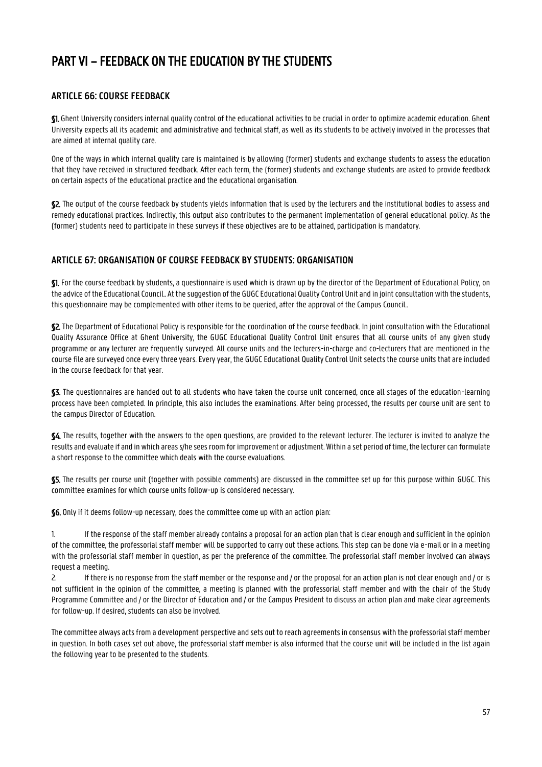# PART VI – FEEDBACK ON THE EDUCATION BY THE STUDENTS

## ARTICLE 66: COURSE FEEDBACK

**§1.** Ghent University considers internal quality control of the educational activities to be crucial in order to optimize academic education. Ghent University expects all its academic and administrative and technical staff, as well as its students to be actively involved in the processes that are aimed at internal quality care.

One of the ways in which internal quality care is maintained is by allowing (former) students and exchange students to assess the education that they have received in structured feedback. After each term, the (former) students and exchange students are asked to provide feedback on certain aspects of the educational practice and the educational organisation.

**§2.** The output of the course feedback by students yields information that is used by the lecturers and the institutional bodies to assess and remedy educational practices. Indirectly, this output also contributes to the permanent implementation of general educational policy. As the (former) students need to participate in these surveys if these objectives are to be attained, participation is mandatory.

## ARTICLE 67: ORGANISATION OF COURSE FEEDBACK BY STUDENTS: ORGANISATION

**§1.** For the course feedback by students, a questionnaire is used which is drawn up by the director of the Department of Educational Policy, on the advice of the Educational Council.. At the suggestion of the GUGC Educational Quality Control Unit and in joint consultation with the students, this questionnaire may be complemented with other items to be queried, after the approval of the Campus Council..

**§2.** The Department of Educational Policy is responsible for the coordination of the course feedback. In joint consultation with the Educational Quality Assurance Office at Ghent University, the GUGC Educational Quality Control Unit ensures that all course units of any given study programme or any lecturer are frequently surveyed. All course units and the lecturers-in-charge and co-lecturers that are mentioned in the course file are surveyed once every three years. Every year, the GUGC Educational Quality Control Unit selects the course units that are included in the course feedback for that year.

**§3.** The questionnaires are handed out to all students who have taken the course unit concerned, once all stages of the education-learning process have been completed. In principle, this also includes the examinations. After being processed, the results per course unit are sent to the campus Director of Education.

**§4.** The results, together with the answers to the open questions, are provided to the relevant lecturer. The lecturer is invited to analyze the results and evaluate if and in which areas s/he sees room for improvement or adjustment. Within a set period of time, the lecturer can formulate a short response to the committee which deals with the course evaluations.

**§5.** The results per course unit (together with possible comments) are discussed in the committee set up for this purpose within GUGC. This committee examines for which course units follow-up is considered necessary.

**§6.** Only if it deems follow-up necessary, does the committee come up with an action plan:

1. If the response of the staff member already contains a proposal for an action plan that is clear enough and sufficient in the opinion of the committee, the professorial staff member will be supported to carry out these actions. This step can be done via e-mail or in a meeting with the professorial staff member in question, as per the preference of the committee. The professorial staff member involved can always request a meeting.
2. If there is no response from the staff member or the response and / or the proposal for an action plan is not clear enough and / or is not sufficient in the opinion of the committee, a meeting is planned with the professorial staff member and with the chair of the Study Programme Committee and / or the Director of Education and / or the Campus President to discuss an action plan and make clear agreements for follow-up. If desired, students can also be involved.

The committee always acts from a development perspective and sets out to reach agreements in consensus with the professorial staff member in question. In both cases set out above, the professorial staff member is also informed that the course unit will be included in the list again the following year to be presented to the students.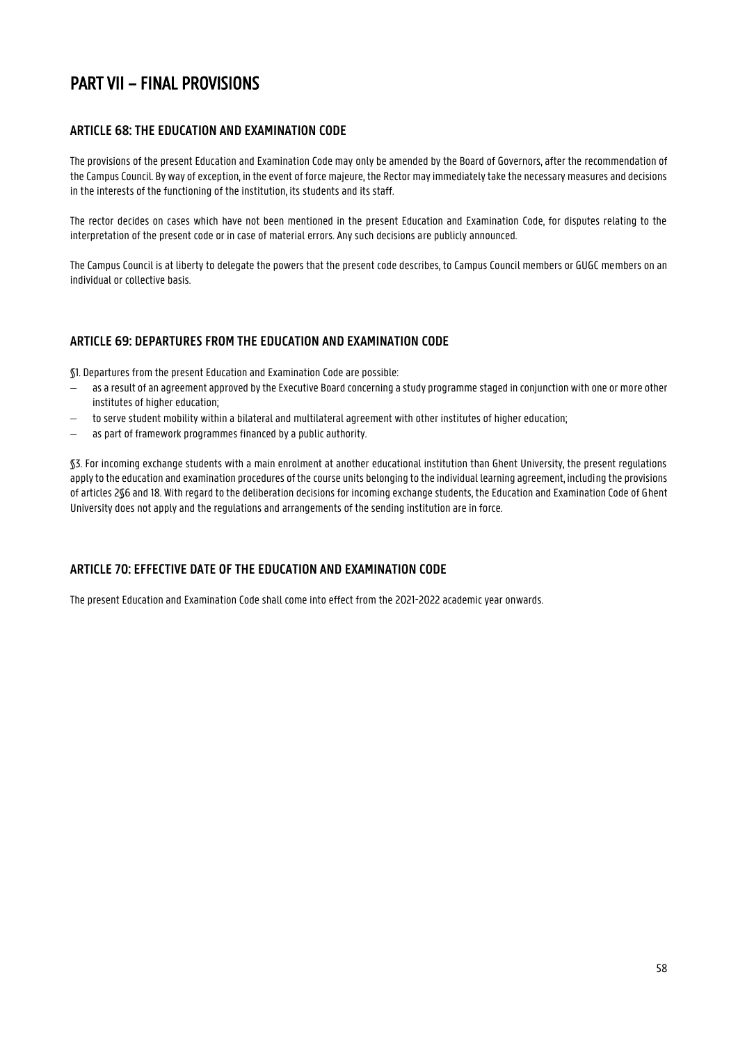# PART VII – FINAL PROVISIONS

## ARTICLE 68: THE EDUCATION AND EXAMINATION CODE

The provisions of the present Education and Examination Code may only be amended by the Board of Governors, after the recommendation of the Campus Council. By way of exception, in the event of force majeure, the Rector may immediately take the necessary measures and decisions in the interests of the functioning of the institution, its students and its staff.

The rector decides on cases which have not been mentioned in the present Education and Examination Code, for disputes relating to the interpretation of the present code or in case of material errors. Any such decisions are publicly announced.

The Campus Council is at liberty to delegate the powers that the present code describes, to Campus Council members or GUGC members on an individual or collective basis.

## ARTICLE 69: DEPARTURES FROM THE EDUCATION AND EXAMINATION CODE

§1. Departures from the present Education and Examination Code are possible:

- as a result of an agreement approved by the Executive Board concerning a study programme staged in conjunction with one or more other institutes of higher education;
- to serve student mobility within a bilateral and multilateral agreement with other institutes of higher education;
- as part of framework programmes financed by a public authority.

§3. For incoming exchange students with a main enrolment at another educational institution than Ghent University, the present regulations apply to the education and examination procedures of the course units belonging to the individual learning agreement, including the provisions of articles 2§6 and 18. With regard to the deliberation decisions for incoming exchange students, the Education and Examination Code of Ghent University does not apply and the regulations and arrangements of the sending institution are in force.

## ARTICLE 70: EFFECTIVE DATE OF THE EDUCATION AND EXAMINATION CODE

The present Education and Examination Code shall come into effect from the 2021-2022 academic year onwards.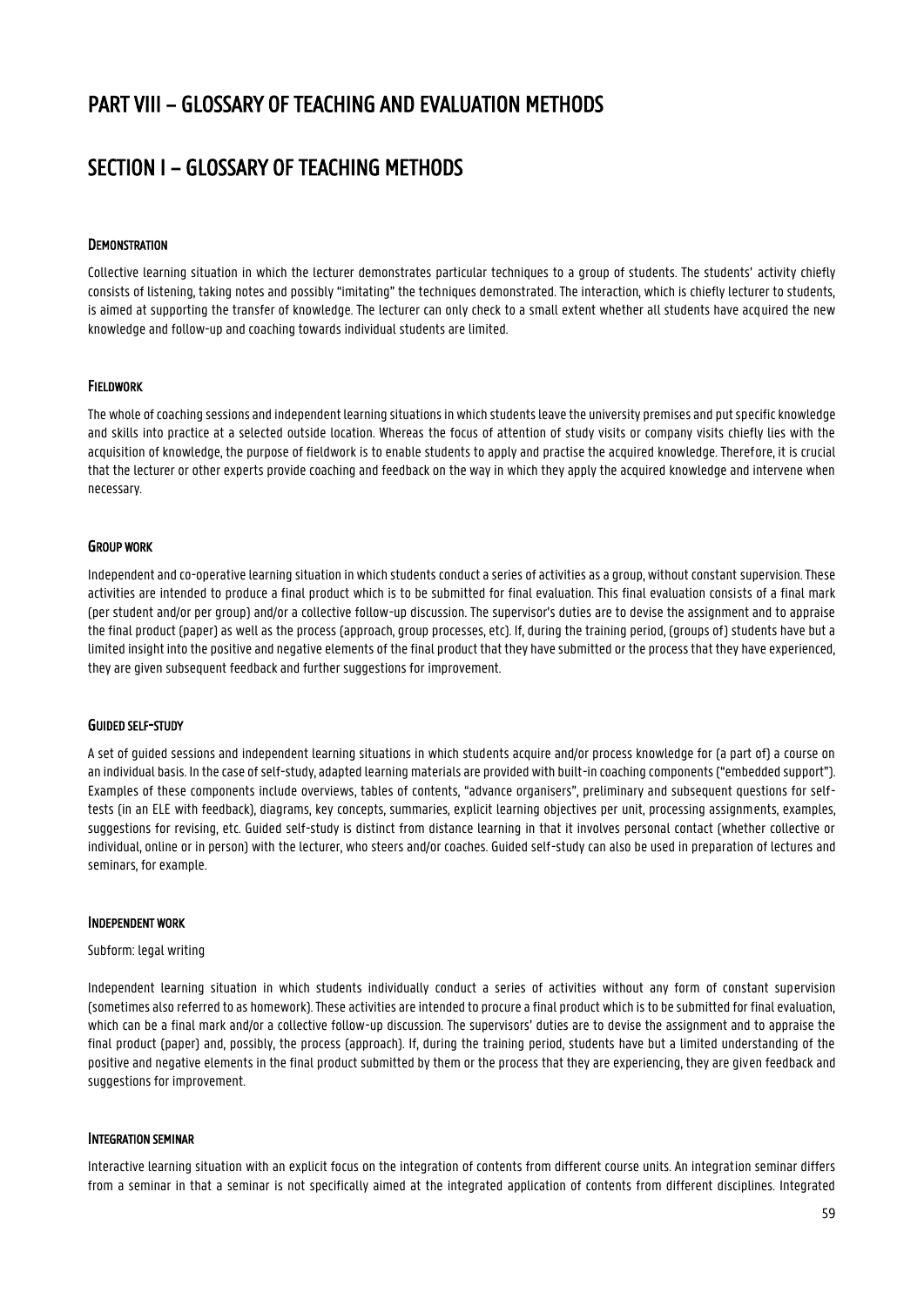# PART VIII – GLOSSARY OF TEACHING AND EVALUATION METHODS

## SECTION I – GLOSSARY OF TEACHING METHODS

### Demonstration

Collective learning situation in which the lecturer demonstrates particular techniques to a group of students. The students' activity chiefly consists of listening, taking notes and possibly "imitating" the techniques demonstrated. The interaction, which is chiefly lecturer to students, is aimed at supporting the transfer of knowledge. The lecturer can only check to a small extent whether all students have acquired the new knowledge and follow-up and coaching towards individual students are limited.

### Fieldwork

The whole of coaching sessions and independent learning situations in which students leave the university premises and put specific knowledge and skills into practice at a selected outside location. Whereas the focus of attention of study visits or company visits chiefly lies with the acquisition of knowledge, the purpose of fieldwork is to enable students to apply and practise the acquired knowledge. Therefore, it is crucial that the lecturer or other experts provide coaching and feedback on the way in which they apply the acquired knowledge and intervene when necessary.

### Group work

Independent and co-operative learning situation in which students conduct a series of activities as a group, without constant supervision. These activities are intended to produce a final product which is to be submitted for final evaluation. This final evaluation consists of a final mark (per student and/or per group) and/or a collective follow-up discussion. The supervisor's duties are to devise the assignment and to appraise the final product (paper) as well as the process (approach, group processes, etc). If, during the training period, (groups of) students have but a limited insight into the positive and negative elements of the final product that they have submitted or the process that they have experienced, they are given subsequent feedback and further suggestions for improvement.

### Guided self-study

A set of guided sessions and independent learning situations in which students acquire and/or process knowledge for (a part of) a course on an individual basis. In the case of self-study, adapted learning materials are provided with built-in coaching components ("embedded support"). Examples of these components include overviews, tables of contents, "advance organisers", preliminary and subsequent questions for self-tests (in an ELE with feedback), diagrams, key concepts, summaries, explicit learning objectives per unit, processing assignments, examples, suggestions for revising, etc. Guided self-study is distinct from distance learning in that it involves personal contact (whether collective or individual, online or in person) with the lecturer, who steers and/or coaches. Guided self-study can also be used in preparation of lectures and seminars, for example.

### Independent work

Subform: legal writing

Independent learning situation in which students individually conduct a series of activities without any form of constant supervision (sometimes also referred to as homework). These activities are intended to procure a final product which is to be submitted for final evaluation, which can be a final mark and/or a collective follow-up discussion. The supervisors' duties are to devise the assignment and to appraise the final product (paper) and, possibly, the process (approach). If, during the training period, students have but a limited understanding of the positive and negative elements in the final product submitted by them or the process that they are experiencing, they are given feedback and suggestions for improvement.

### Integration seminar

Interactive learning situation with an explicit focus on the integration of contents from different course units. An integration seminar differs from a seminar in that a seminar is not specifically aimed at the integrated application of contents from different disciplines. Integrated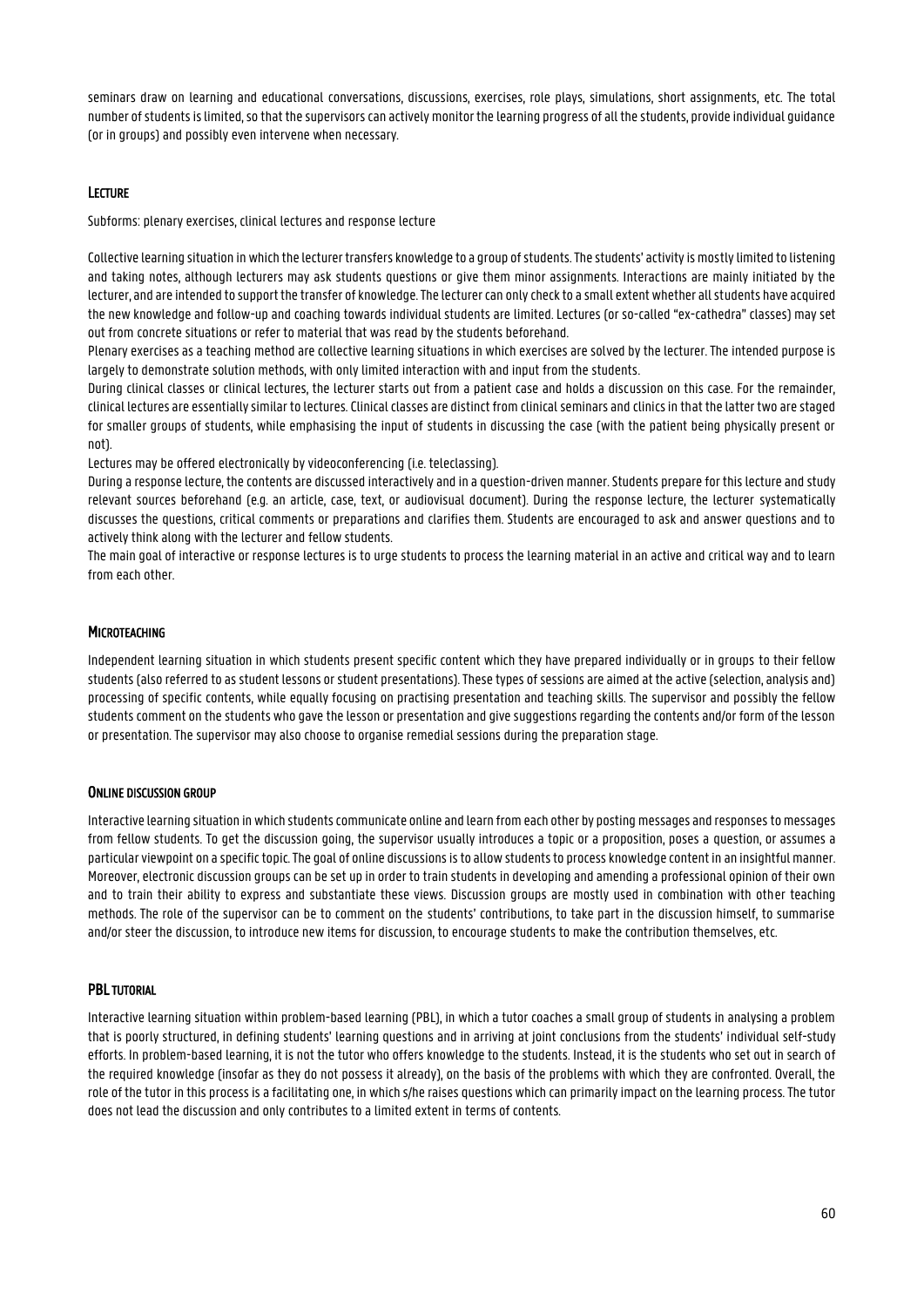seminars draw on learning and educational conversations, discussions, exercises, role plays, simulations, short assignments, etc. The total number of students is limited, so that the supervisors can actively monitor the learning progress of all the students, provide individual guidance (or in groups) and possibly even intervene when necessary.

### Lecture

Subforms: plenary exercises, clinical lectures and response lecture

Collective learning situation in which the lecturer transfers knowledge to a group of students. The students' activity is mostly limited to listening and taking notes, although lecturers may ask students questions or give them minor assignments. Interactions are mainly initiated by the lecturer, and are intended to support the transfer of knowledge. The lecturer can only check to a small extent whether all students have acquired the new knowledge and follow-up and coaching towards individual students are limited. Lectures (or so-called "ex-cathedra" classes) may set out from concrete situations or refer to material that was read by the students beforehand.

Plenary exercises as a teaching method are collective learning situations in which exercises are solved by the lecturer. The intended purpose is largely to demonstrate solution methods, with only limited interaction with and input from the students.

During clinical classes or clinical lectures, the lecturer starts out from a patient case and holds a discussion on this case. For the remainder, clinical lectures are essentially similar to lectures. Clinical classes are distinct from clinical seminars and clinics in that the latter two are staged for smaller groups of students, while emphasising the input of students in discussing the case (with the patient being physically present or not).

Lectures may be offered electronically by videoconferencing (i.e. teleclassing).

During a response lecture, the contents are discussed interactively and in a question-driven manner. Students prepare for this lecture and study relevant sources beforehand (e.g. an article, case, text, or audiovisual document). During the response lecture, the lecturer systematically discusses the questions, critical comments or preparations and clarifies them. Students are encouraged to ask and answer questions and to actively think along with the lecturer and fellow students.

The main goal of interactive or response lectures is to urge students to process the learning material in an active and critical way and to learn from each other.

### Microteaching

Independent learning situation in which students present specific content which they have prepared individually or in groups to their fellow students (also referred to as student lessons or student presentations). These types of sessions are aimed at the active (selection, analysis and) processing of specific contents, while equally focusing on practising presentation and teaching skills. The supervisor and possibly the fellow students comment on the students who gave the lesson or presentation and give suggestions regarding the contents and/or form of the lesson or presentation. The supervisor may also choose to organise remedial sessions during the preparation stage.

### Online discussion group

Interactive learning situation in which students communicate online and learn from each other by posting messages and responses to messages from fellow students. To get the discussion going, the supervisor usually introduces a topic or a proposition, poses a question, or assumes a particular viewpoint on a specific topic. The goal of online discussions is to allow students to process knowledge content in an insightful manner. Moreover, electronic discussion groups can be set up in order to train students in developing and amending a professional opinion of their own and to train their ability to express and substantiate these views. Discussion groups are mostly used in combination with other teaching methods. The role of the supervisor can be to comment on the students' contributions, to take part in the discussion himself, to summarise and/or steer the discussion, to introduce new items for discussion, to encourage students to make the contribution themselves, etc.

### PBL tutorial

Interactive learning situation within problem-based learning (PBL), in which a tutor coaches a small group of students in analysing a problem that is poorly structured, in defining students' learning questions and in arriving at joint conclusions from the students' individual self-study efforts. In problem-based learning, it is not the tutor who offers knowledge to the students. Instead, it is the students who set out in search of the required knowledge (insofar as they do not possess it already), on the basis of the problems with which they are confronted. Overall, the role of the tutor in this process is a facilitating one, in which s/he raises questions which can primarily impact on the learning process. The tutor does not lead the discussion and only contributes to a limited extent in terms of contents.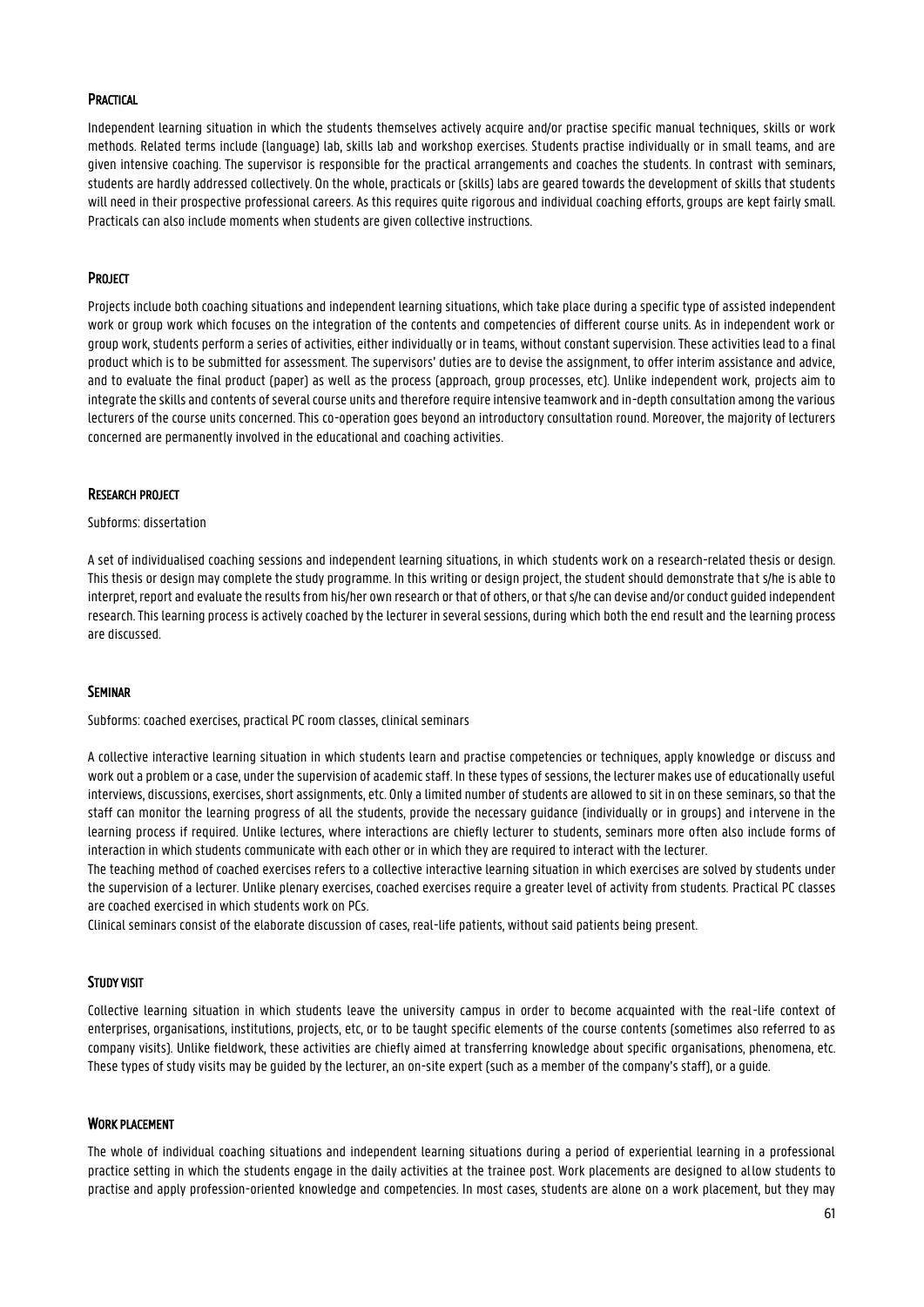### Practical

Independent learning situation in which the students themselves actively acquire and/or practise specific manual techniques, skills or work methods. Related terms include (language) lab, skills lab and workshop exercises. Students practise individually or in small teams, and are given intensive coaching. The supervisor is responsible for the practical arrangements and coaches the students. In contrast with seminars, students are hardly addressed collectively. On the whole, practicals or (skills) labs are geared towards the development of skills that students will need in their prospective professional careers. As this requires quite rigorous and individual coaching efforts, groups are kept fairly small. Practicals can also include moments when students are given collective instructions.

### Project

Projects include both coaching situations and independent learning situations, which take place during a specific type of assisted independent work or group work which focuses on the integration of the contents and competencies of different course units. As in independent work or group work, students perform a series of activities, either individually or in teams, without constant supervision. These activities lead to a final product which is to be submitted for assessment. The supervisors' duties are to devise the assignment, to offer interim assistance and advice, and to evaluate the final product (paper) as well as the process (approach, group processes, etc). Unlike independent work, projects aim to integrate the skills and contents of several course units and therefore require intensive teamwork and in-depth consultation among the various lecturers of the course units concerned. This co-operation goes beyond an introductory consultation round. Moreover, the majority of lecturers concerned are permanently involved in the educational and coaching activities.

### Research project

Subforms: dissertation

A set of individualised coaching sessions and independent learning situations, in which students work on a research-related thesis or design. This thesis or design may complete the study programme. In this writing or design project, the student should demonstrate that s/he is able to interpret, report and evaluate the results from his/her own research or that of others, or that s/he can devise and/or conduct guided independent research. This learning process is actively coached by the lecturer in several sessions, during which both the end result and the learning process are discussed.

### Seminar

Subforms: coached exercises, practical PC room classes, clinical seminars

A collective interactive learning situation in which students learn and practise competencies or techniques, apply knowledge or discuss and work out a problem or a case, under the supervision of academic staff. In these types of sessions, the lecturer makes use of educationally useful interviews, discussions, exercises, short assignments, etc. Only a limited number of students are allowed to sit in on these seminars, so that the staff can monitor the learning progress of all the students, provide the necessary guidance (individually or in groups) and intervene in the learning process if required. Unlike lectures, where interactions are chiefly lecturer to students, seminars more often also include forms of interaction in which students communicate with each other or in which they are required to interact with the lecturer.

The teaching method of coached exercises refers to a collective interactive learning situation in which exercises are solved by students under the supervision of a lecturer. Unlike plenary exercises, coached exercises require a greater level of activity from students. Practical PC classes are coached exercised in which students work on PCs.

Clinical seminars consist of the elaborate discussion of cases, real-life patients, without said patients being present.

### Study visit

Collective learning situation in which students leave the university campus in order to become acquainted with the real-life context of enterprises, organisations, institutions, projects, etc, or to be taught specific elements of the course contents (sometimes also referred to as company visits). Unlike fieldwork, these activities are chiefly aimed at transferring knowledge about specific organisations, phenomena, etc. These types of study visits may be guided by the lecturer, an on-site expert (such as a member of the company's staff), or a guide.

### Work placement

The whole of individual coaching situations and independent learning situations during a period of experiential learning in a professional practice setting in which the students engage in the daily activities at the trainee post. Work placements are designed to allow students to practise and apply profession-oriented knowledge and competencies. In most cases, students are alone on a work placement, but they may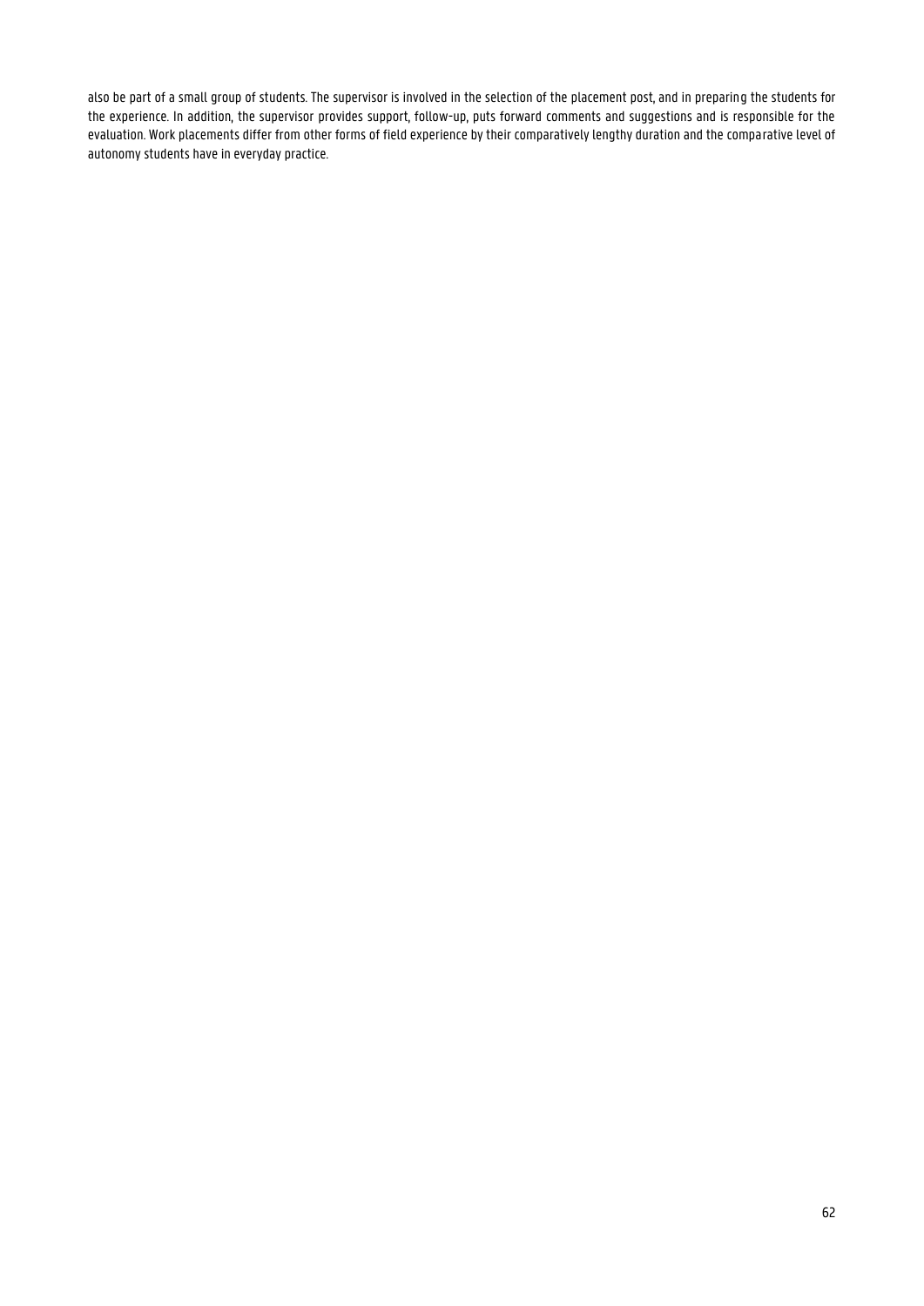also be part of a small group of students. The supervisor is involved in the selection of the placement post, and in preparing the students for the experience. In addition, the supervisor provides support, follow-up, puts forward comments and suggestions and is responsible for the evaluation. Work placements differ from other forms of field experience by their comparatively lengthy duration and the comparative level of autonomy students have in everyday practice.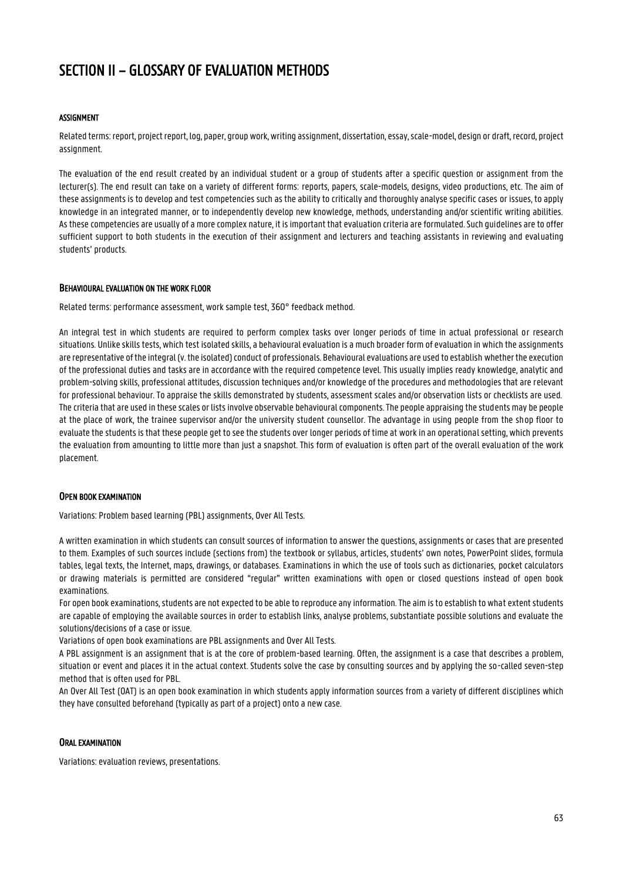# SECTION II – GLOSSARY OF EVALUATION METHODS

### ASSIGNMENT

Related terms: report, project report, log, paper, group work, writing assignment, dissertation, essay, scale-model, design or draft, record, project assignment.

The evaluation of the end result created by an individual student or a group of students after a specific question or assignment from the lecturer(s). The end result can take on a variety of different forms: reports, papers, scale-models, designs, video productions, etc. The aim of these assignments is to develop and test competencies such as the ability to critically and thoroughly analyse specific cases or issues, to apply knowledge in an integrated manner, or to independently develop new knowledge, methods, understanding and/or scientific writing abilities. As these competencies are usually of a more complex nature, it is important that evaluation criteria are formulated. Such guidelines are to offer sufficient support to both students in the execution of their assignment and lecturers and teaching assistants in reviewing and evaluating students' products.

### BEHAVIOURAL EVALUATION ON THE WORK FLOOR

Related terms: performance assessment, work sample test, 360° feedback method.

An integral test in which students are required to perform complex tasks over longer periods of time in actual professional or research situations. Unlike skills tests, which test isolated skills, a behavioural evaluation is a much broader form of evaluation in which the assignments are representative of the integral (v. the isolated) conduct of professionals. Behavioural evaluations are used to establish whether the execution of the professional duties and tasks are in accordance with the required competence level. This usually implies ready knowledge, analytic and problem-solving skills, professional attitudes, discussion techniques and/or knowledge of the procedures and methodologies that are relevant for professional behaviour. To appraise the skills demonstrated by students, assessment scales and/or observation lists or checklists are used. The criteria that are used in these scales or lists involve observable behavioural components. The people appraising the students may be people at the place of work, the trainee supervisor and/or the university student counsellor. The advantage in using people from the shop floor to evaluate the students is that these people get to see the students over longer periods of time at work in an operational setting, which prevents the evaluation from amounting to little more than just a snapshot. This form of evaluation is often part of the overall evaluation of the work placement.

### OPEN BOOK EXAMINATION

Variations: Problem based learning (PBL) assignments, Over All Tests.

A written examination in which students can consult sources of information to answer the questions, assignments or cases that are presented to them. Examples of such sources include (sections from) the textbook or syllabus, articles, students' own notes, PowerPoint slides, formula tables, legal texts, the Internet, maps, drawings, or databases. Examinations in which the use of tools such as dictionaries, pocket calculators or drawing materials is permitted are considered "regular" written examinations with open or closed questions instead of open book examinations.

For open book examinations, students are not expected to be able to reproduce any information. The aim is to establish to what extent students are capable of employing the available sources in order to establish links, analyse problems, substantiate possible solutions and evaluate the solutions/decisions of a case or issue.

Variations of open book examinations are PBL assignments and Over All Tests.

A PBL assignment is an assignment that is at the core of problem-based learning. Often, the assignment is a case that describes a problem, situation or event and places it in the actual context. Students solve the case by consulting sources and by applying the so-called seven-step method that is often used for PBL.

An Over All Test (OAT) is an open book examination in which students apply information sources from a variety of different disciplines which they have consulted beforehand (typically as part of a project) onto a new case.

### ORAL EXAMINATION

Variations: evaluation reviews, presentations.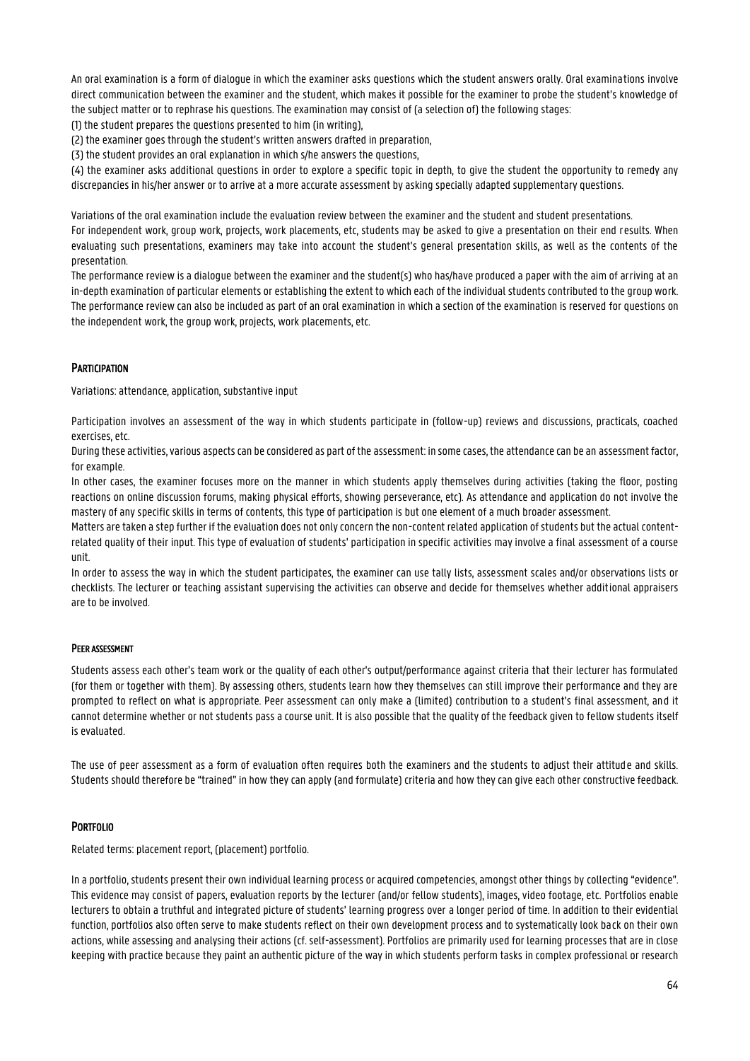An oral examination is a form of dialogue in which the examiner asks questions which the student answers orally. Oral examinations involve direct communication between the examiner and the student, which makes it possible for the examiner to probe the student's knowledge of the subject matter or to rephrase his questions. The examination may consist of (a selection of) the following stages:

(1) the student prepares the questions presented to him (in writing),

(2) the examiner goes through the student's written answers drafted in preparation,

(3) the student provides an oral explanation in which s/he answers the questions,

(4) the examiner asks additional questions in order to explore a specific topic in depth, to give the student the opportunity to remedy any discrepancies in his/her answer or to arrive at a more accurate assessment by asking specially adapted supplementary questions.

Variations of the oral examination include the evaluation review between the examiner and the student and student presentations.

For independent work, group work, projects, work placements, etc, students may be asked to give a presentation on their end results. When evaluating such presentations, examiners may take into account the student's general presentation skills, as well as the contents of the presentation.

The performance review is a dialogue between the examiner and the student(s) who has/have produced a paper with the aim of arriving at an in-depth examination of particular elements or establishing the extent to which each of the individual students contributed to the group work. The performance review can also be included as part of an oral examination in which a section of the examination is reserved for questions on the independent work, the group work, projects, work placements, etc.

## Participation

Variations: attendance, application, substantive input

Participation involves an assessment of the way in which students participate in (follow-up) reviews and discussions, practicals, coached exercises, etc.

During these activities, various aspects can be considered as part of the assessment: in some cases, the attendance can be an assessment factor, for example.

In other cases, the examiner focuses more on the manner in which students apply themselves during activities (taking the floor, posting reactions on online discussion forums, making physical efforts, showing perseverance, etc). As attendance and application do not involve the mastery of any specific skills in terms of contents, this type of participation is but one element of a much broader assessment.

Matters are taken a step further if the evaluation does not only concern the non-content related application of students but the actual content-related quality of their input. This type of evaluation of students' participation in specific activities may involve a final assessment of a course unit.

In order to assess the way in which the student participates, the examiner can use tally lists, assessment scales and/or observations lists or checklists. The lecturer or teaching assistant supervising the activities can observe and decide for themselves whether additional appraisers are to be involved.

## Peer assessment

Students assess each other's team work or the quality of each other's output/performance against criteria that their lecturer has formulated (for them or together with them). By assessing others, students learn how they themselves can still improve their performance and they are prompted to reflect on what is appropriate. Peer assessment can only make a (limited) contribution to a student's final assessment, and it cannot determine whether or not students pass a course unit. It is also possible that the quality of the feedback given to fellow students itself is evaluated.

The use of peer assessment as a form of evaluation often requires both the examiners and the students to adjust their attitude and skills. Students should therefore be "trained" in how they can apply (and formulate) criteria and how they can give each other constructive feedback.

## Portfolio

Related terms: placement report, (placement) portfolio.

In a portfolio, students present their own individual learning process or acquired competencies, amongst other things by collecting "evidence". This evidence may consist of papers, evaluation reports by the lecturer (and/or fellow students), images, video footage, etc. Portfolios enable lecturers to obtain a truthful and integrated picture of students' learning progress over a longer period of time. In addition to their evidential function, portfolios also often serve to make students reflect on their own development process and to systematically look back on their own actions, while assessing and analysing their actions (cf. self-assessment). Portfolios are primarily used for learning processes that are in close keeping with practice because they paint an authentic picture of the way in which students perform tasks in complex professional or research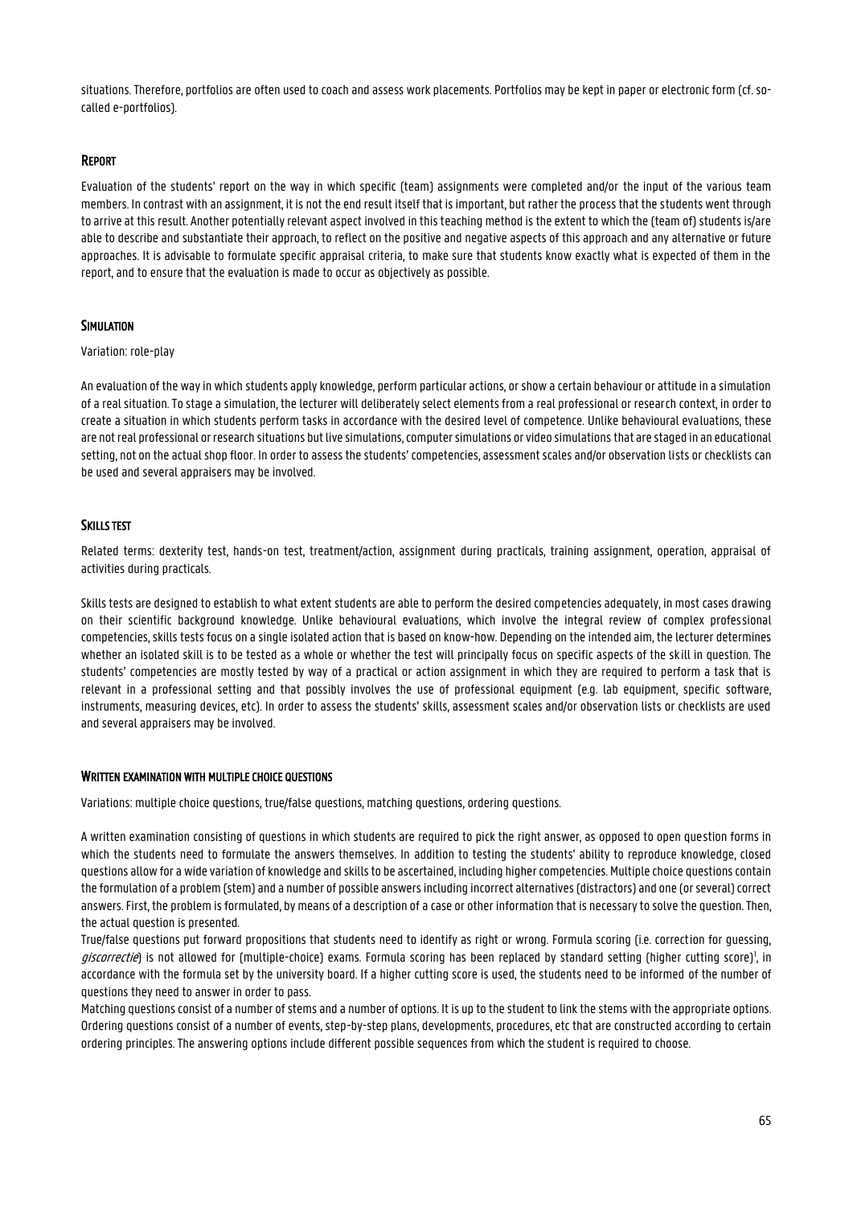situations. Therefore, portfolios are often used to coach and assess work placements. Portfolios may be kept in paper or electronic form (cf. so-called e-portfolios).

### Report

Evaluation of the students' report on the way in which specific (team) assignments were completed and/or the input of the various team members. In contrast with an assignment, it is not the end result itself that is important, but rather the process that the students went through to arrive at this result. Another potentially relevant aspect involved in this teaching method is the extent to which the (team of) students is/are able to describe and substantiate their approach, to reflect on the positive and negative aspects of this approach and any alternative or future approaches. It is advisable to formulate specific appraisal criteria, to make sure that students know exactly what is expected of them in the report, and to ensure that the evaluation is made to occur as objectively as possible.

### Simulation

Variation: role-play

An evaluation of the way in which students apply knowledge, perform particular actions, or show a certain behaviour or attitude in a simulation of a real situation. To stage a simulation, the lecturer will deliberately select elements from a real professional or research context, in order to create a situation in which students perform tasks in accordance with the desired level of competence. Unlike behavioural evaluations, these are not real professional or research situations but live simulations, computer simulations or video simulations that are staged in an educational setting, not on the actual shop floor. In order to assess the students' competencies, assessment scales and/or observation lists or checklists can be used and several appraisers may be involved.

### Skills test

Related terms: dexterity test, hands-on test, treatment/action, assignment during practicals, training assignment, operation, appraisal of activities during practicals.

Skills tests are designed to establish to what extent students are able to perform the desired competencies adequately, in most cases drawing on their scientific background knowledge. Unlike behavioural evaluations, which involve the integral review of complex professional competencies, skills tests focus on a single isolated action that is based on know-how. Depending on the intended aim, the lecturer determines whether an isolated skill is to be tested as a whole or whether the test will principally focus on specific aspects of the skill in question. The students' competencies are mostly tested by way of a practical or action assignment in which they are required to perform a task that is relevant in a professional setting and that possibly involves the use of professional equipment (e.g. lab equipment, specific software, instruments, measuring devices, etc). In order to assess the students' skills, assessment scales and/or observation lists or checklists are used and several appraisers may be involved.

### Written examination with multiple choice questions

Variations: multiple choice questions, true/false questions, matching questions, ordering questions.

A written examination consisting of questions in which students are required to pick the right answer, as opposed to open question forms in which the students need to formulate the answers themselves. In addition to testing the students' ability to reproduce knowledge, closed questions allow for a wide variation of knowledge and skills to be ascertained, including higher competencies. Multiple choice questions contain the formulation of a problem (stem) and a number of possible answers including incorrect alternatives (distractors) and one (or several) correct answers. First, the problem is formulated, by means of a description of a case or other information that is necessary to solve the question. Then, the actual question is presented.

True/false questions put forward propositions that students need to identify as right or wrong. Formula scoring (i.e. correction for guessing, *giscorrectie*) is not allowed for (multiple-choice) exams. Formula scoring has been replaced by standard setting (higher cutting score)[1], in accordance with the formula set by the university board. If a higher cutting score is used, the students need to be informed of the number of questions they need to answer in order to pass.

Matching questions consist of a number of stems and a number of options. It is up to the student to link the stems with the appropriate options. Ordering questions consist of a number of events, step-by-step plans, developments, procedures, etc that are constructed according to certain ordering principles. The answering options include different possible sequences from which the student is required to choose.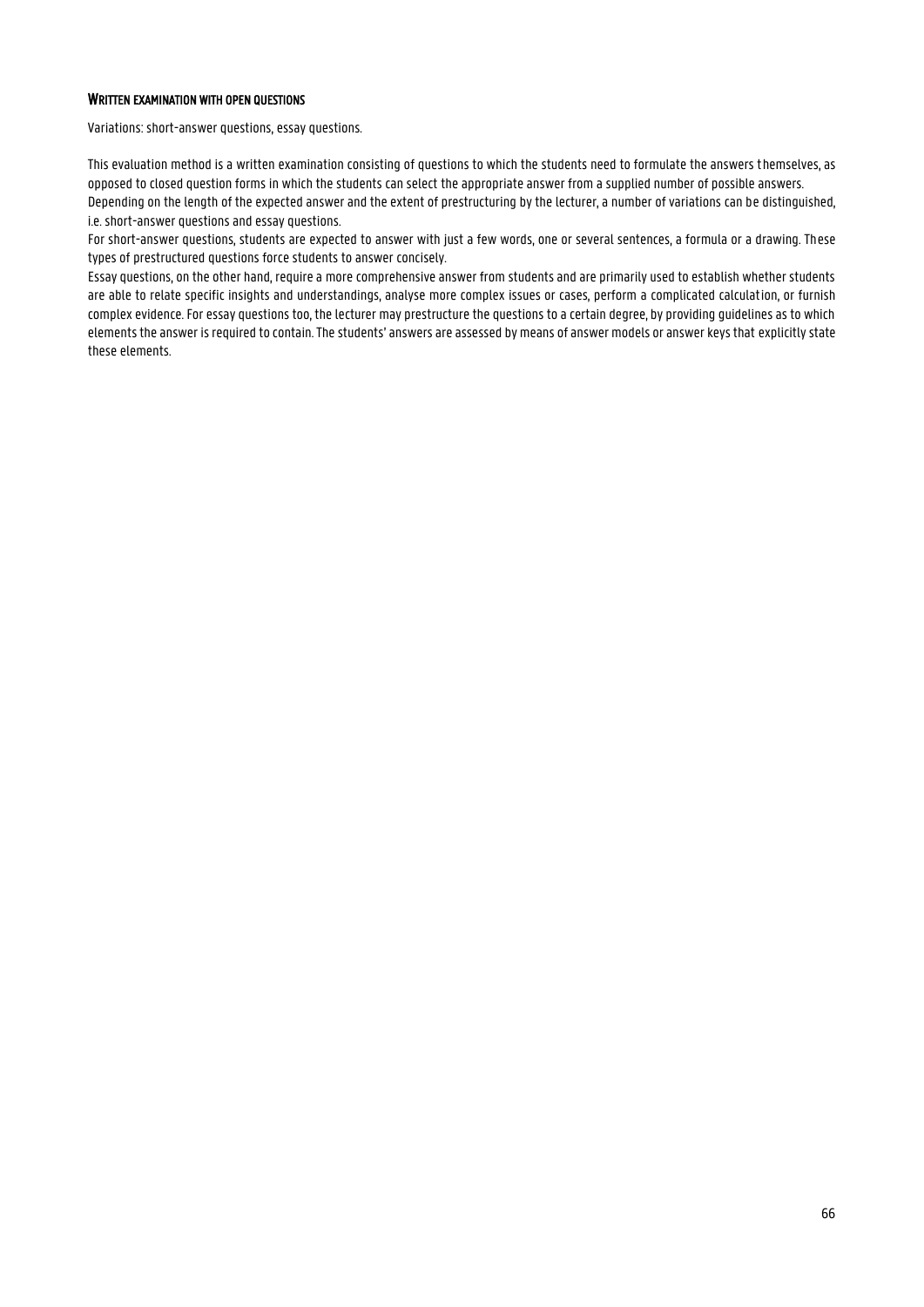#### WRITTEN EXAMINATION WITH OPEN QUESTIONS

Variations: short-answer questions, essay questions.

This evaluation method is a written examination consisting of questions to which the students need to formulate the answers themselves, as opposed to closed question forms in which the students can select the appropriate answer from a supplied number of possible answers.
Depending on the length of the expected answer and the extent of prestructuring by the lecturer, a number of variations can be distinguished, i.e. short-answer questions and essay questions.
For short-answer questions, students are expected to answer with just a few words, one or several sentences, a formula or a drawing. These types of prestructured questions force students to answer concisely.
Essay questions, on the other hand, require a more comprehensive answer from students and are primarily used to establish whether students are able to relate specific insights and understandings, analyse more complex issues or cases, perform a complicated calculation, or furnish complex evidence. For essay questions too, the lecturer may prestructure the questions to a certain degree, by providing guidelines as to which elements the answer is required to contain. The students' answers are assessed by means of answer models or answer keys that explicitly state these elements.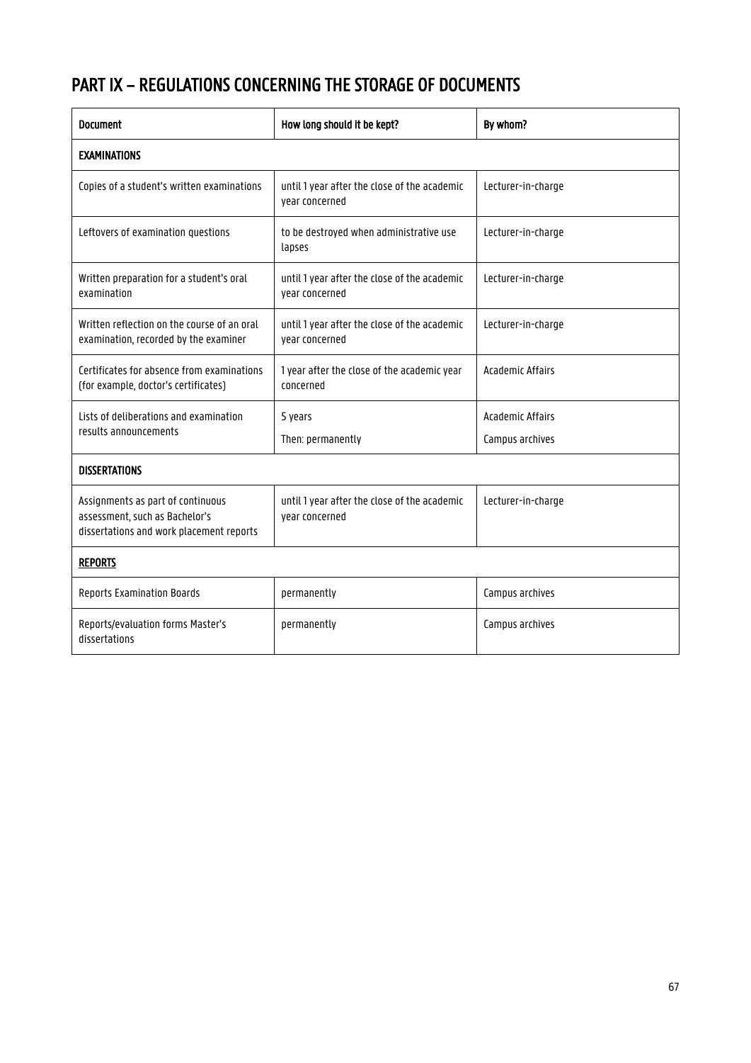# PART IX – REGULATIONS CONCERNING THE STORAGE OF DOCUMENTS

| **Document** | **How long should it be kept?** | **By whom?** |
|---|---|---|
| **EXAMINATIONS** | | |
| Copies of a student's written examinations | until 1 year after the close of the academic year concerned | Lecturer-in-charge |
| Leftovers of examination questions | to be destroyed when administrative use lapses | Lecturer-in-charge |
| Written preparation for a student's oral examination | until 1 year after the close of the academic year concerned | Lecturer-in-charge |
| Written reflection on the course of an oral examination, recorded by the examiner | until 1 year after the close of the academic year concerned | Lecturer-in-charge |
| Certificates for absence from examinations (for example, doctor's certificates) | 1 year after the close of the academic year concerned | Academic Affairs |
| Lists of deliberations and examination results announcements | 5 years<br>Then: permanently | Academic Affairs<br>Campus archives |
| **DISSERTATIONS** | | |
| Assignments as part of continuous assessment, such as Bachelor's dissertations and work placement reports | until 1 year after the close of the academic year concerned | Lecturer-in-charge |
| **REPORTS** | | |
| Reports Examination Boards | permanently | Campus archives |
| Reports/evaluation forms Master's dissertations | permanently | Campus archives |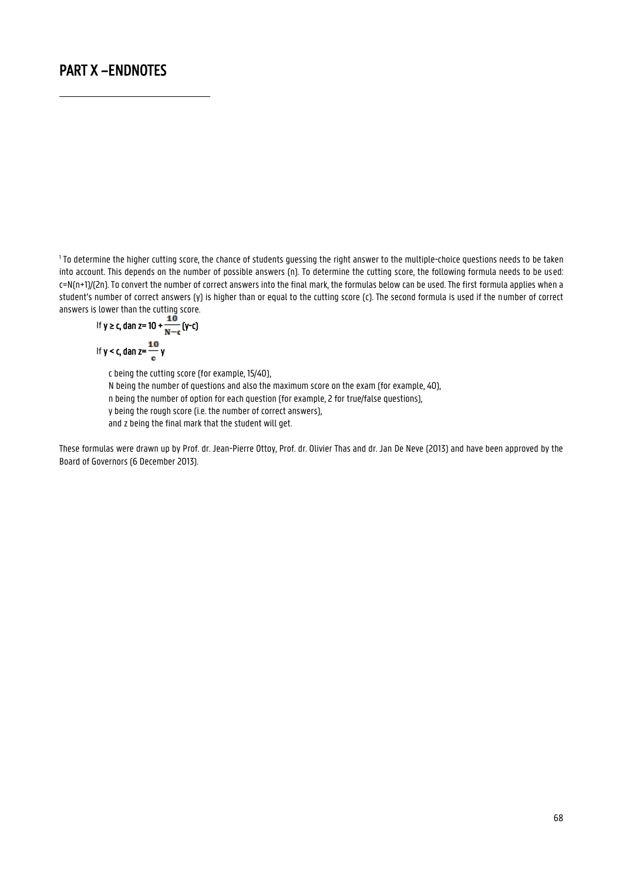## PART X –ENDNOTES

[1] To determine the higher cutting score, the chance of students guessing the right answer to the multiple-choice questions needs to be taken into account. This depends on the number of possible answers (n). To determine the cutting score, the following formula needs to be used: $c=N(n+1)/(2n)$. To convert the number of correct answers into the final mark, the formulas below can be used. The first formula applies when a student's number of correct answers (y) is higher than or equal to the cutting score (c). The second formula is used if the number of correct answers is lower than the cutting score.

If $y \geq c$, dan $z = 10 + \frac{10}{N-c}(y-c)$

If $y < c$, dan $z = \frac{10}{c} y$

c being the cutting score (for example, 15/40),
N being the number of questions and also the maximum score on the exam (for example, 40),
n being the number of option for each question (for example, 2 for true/false questions),
y being the rough score (i.e. the number of correct answers),
and z being the final mark that the student will get.

These formulas were drawn up by Prof. dr. Jean-Pierre Ottoy, Prof. dr. Olivier Thas and dr. Jan De Neve (2013) and have been approved by the Board of Governors (6 December 2013).